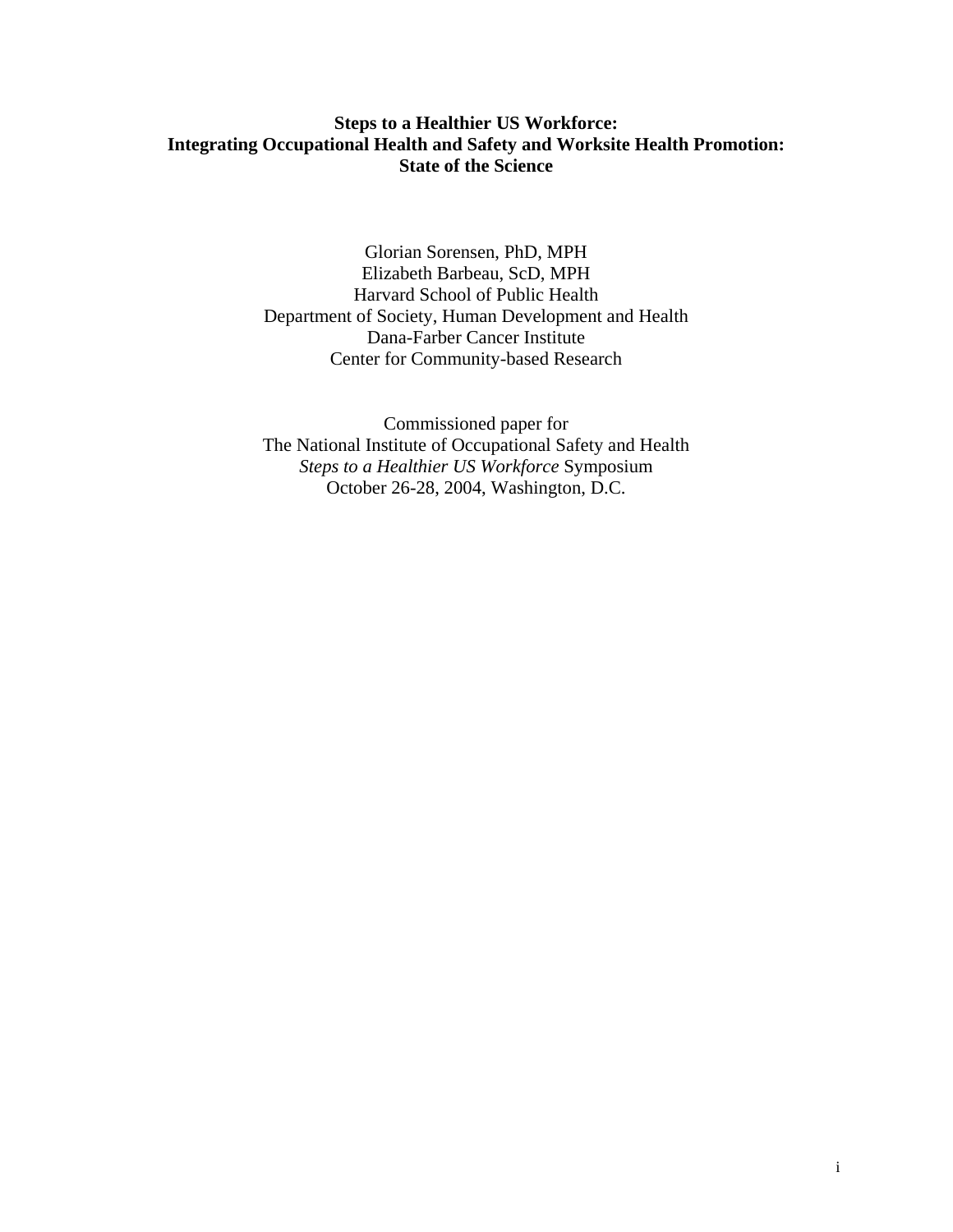# Steps to a Healthier US Workforce: Integrating Occupational Health and Safety and Worksite Health Promotion: State of the Science

Glorian Sorensen, PhD, MPH
Elizabeth Barbeau, ScD, MPH
Harvard School of Public Health
Department of Society, Human Development and Health
Dana-Farber Cancer Institute
Center for Community-based Research

Commissioned paper for
The National Institute of Occupational Safety and Health
*Steps to a Healthier US Workforce* Symposium
October 26-28, 2004, Washington, D.C.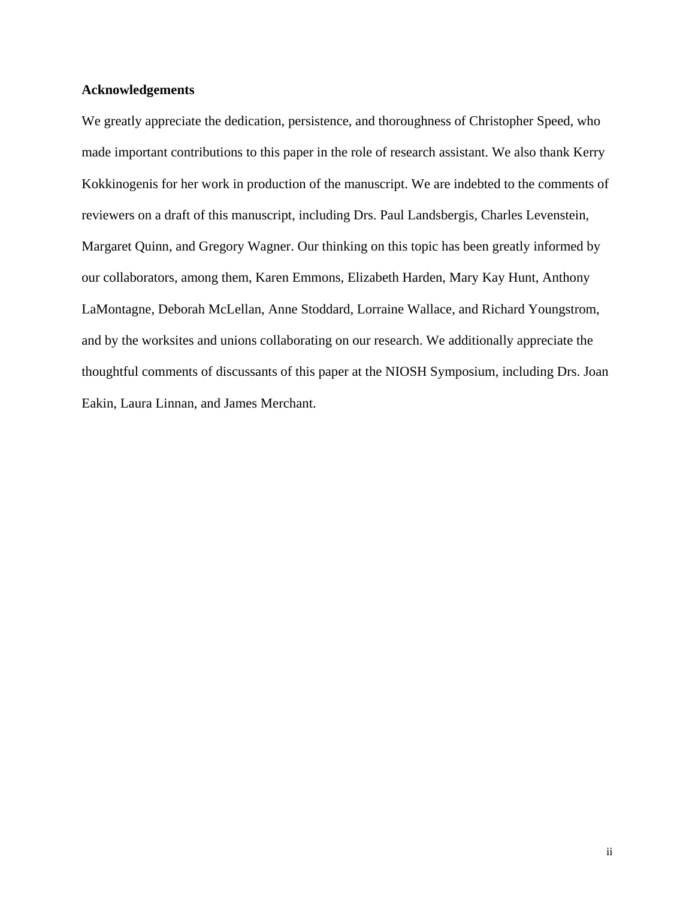**Acknowledgements**

We greatly appreciate the dedication, persistence, and thoroughness of Christopher Speed, who made important contributions to this paper in the role of research assistant. We also thank Kerry Kokkinogenis for her work in production of the manuscript. We are indebted to the comments of reviewers on a draft of this manuscript, including Drs. Paul Landsbergis, Charles Levenstein, Margaret Quinn, and Gregory Wagner. Our thinking on this topic has been greatly informed by our collaborators, among them, Karen Emmons, Elizabeth Harden, Mary Kay Hunt, Anthony LaMontagne, Deborah McLellan, Anne Stoddard, Lorraine Wallace, and Richard Youngstrom, and by the worksites and unions collaborating on our research. We additionally appreciate the thoughtful comments of discussants of this paper at the NIOSH Symposium, including Drs. Joan Eakin, Laura Linnan, and James Merchant.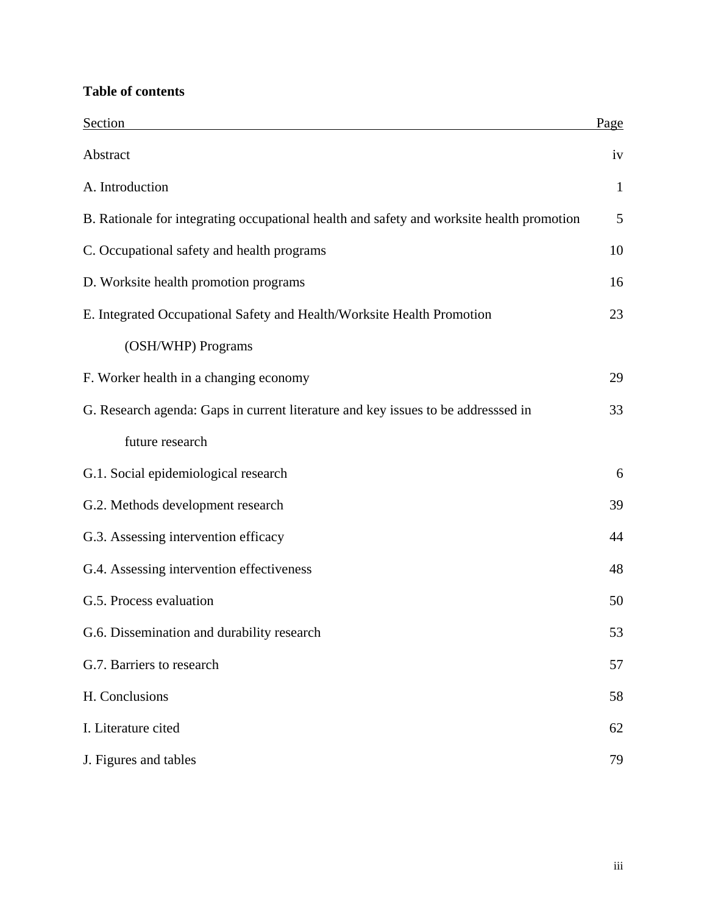**Table of contents**

| Section | Page |
|---|---|
| Abstract | iv |
| A. Introduction | 1 |
| B. Rationale for integrating occupational health and safety and worksite health promotion | 5 |
| C. Occupational safety and health programs | 10 |
| D. Worksite health promotion programs | 16 |
| E. Integrated Occupational Safety and Health/Worksite Health Promotion (OSH/WHP) Programs | 23 |
| F. Worker health in a changing economy | 29 |
| G. Research agenda: Gaps in current literature and key issues to be addresssed in future research | 33 |
| G.1. Social epidemiological research | 6 |
| G.2. Methods development research | 39 |
| G.3. Assessing intervention efficacy | 44 |
| G.4. Assessing intervention effectiveness | 48 |
| G.5. Process evaluation | 50 |
| G.6. Dissemination and durability research | 53 |
| G.7. Barriers to research | 57 |
| H. Conclusions | 58 |
| I. Literature cited | 62 |
| J. Figures and tables | 79 |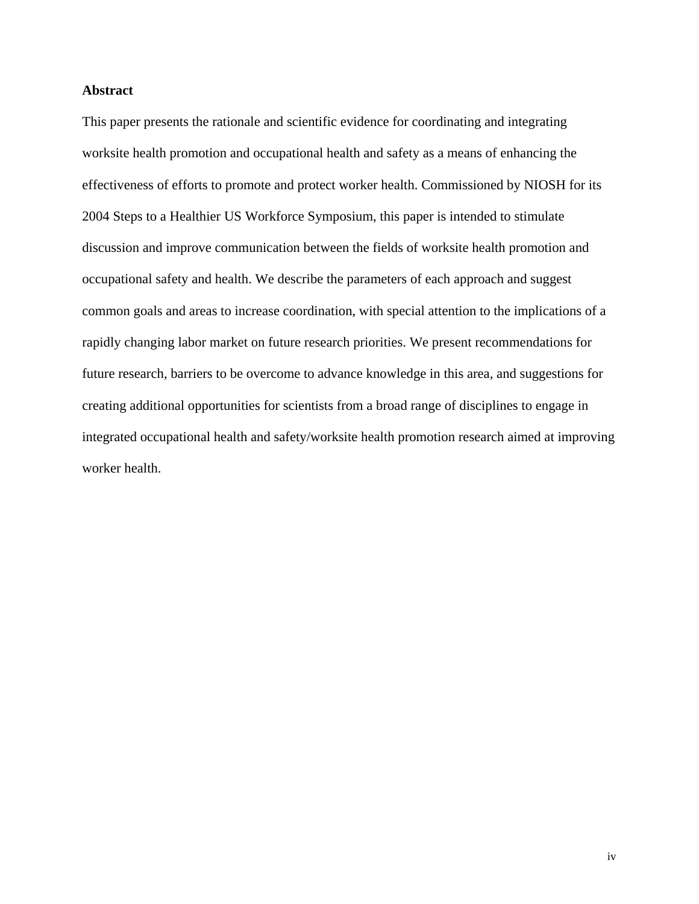## Abstract

This paper presents the rationale and scientific evidence for coordinating and integrating worksite health promotion and occupational health and safety as a means of enhancing the effectiveness of efforts to promote and protect worker health. Commissioned by NIOSH for its 2004 Steps to a Healthier US Workforce Symposium, this paper is intended to stimulate discussion and improve communication between the fields of worksite health promotion and occupational safety and health. We describe the parameters of each approach and suggest common goals and areas to increase coordination, with special attention to the implications of a rapidly changing labor market on future research priorities. We present recommendations for future research, barriers to be overcome to advance knowledge in this area, and suggestions for creating additional opportunities for scientists from a broad range of disciplines to engage in integrated occupational health and safety/worksite health promotion research aimed at improving worker health.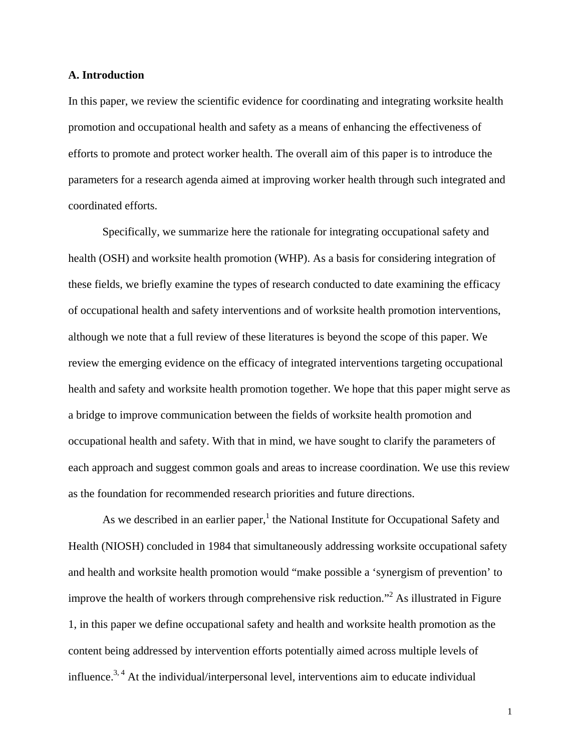## A. Introduction

In this paper, we review the scientific evidence for coordinating and integrating worksite health promotion and occupational health and safety as a means of enhancing the effectiveness of efforts to promote and protect worker health. The overall aim of this paper is to introduce the parameters for a research agenda aimed at improving worker health through such integrated and coordinated efforts.

Specifically, we summarize here the rationale for integrating occupational safety and health (OSH) and worksite health promotion (WHP). As a basis for considering integration of these fields, we briefly examine the types of research conducted to date examining the efficacy of occupational health and safety interventions and of worksite health promotion interventions, although we note that a full review of these literatures is beyond the scope of this paper. We review the emerging evidence on the efficacy of integrated interventions targeting occupational health and safety and worksite health promotion together. We hope that this paper might serve as a bridge to improve communication between the fields of worksite health promotion and occupational health and safety. With that in mind, we have sought to clarify the parameters of each approach and suggest common goals and areas to increase coordination. We use this review as the foundation for recommended research priorities and future directions.

As we described in an earlier paper,[1] the National Institute for Occupational Safety and Health (NIOSH) concluded in 1984 that simultaneously addressing worksite occupational safety and health and worksite health promotion would "make possible a 'synergism of prevention' to improve the health of workers through comprehensive risk reduction."[2] As illustrated in Figure 1, in this paper we define occupational safety and health and worksite health promotion as the content being addressed by intervention efforts potentially aimed across multiple levels of influence.[3, 4] At the individual/interpersonal level, interventions aim to educate individual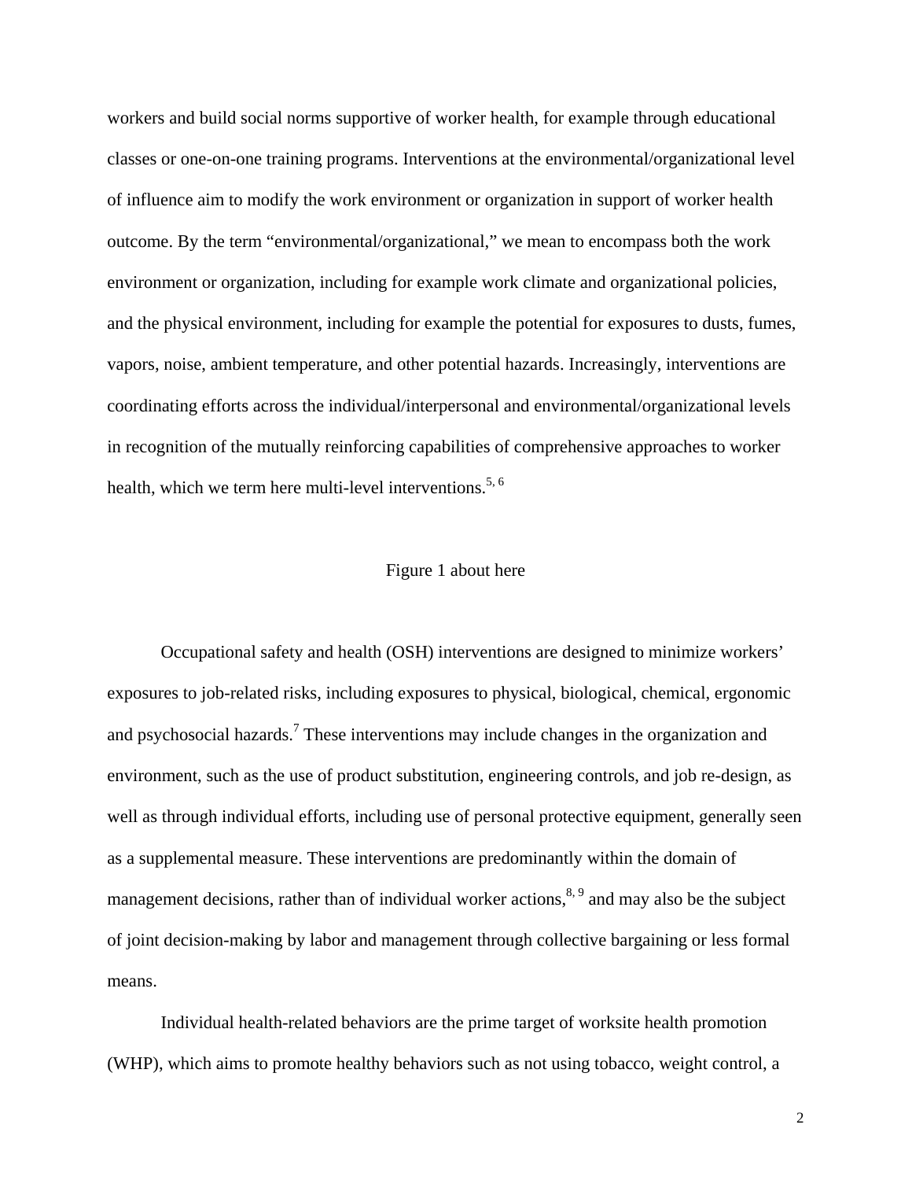workers and build social norms supportive of worker health, for example through educational classes or one-on-one training programs. Interventions at the environmental/organizational level of influence aim to modify the work environment or organization in support of worker health outcome. By the term "environmental/organizational," we mean to encompass both the work environment or organization, including for example work climate and organizational policies, and the physical environment, including for example the potential for exposures to dusts, fumes, vapors, noise, ambient temperature, and other potential hazards. Increasingly, interventions are coordinating efforts across the individual/interpersonal and environmental/organizational levels in recognition of the mutually reinforcing capabilities of comprehensive approaches to worker health, which we term here multi-level interventions.[5, 6]

Figure 1 about here

Occupational safety and health (OSH) interventions are designed to minimize workers' exposures to job-related risks, including exposures to physical, biological, chemical, ergonomic and psychosocial hazards.[7] These interventions may include changes in the organization and environment, such as the use of product substitution, engineering controls, and job re-design, as well as through individual efforts, including use of personal protective equipment, generally seen as a supplemental measure. These interventions are predominantly within the domain of management decisions, rather than of individual worker actions,[8, 9] and may also be the subject of joint decision-making by labor and management through collective bargaining or less formal means.

Individual health-related behaviors are the prime target of worksite health promotion (WHP), which aims to promote healthy behaviors such as not using tobacco, weight control, a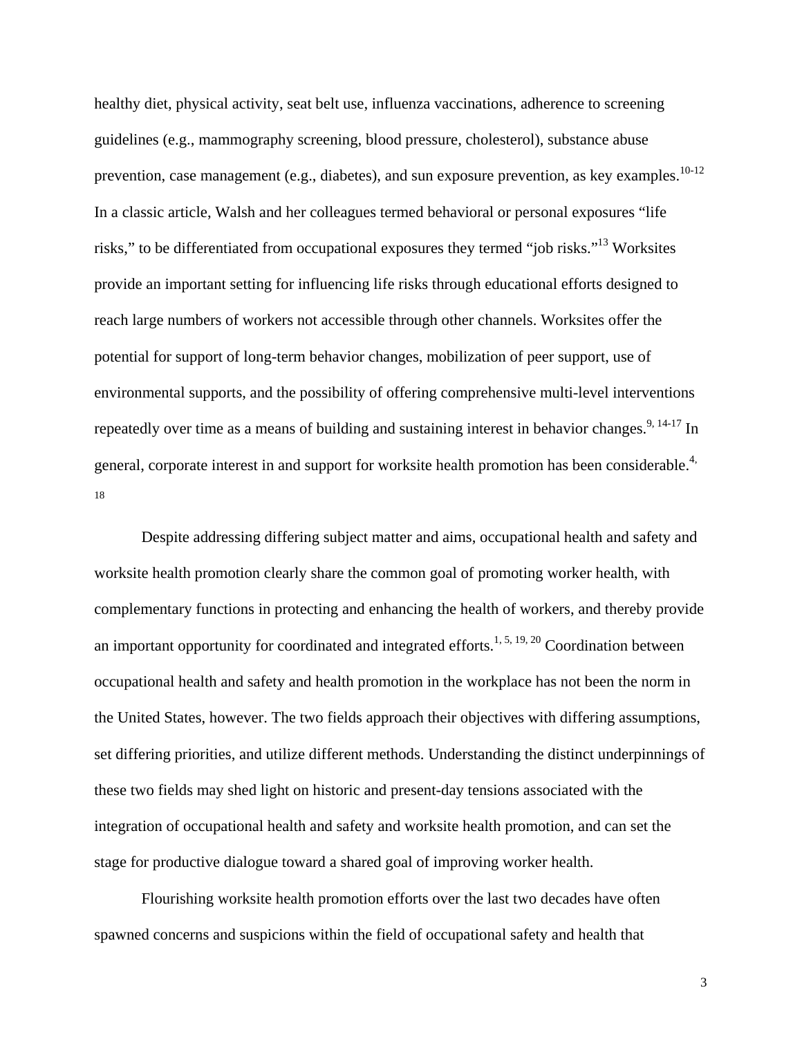healthy diet, physical activity, seat belt use, influenza vaccinations, adherence to screening guidelines (e.g., mammography screening, blood pressure, cholesterol), substance abuse prevention, case management (e.g., diabetes), and sun exposure prevention, as key examples.[10-12] In a classic article, Walsh and her colleagues termed behavioral or personal exposures "life risks," to be differentiated from occupational exposures they termed "job risks."[13] Worksites provide an important setting for influencing life risks through educational efforts designed to reach large numbers of workers not accessible through other channels. Worksites offer the potential for support of long-term behavior changes, mobilization of peer support, use of environmental supports, and the possibility of offering comprehensive multi-level interventions repeatedly over time as a means of building and sustaining interest in behavior changes.[9, 14-17] In general, corporate interest in and support for worksite health promotion has been considerable.[4, 18]

Despite addressing differing subject matter and aims, occupational health and safety and worksite health promotion clearly share the common goal of promoting worker health, with complementary functions in protecting and enhancing the health of workers, and thereby provide an important opportunity for coordinated and integrated efforts.[1, 5, 19, 20] Coordination between occupational health and safety and health promotion in the workplace has not been the norm in the United States, however. The two fields approach their objectives with differing assumptions, set differing priorities, and utilize different methods. Understanding the distinct underpinnings of these two fields may shed light on historic and present-day tensions associated with the integration of occupational health and safety and worksite health promotion, and can set the stage for productive dialogue toward a shared goal of improving worker health.

Flourishing worksite health promotion efforts over the last two decades have often spawned concerns and suspicions within the field of occupational safety and health that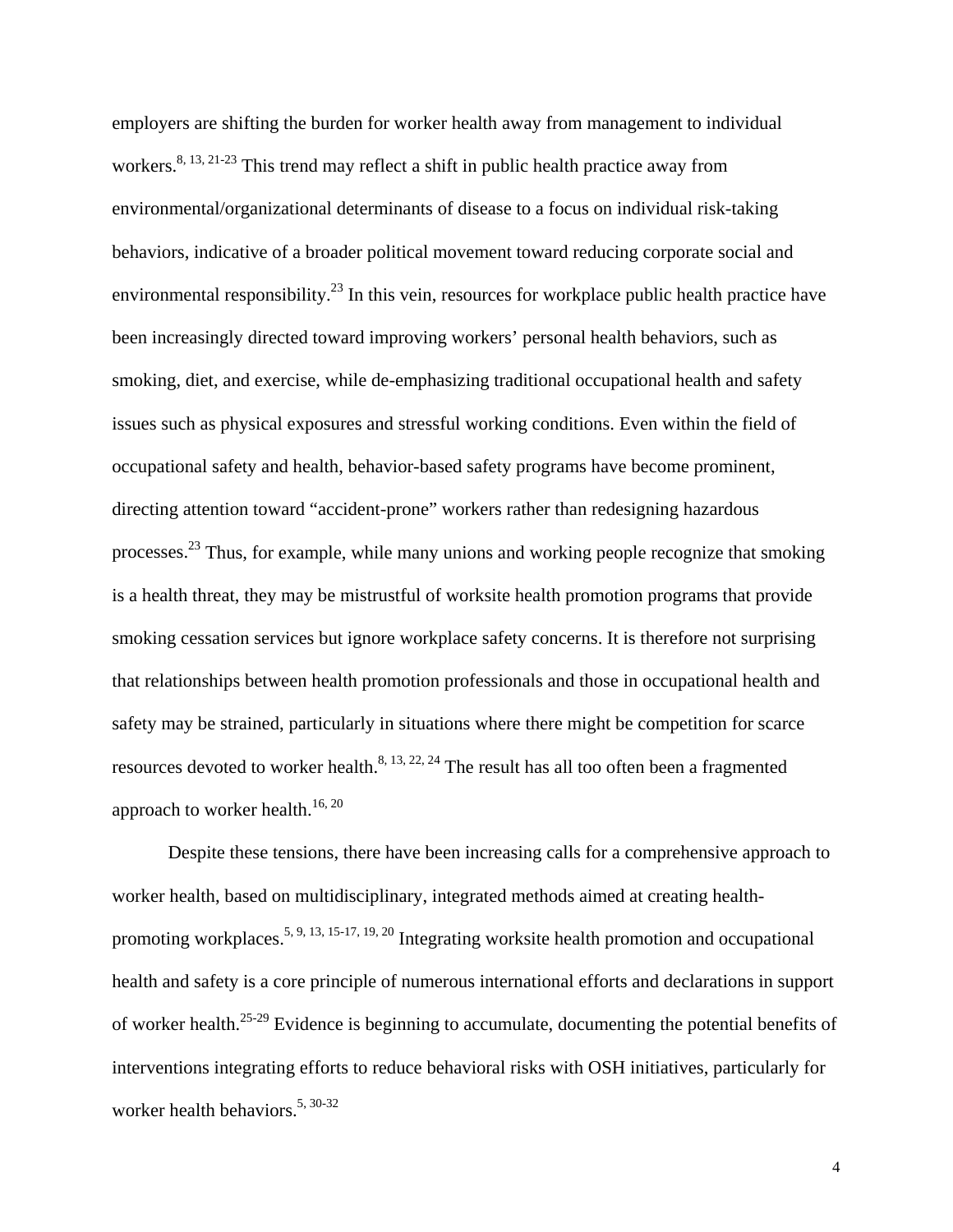employers are shifting the burden for worker health away from management to individual workers.[8, 13, 21-23] This trend may reflect a shift in public health practice away from environmental/organizational determinants of disease to a focus on individual risk-taking behaviors, indicative of a broader political movement toward reducing corporate social and environmental responsibility.[23] In this vein, resources for workplace public health practice have been increasingly directed toward improving workers' personal health behaviors, such as smoking, diet, and exercise, while de-emphasizing traditional occupational health and safety issues such as physical exposures and stressful working conditions. Even within the field of occupational safety and health, behavior-based safety programs have become prominent, directing attention toward "accident-prone" workers rather than redesigning hazardous processes.[23] Thus, for example, while many unions and working people recognize that smoking is a health threat, they may be mistrustful of worksite health promotion programs that provide smoking cessation services but ignore workplace safety concerns. It is therefore not surprising that relationships between health promotion professionals and those in occupational health and safety may be strained, particularly in situations where there might be competition for scarce resources devoted to worker health.[8, 13, 22, 24] The result has all too often been a fragmented approach to worker health.[16, 20]

Despite these tensions, there have been increasing calls for a comprehensive approach to worker health, based on multidisciplinary, integrated methods aimed at creating health-promoting workplaces.[5, 9, 13, 15-17, 19, 20] Integrating worksite health promotion and occupational health and safety is a core principle of numerous international efforts and declarations in support of worker health.[25-29] Evidence is beginning to accumulate, documenting the potential benefits of interventions integrating efforts to reduce behavioral risks with OSH initiatives, particularly for worker health behaviors.[5, 30-32]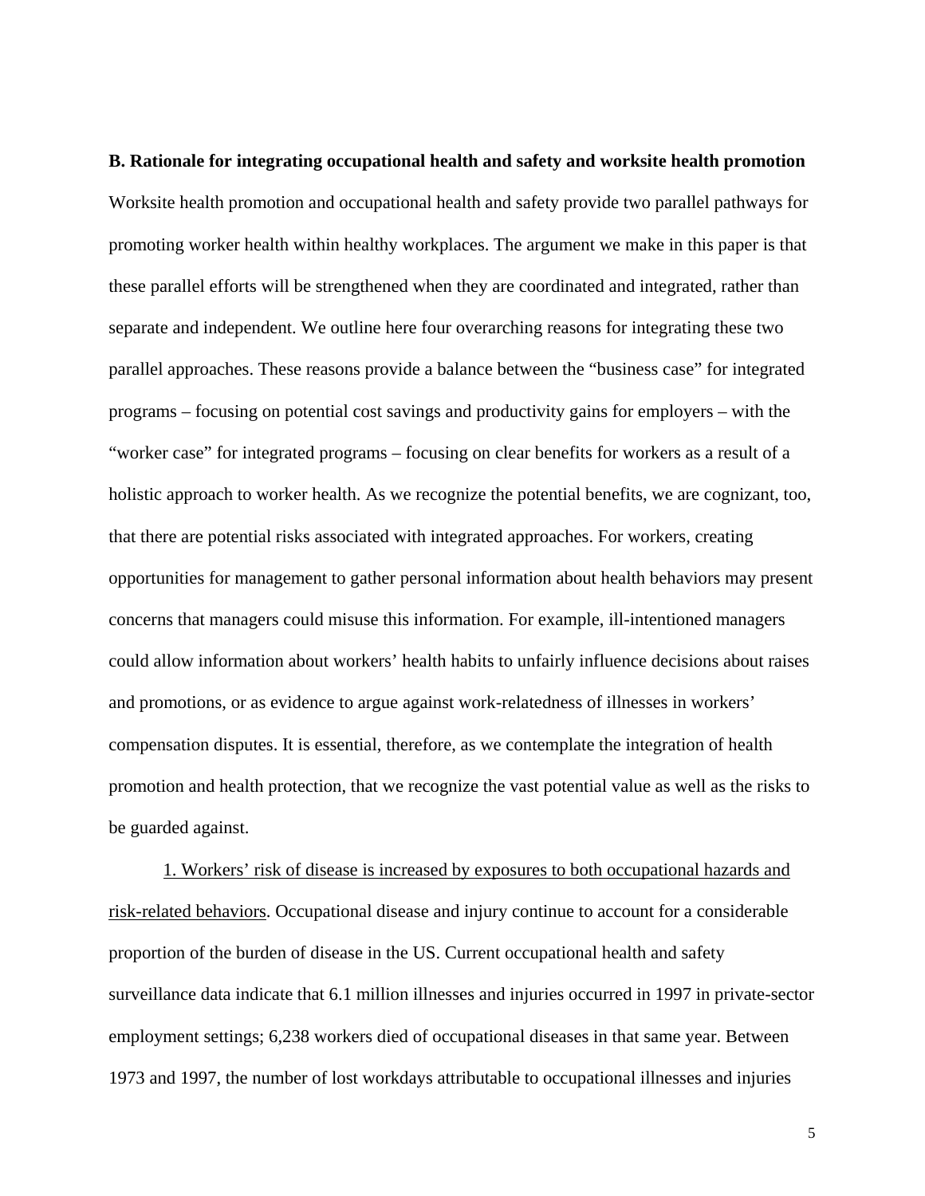**B. Rationale for integrating occupational health and safety and worksite health promotion**

Worksite health promotion and occupational health and safety provide two parallel pathways for promoting worker health within healthy workplaces. The argument we make in this paper is that these parallel efforts will be strengthened when they are coordinated and integrated, rather than separate and independent. We outline here four overarching reasons for integrating these two parallel approaches. These reasons provide a balance between the "business case" for integrated programs – focusing on potential cost savings and productivity gains for employers – with the "worker case" for integrated programs – focusing on clear benefits for workers as a result of a holistic approach to worker health. As we recognize the potential benefits, we are cognizant, too, that there are potential risks associated with integrated approaches. For workers, creating opportunities for management to gather personal information about health behaviors may present concerns that managers could misuse this information. For example, ill-intentioned managers could allow information about workers' health habits to unfairly influence decisions about raises and promotions, or as evidence to argue against work-relatedness of illnesses in workers' compensation disputes. It is essential, therefore, as we contemplate the integration of health promotion and health protection, that we recognize the vast potential value as well as the risks to be guarded against.

1. Workers' risk of disease is increased by exposures to both occupational hazards and risk-related behaviors. Occupational disease and injury continue to account for a considerable proportion of the burden of disease in the US. Current occupational health and safety surveillance data indicate that 6.1 million illnesses and injuries occurred in 1997 in private-sector employment settings; 6,238 workers died of occupational diseases in that same year. Between 1973 and 1997, the number of lost workdays attributable to occupational illnesses and injuries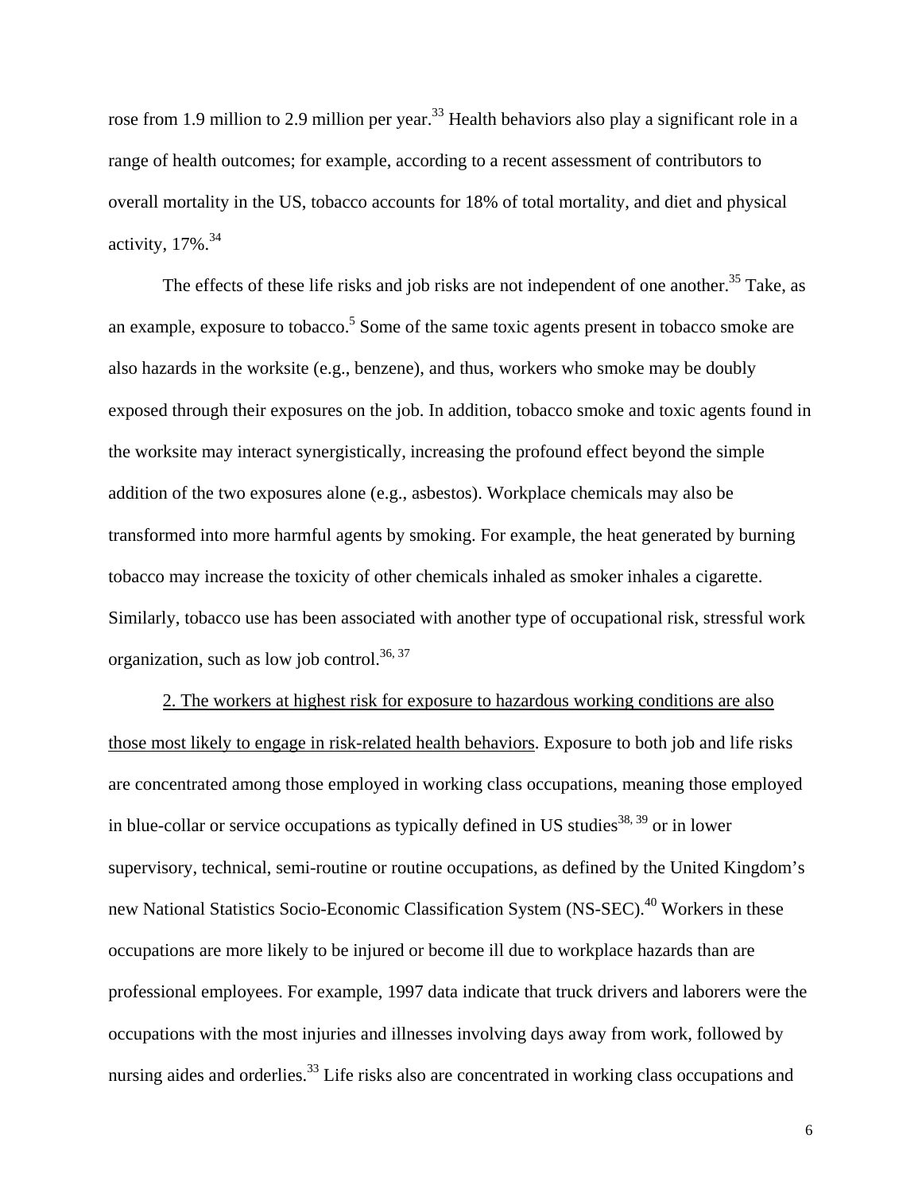rose from 1.9 million to 2.9 million per year.[33] Health behaviors also play a significant role in a range of health outcomes; for example, according to a recent assessment of contributors to overall mortality in the US, tobacco accounts for 18% of total mortality, and diet and physical activity, 17%.[34]

The effects of these life risks and job risks are not independent of one another.[35] Take, as an example, exposure to tobacco.[5] Some of the same toxic agents present in tobacco smoke are also hazards in the worksite (e.g., benzene), and thus, workers who smoke may be doubly exposed through their exposures on the job. In addition, tobacco smoke and toxic agents found in the worksite may interact synergistically, increasing the profound effect beyond the simple addition of the two exposures alone (e.g., asbestos). Workplace chemicals may also be transformed into more harmful agents by smoking. For example, the heat generated by burning tobacco may increase the toxicity of other chemicals inhaled as smoker inhales a cigarette. Similarly, tobacco use has been associated with another type of occupational risk, stressful work organization, such as low job control.[36, 37]

2. The workers at highest risk for exposure to hazardous working conditions are also those most likely to engage in risk-related health behaviors. Exposure to both job and life risks are concentrated among those employed in working class occupations, meaning those employed in blue-collar or service occupations as typically defined in US studies[38, 39] or in lower supervisory, technical, semi-routine or routine occupations, as defined by the United Kingdom's new National Statistics Socio-Economic Classification System (NS-SEC).[40] Workers in these occupations are more likely to be injured or become ill due to workplace hazards than are professional employees. For example, 1997 data indicate that truck drivers and laborers were the occupations with the most injuries and illnesses involving days away from work, followed by nursing aides and orderlies.[33] Life risks also are concentrated in working class occupations and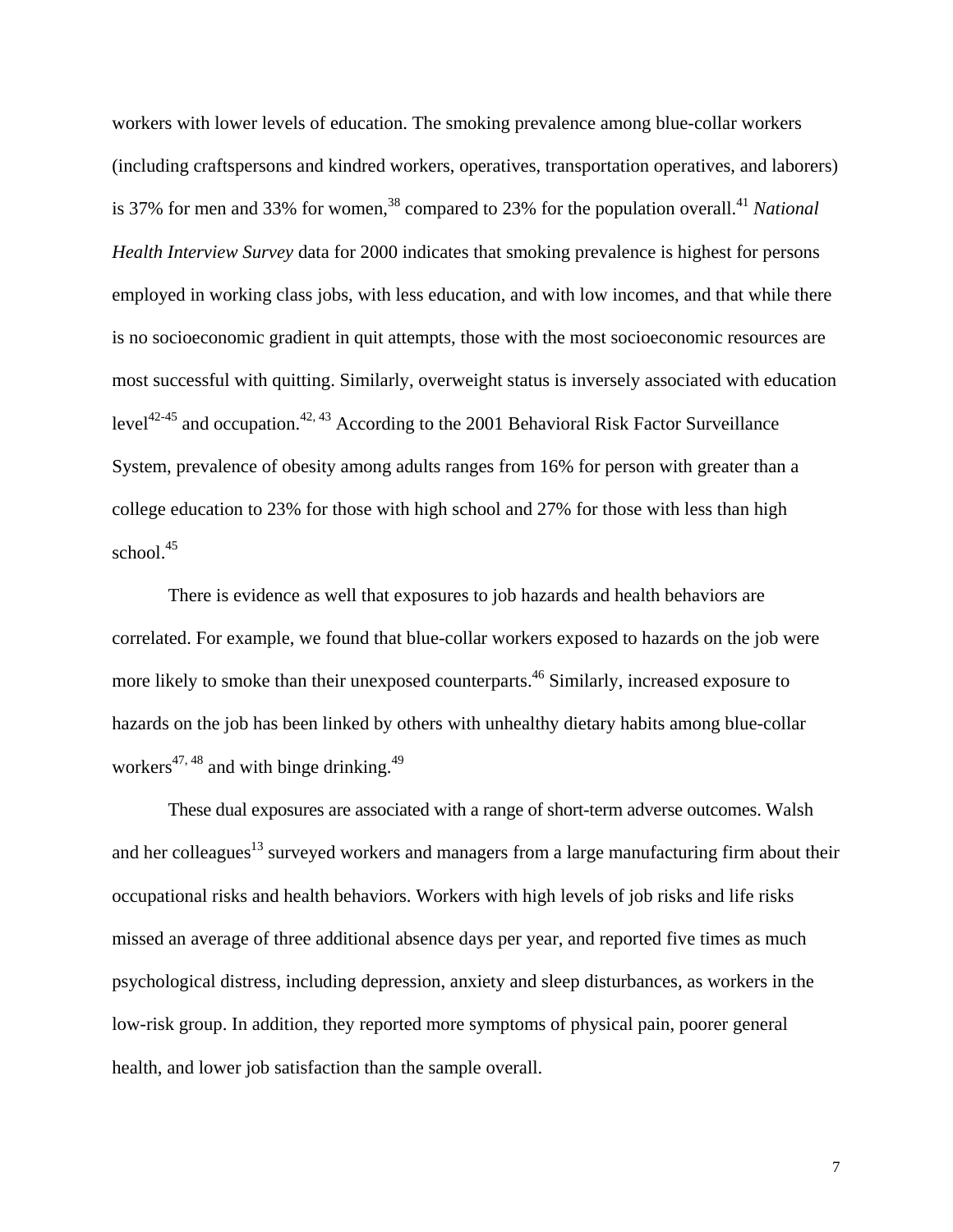workers with lower levels of education. The smoking prevalence among blue-collar workers (including craftspersons and kindred workers, operatives, transportation operatives, and laborers) is 37% for men and 33% for women,[38] compared to 23% for the population overall.[41] *National Health Interview Survey* data for 2000 indicates that smoking prevalence is highest for persons employed in working class jobs, with less education, and with low incomes, and that while there is no socioeconomic gradient in quit attempts, those with the most socioeconomic resources are most successful with quitting. Similarly, overweight status is inversely associated with education level[42-45] and occupation.[42, 43] According to the 2001 Behavioral Risk Factor Surveillance System, prevalence of obesity among adults ranges from 16% for person with greater than a college education to 23% for those with high school and 27% for those with less than high school.[45]

There is evidence as well that exposures to job hazards and health behaviors are correlated. For example, we found that blue-collar workers exposed to hazards on the job were more likely to smoke than their unexposed counterparts.[46] Similarly, increased exposure to hazards on the job has been linked by others with unhealthy dietary habits among blue-collar workers[47, 48] and with binge drinking.[49]

These dual exposures are associated with a range of short-term adverse outcomes. Walsh and her colleagues[13] surveyed workers and managers from a large manufacturing firm about their occupational risks and health behaviors. Workers with high levels of job risks and life risks missed an average of three additional absence days per year, and reported five times as much psychological distress, including depression, anxiety and sleep disturbances, as workers in the low-risk group. In addition, they reported more symptoms of physical pain, poorer general health, and lower job satisfaction than the sample overall.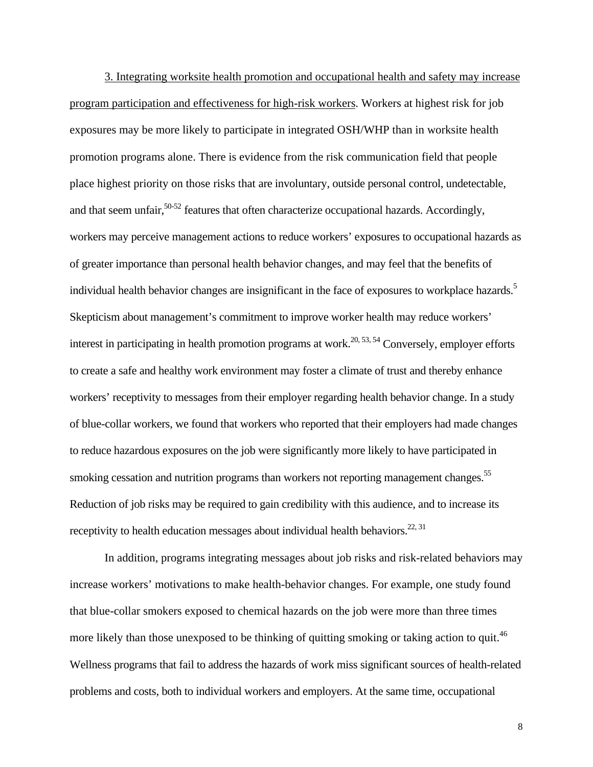3. Integrating worksite health promotion and occupational health and safety may increase program participation and effectiveness for high-risk workers. Workers at highest risk for job exposures may be more likely to participate in integrated OSH/WHP than in worksite health promotion programs alone. There is evidence from the risk communication field that people place highest priority on those risks that are involuntary, outside personal control, undetectable, and that seem unfair,[50-52] features that often characterize occupational hazards. Accordingly, workers may perceive management actions to reduce workers' exposures to occupational hazards as of greater importance than personal health behavior changes, and may feel that the benefits of individual health behavior changes are insignificant in the face of exposures to workplace hazards.[5] Skepticism about management's commitment to improve worker health may reduce workers' interest in participating in health promotion programs at work.[20, 53, 54] Conversely, employer efforts to create a safe and healthy work environment may foster a climate of trust and thereby enhance workers' receptivity to messages from their employer regarding health behavior change. In a study of blue-collar workers, we found that workers who reported that their employers had made changes to reduce hazardous exposures on the job were significantly more likely to have participated in smoking cessation and nutrition programs than workers not reporting management changes.[55] Reduction of job risks may be required to gain credibility with this audience, and to increase its receptivity to health education messages about individual health behaviors.[22, 31]

In addition, programs integrating messages about job risks and risk-related behaviors may increase workers' motivations to make health-behavior changes. For example, one study found that blue-collar smokers exposed to chemical hazards on the job were more than three times more likely than those unexposed to be thinking of quitting smoking or taking action to quit.[46] Wellness programs that fail to address the hazards of work miss significant sources of health-related problems and costs, both to individual workers and employers. At the same time, occupational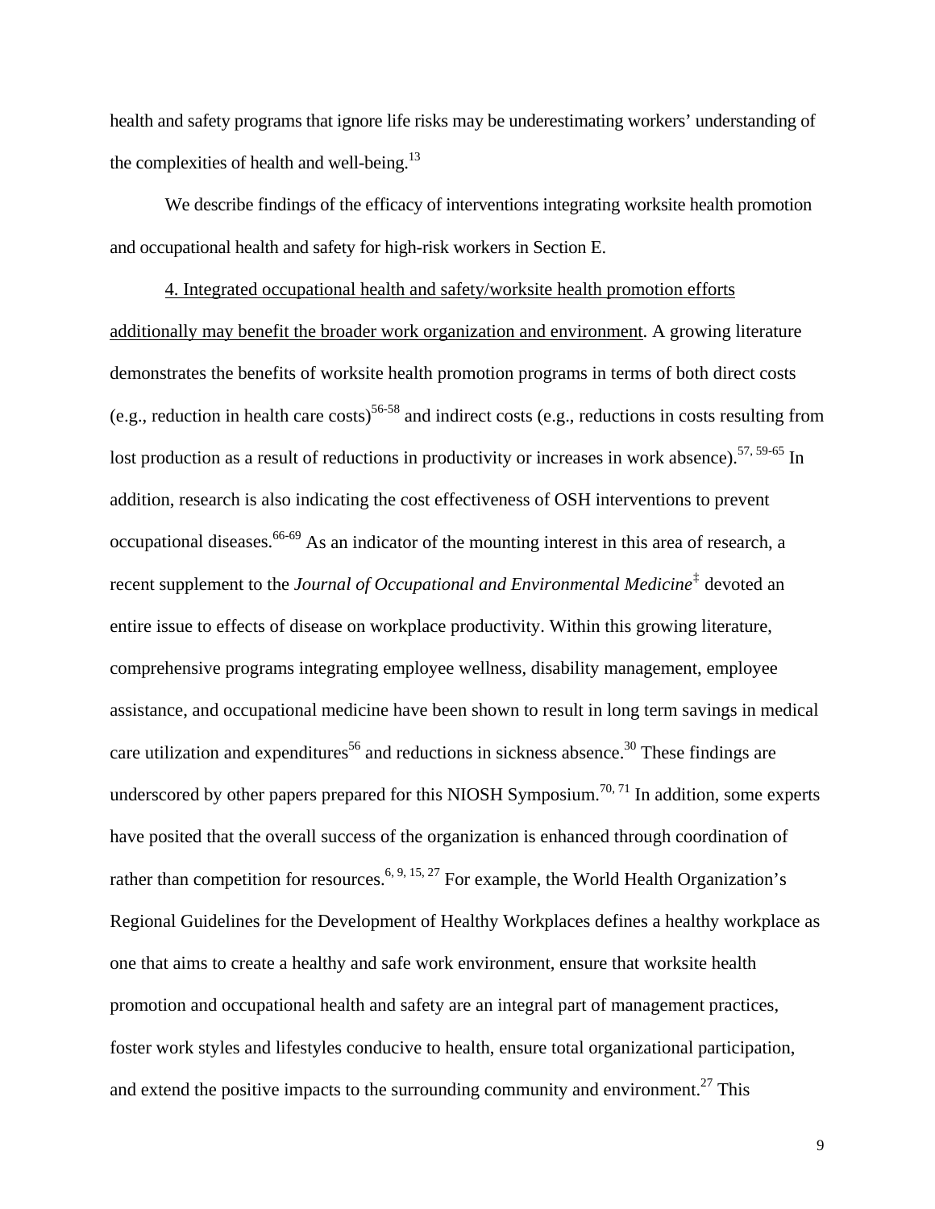health and safety programs that ignore life risks may be underestimating workers' understanding of the complexities of health and well-being.[13]

We describe findings of the efficacy of interventions integrating worksite health promotion and occupational health and safety for high-risk workers in Section E.

4. Integrated occupational health and safety/worksite health promotion efforts additionally may benefit the broader work organization and environment. A growing literature demonstrates the benefits of worksite health promotion programs in terms of both direct costs (e.g., reduction in health care costs)[56-58] and indirect costs (e.g., reductions in costs resulting from lost production as a result of reductions in productivity or increases in work absence).[57, 59-65] In addition, research is also indicating the cost effectiveness of OSH interventions to prevent occupational diseases.[66-69] As an indicator of the mounting interest in this area of research, a recent supplement to the *Journal of Occupational and Environmental Medicine*[‡] devoted an entire issue to effects of disease on workplace productivity. Within this growing literature, comprehensive programs integrating employee wellness, disability management, employee assistance, and occupational medicine have been shown to result in long term savings in medical care utilization and expenditures[56] and reductions in sickness absence.[30] These findings are underscored by other papers prepared for this NIOSH Symposium.[70, 71] In addition, some experts have posited that the overall success of the organization is enhanced through coordination of rather than competition for resources.[6, 9, 15, 27] For example, the World Health Organization's Regional Guidelines for the Development of Healthy Workplaces defines a healthy workplace as one that aims to create a healthy and safe work environment, ensure that worksite health promotion and occupational health and safety are an integral part of management practices, foster work styles and lifestyles conducive to health, ensure total organizational participation, and extend the positive impacts to the surrounding community and environment.[27] This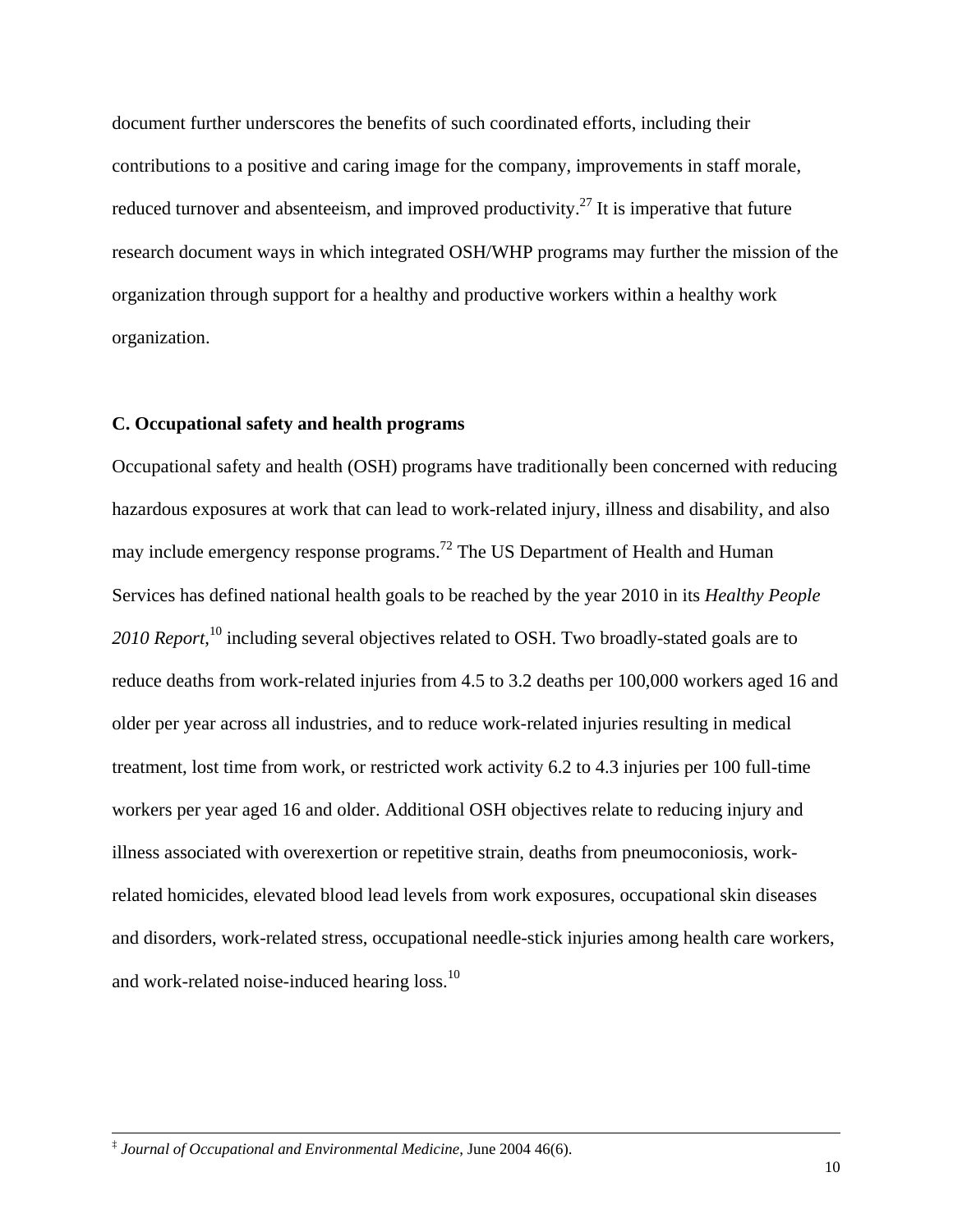document further underscores the benefits of such coordinated efforts, including their contributions to a positive and caring image for the company, improvements in staff morale, reduced turnover and absenteeism, and improved productivity.[27] It is imperative that future research document ways in which integrated OSH/WHP programs may further the mission of the organization through support for a healthy and productive workers within a healthy work organization.

**C. Occupational safety and health programs**

Occupational safety and health (OSH) programs have traditionally been concerned with reducing hazardous exposures at work that can lead to work-related injury, illness and disability, and also may include emergency response programs.[72] The US Department of Health and Human Services has defined national health goals to be reached by the year 2010 in its *Healthy People 2010 Report*,[10] including several objectives related to OSH. Two broadly-stated goals are to reduce deaths from work-related injuries from 4.5 to 3.2 deaths per 100,000 workers aged 16 and older per year across all industries, and to reduce work-related injuries resulting in medical treatment, lost time from work, or restricted work activity 6.2 to 4.3 injuries per 100 full-time workers per year aged 16 and older. Additional OSH objectives relate to reducing injury and illness associated with overexertion or repetitive strain, deaths from pneumoconiosis, work-related homicides, elevated blood lead levels from work exposures, occupational skin diseases and disorders, work-related stress, occupational needle-stick injuries among health care workers, and work-related noise-induced hearing loss.[10]

---

‡ *Journal of Occupational and Environmental Medicine*, June 2004 46(6).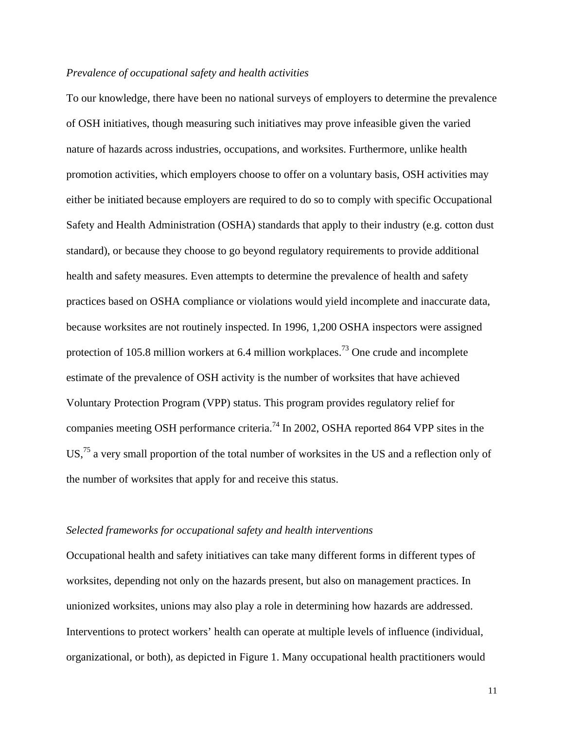*Prevalence of occupational safety and health activities*

To our knowledge, there have been no national surveys of employers to determine the prevalence of OSH initiatives, though measuring such initiatives may prove infeasible given the varied nature of hazards across industries, occupations, and worksites. Furthermore, unlike health promotion activities, which employers choose to offer on a voluntary basis, OSH activities may either be initiated because employers are required to do so to comply with specific Occupational Safety and Health Administration (OSHA) standards that apply to their industry (e.g. cotton dust standard), or because they choose to go beyond regulatory requirements to provide additional health and safety measures. Even attempts to determine the prevalence of health and safety practices based on OSHA compliance or violations would yield incomplete and inaccurate data, because worksites are not routinely inspected. In 1996, 1,200 OSHA inspectors were assigned protection of 105.8 million workers at 6.4 million workplaces.[73] One crude and incomplete estimate of the prevalence of OSH activity is the number of worksites that have achieved Voluntary Protection Program (VPP) status. This program provides regulatory relief for companies meeting OSH performance criteria.[74] In 2002, OSHA reported 864 VPP sites in the US,[75] a very small proportion of the total number of worksites in the US and a reflection only of the number of worksites that apply for and receive this status.

*Selected frameworks for occupational safety and health interventions*

Occupational health and safety initiatives can take many different forms in different types of worksites, depending not only on the hazards present, but also on management practices. In unionized worksites, unions may also play a role in determining how hazards are addressed. Interventions to protect workers' health can operate at multiple levels of influence (individual, organizational, or both), as depicted in Figure 1. Many occupational health practitioners would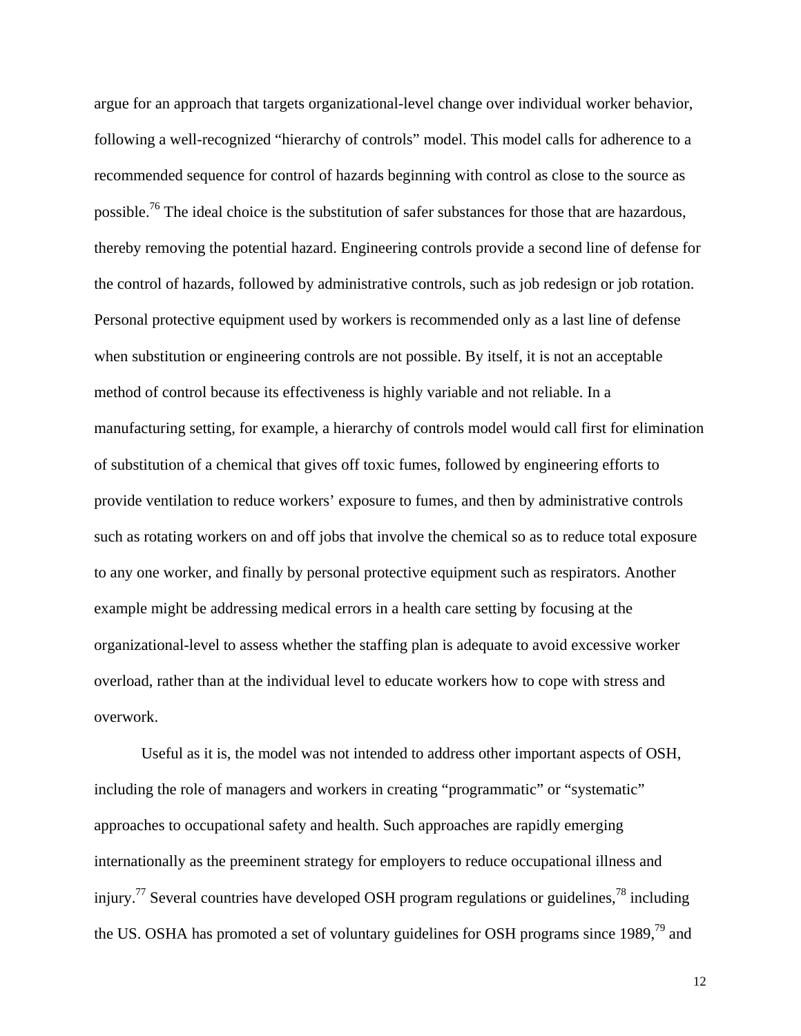argue for an approach that targets organizational-level change over individual worker behavior, following a well-recognized "hierarchy of controls" model. This model calls for adherence to a recommended sequence for control of hazards beginning with control as close to the source as possible.[76] The ideal choice is the substitution of safer substances for those that are hazardous, thereby removing the potential hazard. Engineering controls provide a second line of defense for the control of hazards, followed by administrative controls, such as job redesign or job rotation. Personal protective equipment used by workers is recommended only as a last line of defense when substitution or engineering controls are not possible. By itself, it is not an acceptable method of control because its effectiveness is highly variable and not reliable. In a manufacturing setting, for example, a hierarchy of controls model would call first for elimination of substitution of a chemical that gives off toxic fumes, followed by engineering efforts to provide ventilation to reduce workers' exposure to fumes, and then by administrative controls such as rotating workers on and off jobs that involve the chemical so as to reduce total exposure to any one worker, and finally by personal protective equipment such as respirators. Another example might be addressing medical errors in a health care setting by focusing at the organizational-level to assess whether the staffing plan is adequate to avoid excessive worker overload, rather than at the individual level to educate workers how to cope with stress and overwork.

Useful as it is, the model was not intended to address other important aspects of OSH, including the role of managers and workers in creating "programmatic" or "systematic" approaches to occupational safety and health. Such approaches are rapidly emerging internationally as the preeminent strategy for employers to reduce occupational illness and injury.[77] Several countries have developed OSH program regulations or guidelines,[78] including the US. OSHA has promoted a set of voluntary guidelines for OSH programs since 1989,[79] and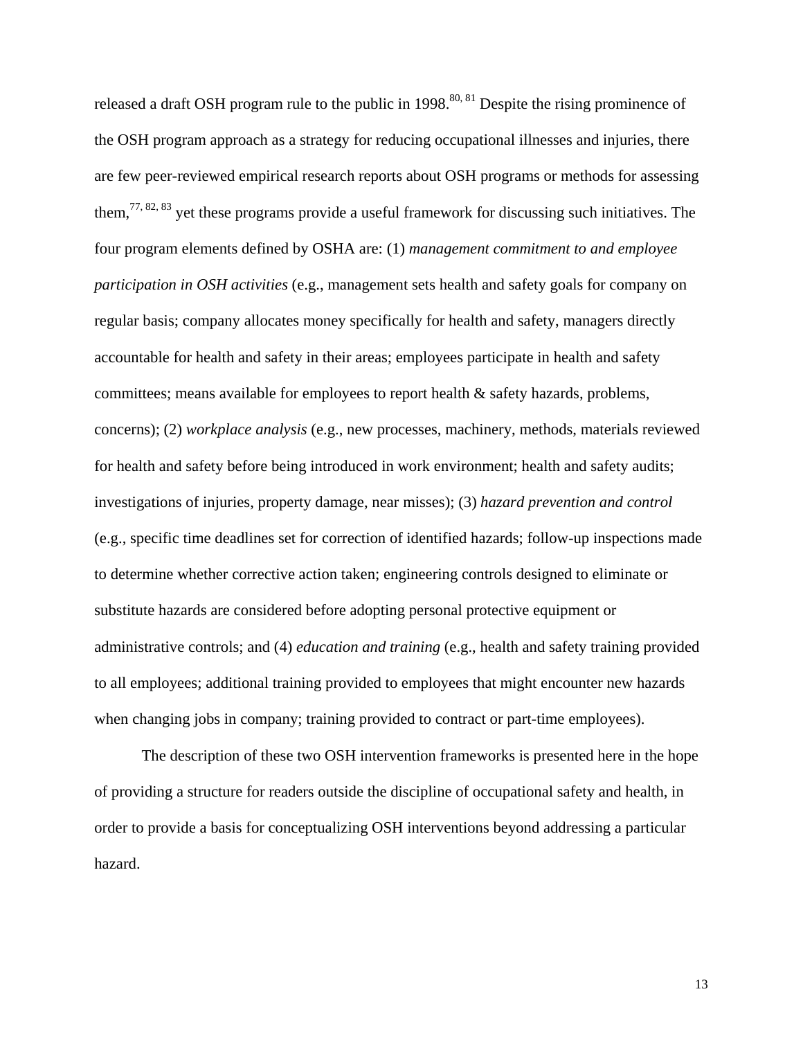released a draft OSH program rule to the public in 1998.[80, 81] Despite the rising prominence of the OSH program approach as a strategy for reducing occupational illnesses and injuries, there are few peer-reviewed empirical research reports about OSH programs or methods for assessing them,[77, 82, 83] yet these programs provide a useful framework for discussing such initiatives. The four program elements defined by OSHA are: (1) *management commitment to and employee participation in OSH activities* (e.g., management sets health and safety goals for company on regular basis; company allocates money specifically for health and safety, managers directly accountable for health and safety in their areas; employees participate in health and safety committees; means available for employees to report health & safety hazards, problems, concerns); (2) *workplace analysis* (e.g., new processes, machinery, methods, materials reviewed for health and safety before being introduced in work environment; health and safety audits; investigations of injuries, property damage, near misses); (3) *hazard prevention and control* (e.g., specific time deadlines set for correction of identified hazards; follow-up inspections made to determine whether corrective action taken; engineering controls designed to eliminate or substitute hazards are considered before adopting personal protective equipment or administrative controls; and (4) *education and training* (e.g., health and safety training provided to all employees; additional training provided to employees that might encounter new hazards when changing jobs in company; training provided to contract or part-time employees).

The description of these two OSH intervention frameworks is presented here in the hope of providing a structure for readers outside the discipline of occupational safety and health, in order to provide a basis for conceptualizing OSH interventions beyond addressing a particular hazard.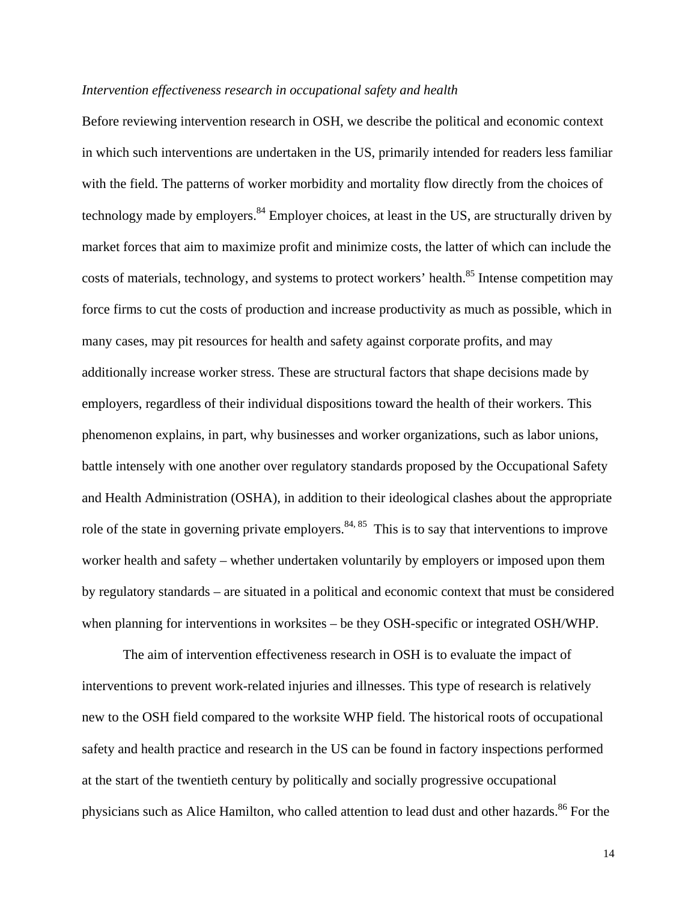*Intervention effectiveness research in occupational safety and health*

Before reviewing intervention research in OSH, we describe the political and economic context in which such interventions are undertaken in the US, primarily intended for readers less familiar with the field. The patterns of worker morbidity and mortality flow directly from the choices of technology made by employers.[84] Employer choices, at least in the US, are structurally driven by market forces that aim to maximize profit and minimize costs, the latter of which can include the costs of materials, technology, and systems to protect workers' health.[85] Intense competition may force firms to cut the costs of production and increase productivity as much as possible, which in many cases, may pit resources for health and safety against corporate profits, and may additionally increase worker stress. These are structural factors that shape decisions made by employers, regardless of their individual dispositions toward the health of their workers. This phenomenon explains, in part, why businesses and worker organizations, such as labor unions, battle intensely with one another over regulatory standards proposed by the Occupational Safety and Health Administration (OSHA), in addition to their ideological clashes about the appropriate role of the state in governing private employers.[84, 85] This is to say that interventions to improve worker health and safety – whether undertaken voluntarily by employers or imposed upon them by regulatory standards – are situated in a political and economic context that must be considered when planning for interventions in worksites – be they OSH-specific or integrated OSH/WHP.

The aim of intervention effectiveness research in OSH is to evaluate the impact of interventions to prevent work-related injuries and illnesses. This type of research is relatively new to the OSH field compared to the worksite WHP field. The historical roots of occupational safety and health practice and research in the US can be found in factory inspections performed at the start of the twentieth century by politically and socially progressive occupational physicians such as Alice Hamilton, who called attention to lead dust and other hazards.[86] For the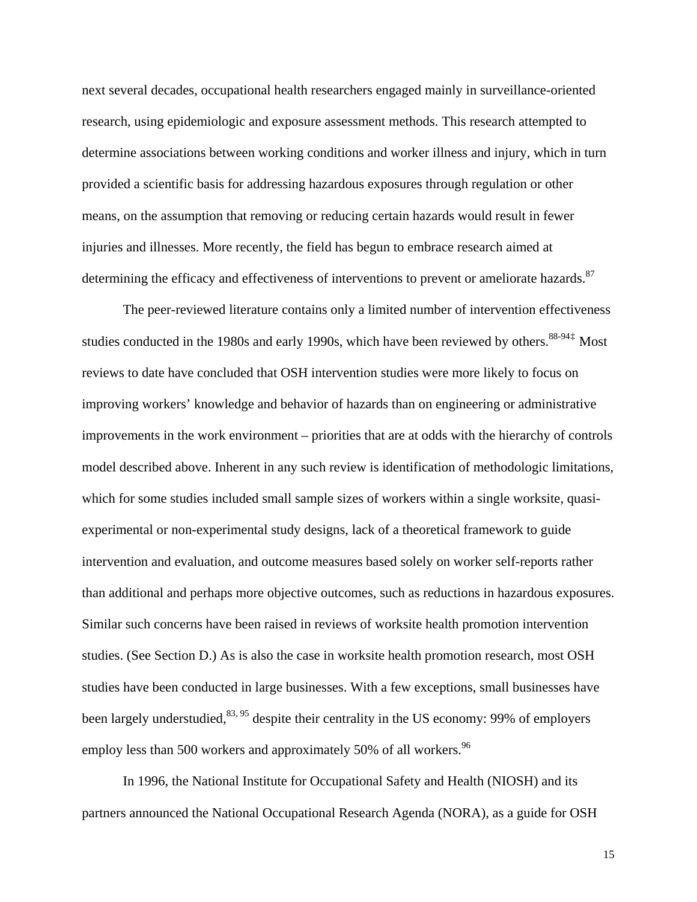next several decades, occupational health researchers engaged mainly in surveillance-oriented research, using epidemiologic and exposure assessment methods. This research attempted to determine associations between working conditions and worker illness and injury, which in turn provided a scientific basis for addressing hazardous exposures through regulation or other means, on the assumption that removing or reducing certain hazards would result in fewer injuries and illnesses. More recently, the field has begun to embrace research aimed at determining the efficacy and effectiveness of interventions to prevent or ameliorate hazards.[87]

The peer-reviewed literature contains only a limited number of intervention effectiveness studies conducted in the 1980s and early 1990s, which have been reviewed by others.[88-94‡] Most reviews to date have concluded that OSH intervention studies were more likely to focus on improving workers' knowledge and behavior of hazards than on engineering or administrative improvements in the work environment – priorities that are at odds with the hierarchy of controls model described above. Inherent in any such review is identification of methodologic limitations, which for some studies included small sample sizes of workers within a single worksite, quasi-experimental or non-experimental study designs, lack of a theoretical framework to guide intervention and evaluation, and outcome measures based solely on worker self-reports rather than additional and perhaps more objective outcomes, such as reductions in hazardous exposures. Similar such concerns have been raised in reviews of worksite health promotion intervention studies. (See Section D.) As is also the case in worksite health promotion research, most OSH studies have been conducted in large businesses. With a few exceptions, small businesses have been largely understudied,[83, 95] despite their centrality in the US economy: 99% of employers employ less than 500 workers and approximately 50% of all workers.[96]

In 1996, the National Institute for Occupational Safety and Health (NIOSH) and its partners announced the National Occupational Research Agenda (NORA), as a guide for OSH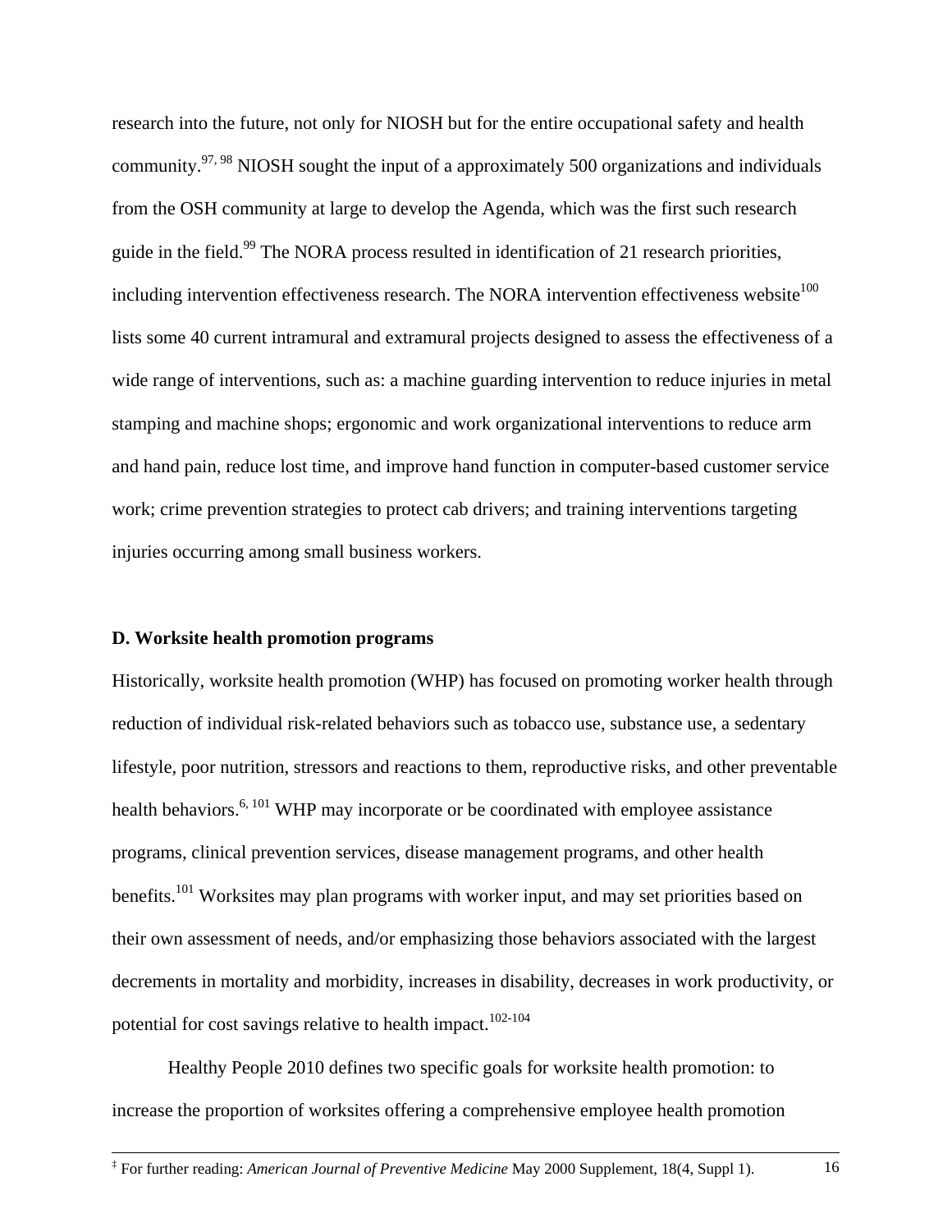research into the future, not only for NIOSH but for the entire occupational safety and health community.[97, 98] NIOSH sought the input of a approximately 500 organizations and individuals from the OSH community at large to develop the Agenda, which was the first such research guide in the field.[99] The NORA process resulted in identification of 21 research priorities, including intervention effectiveness research. The NORA intervention effectiveness website[100] lists some 40 current intramural and extramural projects designed to assess the effectiveness of a wide range of interventions, such as: a machine guarding intervention to reduce injuries in metal stamping and machine shops; ergonomic and work organizational interventions to reduce arm and hand pain, reduce lost time, and improve hand function in computer-based customer service work; crime prevention strategies to protect cab drivers; and training interventions targeting injuries occurring among small business workers.

**D. Worksite health promotion programs**

Historically, worksite health promotion (WHP) has focused on promoting worker health through reduction of individual risk-related behaviors such as tobacco use, substance use, a sedentary lifestyle, poor nutrition, stressors and reactions to them, reproductive risks, and other preventable health behaviors.[6, 101] WHP may incorporate or be coordinated with employee assistance programs, clinical prevention services, disease management programs, and other health benefits.[101] Worksites may plan programs with worker input, and may set priorities based on their own assessment of needs, and/or emphasizing those behaviors associated with the largest decrements in mortality and morbidity, increases in disability, decreases in work productivity, or potential for cost savings relative to health impact.[102-104]

Healthy People 2010 defines two specific goals for worksite health promotion: to increase the proportion of worksites offering a comprehensive employee health promotion

---

‡ For further reading: *American Journal of Preventive Medicine* May 2000 Supplement, 18(4, Suppl 1).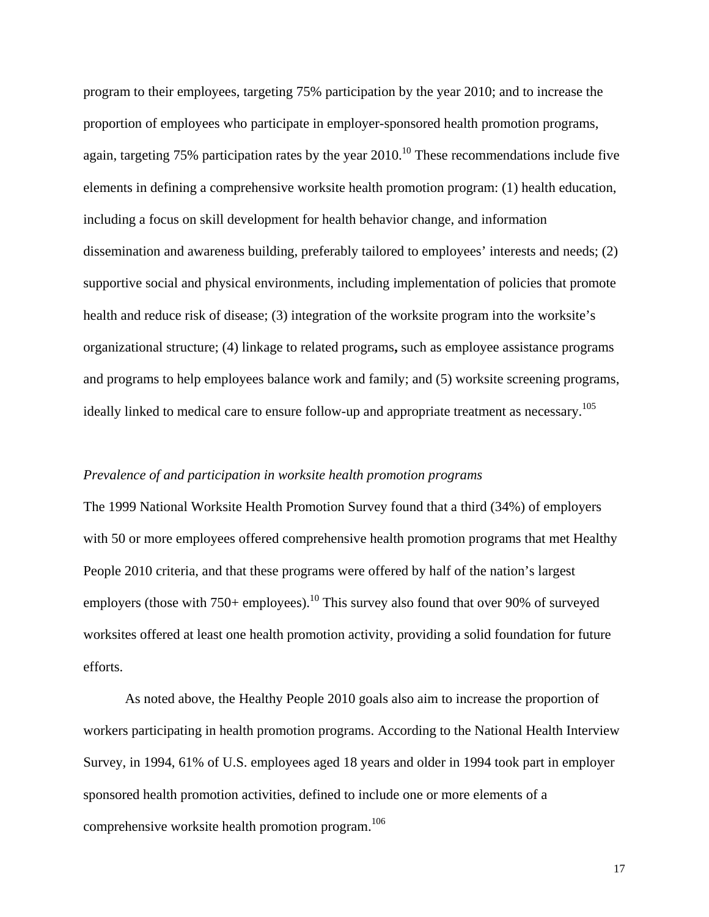program to their employees, targeting 75% participation by the year 2010; and to increase the proportion of employees who participate in employer-sponsored health promotion programs, again, targeting 75% participation rates by the year 2010.[10] These recommendations include five elements in defining a comprehensive worksite health promotion program: (1) health education, including a focus on skill development for health behavior change, and information dissemination and awareness building, preferably tailored to employees' interests and needs; (2) supportive social and physical environments, including implementation of policies that promote health and reduce risk of disease; (3) integration of the worksite program into the worksite's organizational structure; (4) linkage to related programs**,** such as employee assistance programs and programs to help employees balance work and family; and (5) worksite screening programs, ideally linked to medical care to ensure follow-up and appropriate treatment as necessary.[105]

*Prevalence of and participation in worksite health promotion programs*

The 1999 National Worksite Health Promotion Survey found that a third (34%) of employers with 50 or more employees offered comprehensive health promotion programs that met Healthy People 2010 criteria, and that these programs were offered by half of the nation's largest employers (those with 750+ employees).[10] This survey also found that over 90% of surveyed worksites offered at least one health promotion activity, providing a solid foundation for future efforts.

As noted above, the Healthy People 2010 goals also aim to increase the proportion of workers participating in health promotion programs. According to the National Health Interview Survey, in 1994, 61% of U.S. employees aged 18 years and older in 1994 took part in employer sponsored health promotion activities, defined to include one or more elements of a comprehensive worksite health promotion program.[106]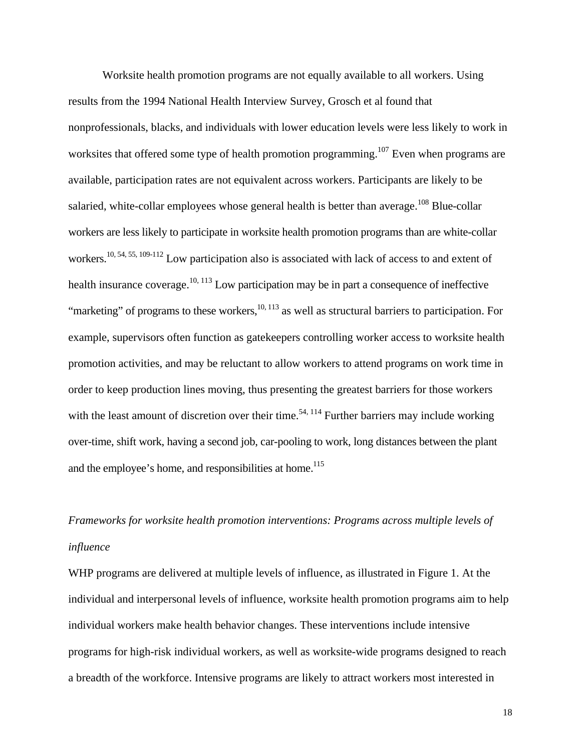Worksite health promotion programs are not equally available to all workers. Using results from the 1994 National Health Interview Survey, Grosch et al found that nonprofessionals, blacks, and individuals with lower education levels were less likely to work in worksites that offered some type of health promotion programming.[107] Even when programs are available, participation rates are not equivalent across workers. Participants are likely to be salaried, white-collar employees whose general health is better than average.[108] Blue-collar workers are less likely to participate in worksite health promotion programs than are white-collar workers.[10, 54, 55, 109-112] Low participation also is associated with lack of access to and extent of health insurance coverage.[10, 113] Low participation may be in part a consequence of ineffective "marketing" of programs to these workers,[10, 113] as well as structural barriers to participation. For example, supervisors often function as gatekeepers controlling worker access to worksite health promotion activities, and may be reluctant to allow workers to attend programs on work time in order to keep production lines moving, thus presenting the greatest barriers for those workers with the least amount of discretion over their time.[54, 114] Further barriers may include working over-time, shift work, having a second job, car-pooling to work, long distances between the plant and the employee's home, and responsibilities at home.[115]

*Frameworks for worksite health promotion interventions: Programs across multiple levels of influence*

WHP programs are delivered at multiple levels of influence, as illustrated in Figure 1. At the individual and interpersonal levels of influence, worksite health promotion programs aim to help individual workers make health behavior changes. These interventions include intensive programs for high-risk individual workers, as well as worksite-wide programs designed to reach a breadth of the workforce. Intensive programs are likely to attract workers most interested in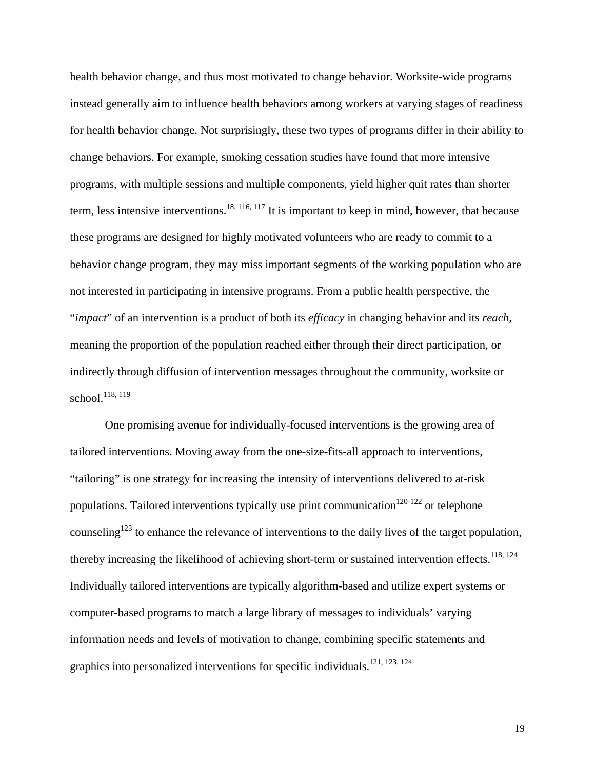health behavior change, and thus most motivated to change behavior. Worksite-wide programs instead generally aim to influence health behaviors among workers at varying stages of readiness for health behavior change. Not surprisingly, these two types of programs differ in their ability to change behaviors. For example, smoking cessation studies have found that more intensive programs, with multiple sessions and multiple components, yield higher quit rates than shorter term, less intensive interventions.[18, 116, 117] It is important to keep in mind, however, that because these programs are designed for highly motivated volunteers who are ready to commit to a behavior change program, they may miss important segments of the working population who are not interested in participating in intensive programs. From a public health perspective, the "*impact*" of an intervention is a product of both its *efficacy* in changing behavior and its *reach*, meaning the proportion of the population reached either through their direct participation, or indirectly through diffusion of intervention messages throughout the community, worksite or school.[118, 119]

One promising avenue for individually-focused interventions is the growing area of tailored interventions. Moving away from the one-size-fits-all approach to interventions, "tailoring" is one strategy for increasing the intensity of interventions delivered to at-risk populations. Tailored interventions typically use print communication[120-122] or telephone counseling[123] to enhance the relevance of interventions to the daily lives of the target population, thereby increasing the likelihood of achieving short-term or sustained intervention effects.[118, 124] Individually tailored interventions are typically algorithm-based and utilize expert systems or computer-based programs to match a large library of messages to individuals' varying information needs and levels of motivation to change, combining specific statements and graphics into personalized interventions for specific individuals.[121, 123, 124]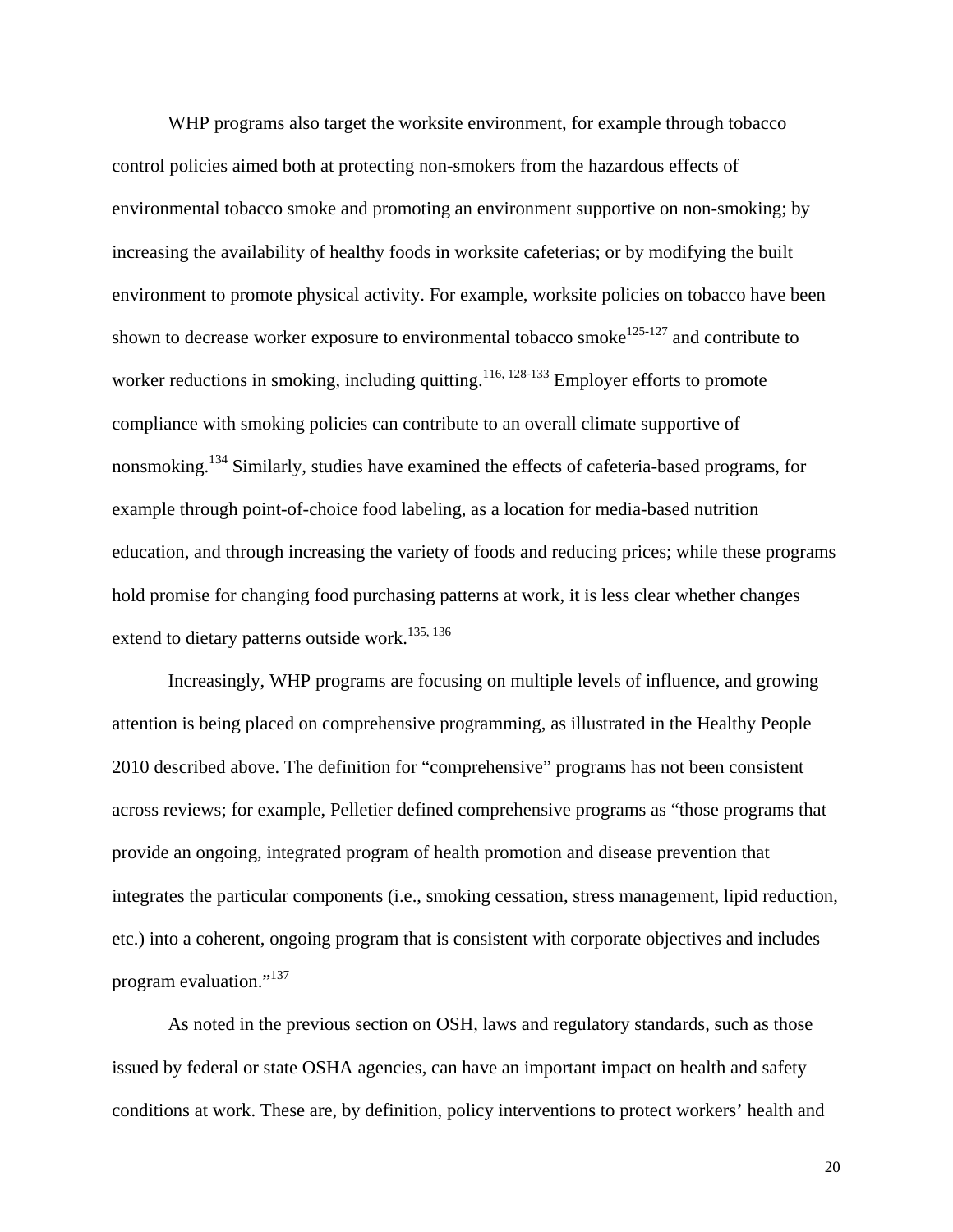WHP programs also target the worksite environment, for example through tobacco control policies aimed both at protecting non-smokers from the hazardous effects of environmental tobacco smoke and promoting an environment supportive on non-smoking; by increasing the availability of healthy foods in worksite cafeterias; or by modifying the built environment to promote physical activity. For example, worksite policies on tobacco have been shown to decrease worker exposure to environmental tobacco smoke[125-127] and contribute to worker reductions in smoking, including quitting.[116, 128-133] Employer efforts to promote compliance with smoking policies can contribute to an overall climate supportive of nonsmoking.[134] Similarly, studies have examined the effects of cafeteria-based programs, for example through point-of-choice food labeling, as a location for media-based nutrition education, and through increasing the variety of foods and reducing prices; while these programs hold promise for changing food purchasing patterns at work, it is less clear whether changes extend to dietary patterns outside work.[135, 136]

Increasingly, WHP programs are focusing on multiple levels of influence, and growing attention is being placed on comprehensive programming, as illustrated in the Healthy People 2010 described above. The definition for "comprehensive" programs has not been consistent across reviews; for example, Pelletier defined comprehensive programs as "those programs that provide an ongoing, integrated program of health promotion and disease prevention that integrates the particular components (i.e., smoking cessation, stress management, lipid reduction, etc.) into a coherent, ongoing program that is consistent with corporate objectives and includes program evaluation."[137]

As noted in the previous section on OSH, laws and regulatory standards, such as those issued by federal or state OSHA agencies, can have an important impact on health and safety conditions at work. These are, by definition, policy interventions to protect workers' health and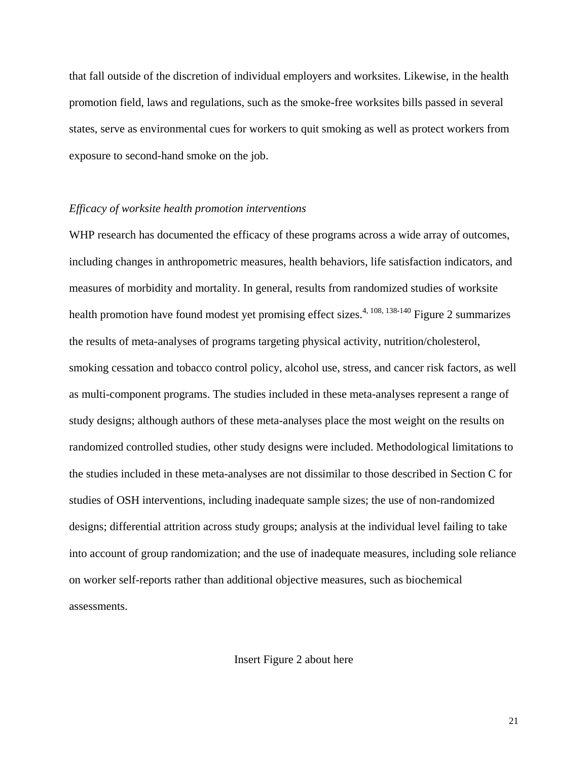that fall outside of the discretion of individual employers and worksites. Likewise, in the health promotion field, laws and regulations, such as the smoke-free worksites bills passed in several states, serve as environmental cues for workers to quit smoking as well as protect workers from exposure to second-hand smoke on the job.

*Efficacy of worksite health promotion interventions*

WHP research has documented the efficacy of these programs across a wide array of outcomes, including changes in anthropometric measures, health behaviors, life satisfaction indicators, and measures of morbidity and mortality. In general, results from randomized studies of worksite health promotion have found modest yet promising effect sizes.[4, 108, 138-140] Figure 2 summarizes the results of meta-analyses of programs targeting physical activity, nutrition/cholesterol, smoking cessation and tobacco control policy, alcohol use, stress, and cancer risk factors, as well as multi-component programs. The studies included in these meta-analyses represent a range of study designs; although authors of these meta-analyses place the most weight on the results on randomized controlled studies, other study designs were included. Methodological limitations to the studies included in these meta-analyses are not dissimilar to those described in Section C for studies of OSH interventions, including inadequate sample sizes; the use of non-randomized designs; differential attrition across study groups; analysis at the individual level failing to take into account of group randomization; and the use of inadequate measures, including sole reliance on worker self-reports rather than additional objective measures, such as biochemical assessments.

Insert Figure 2 about here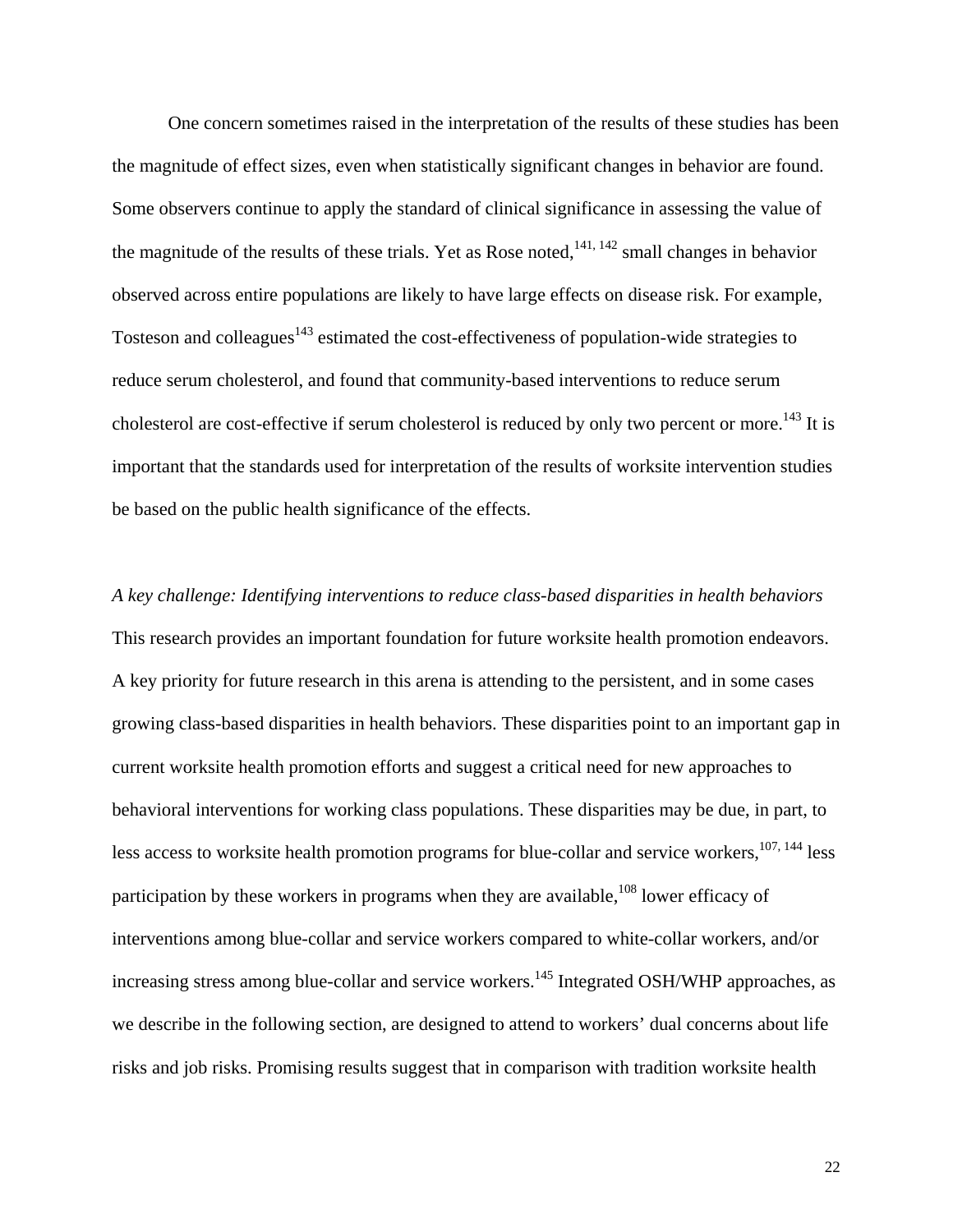One concern sometimes raised in the interpretation of the results of these studies has been the magnitude of effect sizes, even when statistically significant changes in behavior are found. Some observers continue to apply the standard of clinical significance in assessing the value of the magnitude of the results of these trials. Yet as Rose noted,[141, 142] small changes in behavior observed across entire populations are likely to have large effects on disease risk. For example, Tosteson and colleagues[143] estimated the cost-effectiveness of population-wide strategies to reduce serum cholesterol, and found that community-based interventions to reduce serum cholesterol are cost-effective if serum cholesterol is reduced by only two percent or more.[143] It is important that the standards used for interpretation of the results of worksite intervention studies be based on the public health significance of the effects.

*A key challenge: Identifying interventions to reduce class-based disparities in health behaviors*

This research provides an important foundation for future worksite health promotion endeavors. A key priority for future research in this arena is attending to the persistent, and in some cases growing class-based disparities in health behaviors. These disparities point to an important gap in current worksite health promotion efforts and suggest a critical need for new approaches to behavioral interventions for working class populations. These disparities may be due, in part, to less access to worksite health promotion programs for blue-collar and service workers,[107, 144] less participation by these workers in programs when they are available,[108] lower efficacy of interventions among blue-collar and service workers compared to white-collar workers, and/or increasing stress among blue-collar and service workers.[145] Integrated OSH/WHP approaches, as we describe in the following section, are designed to attend to workers' dual concerns about life risks and job risks. Promising results suggest that in comparison with tradition worksite health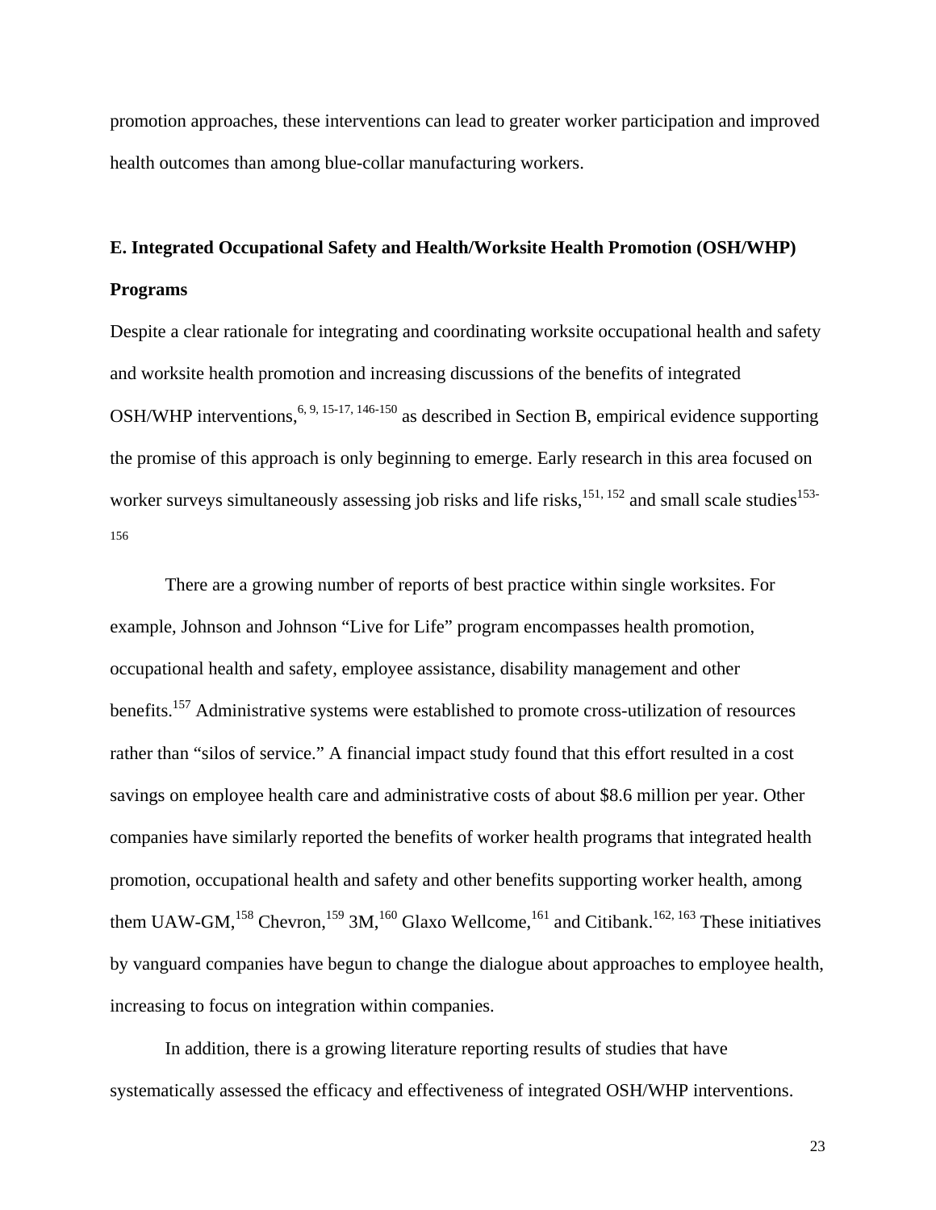promotion approaches, these interventions can lead to greater worker participation and improved health outcomes than among blue-collar manufacturing workers.

## E. Integrated Occupational Safety and Health/Worksite Health Promotion (OSH/WHP) Programs

Despite a clear rationale for integrating and coordinating worksite occupational health and safety and worksite health promotion and increasing discussions of the benefits of integrated OSH/WHP interventions,[6, 9, 15-17, 146-150] as described in Section B, empirical evidence supporting the promise of this approach is only beginning to emerge. Early research in this area focused on worker surveys simultaneously assessing job risks and life risks,[151, 152] and small scale studies[153-156]

There are a growing number of reports of best practice within single worksites. For example, Johnson and Johnson "Live for Life" program encompasses health promotion, occupational health and safety, employee assistance, disability management and other benefits.[157] Administrative systems were established to promote cross-utilization of resources rather than "silos of service." A financial impact study found that this effort resulted in a cost savings on employee health care and administrative costs of about $8.6 million per year. Other companies have similarly reported the benefits of worker health programs that integrated health promotion, occupational health and safety and other benefits supporting worker health, among them UAW-GM,[158] Chevron,[159] 3M,[160] Glaxo Wellcome,[161] and Citibank.[162, 163] These initiatives by vanguard companies have begun to change the dialogue about approaches to employee health, increasing to focus on integration within companies.

In addition, there is a growing literature reporting results of studies that have systematically assessed the efficacy and effectiveness of integrated OSH/WHP interventions.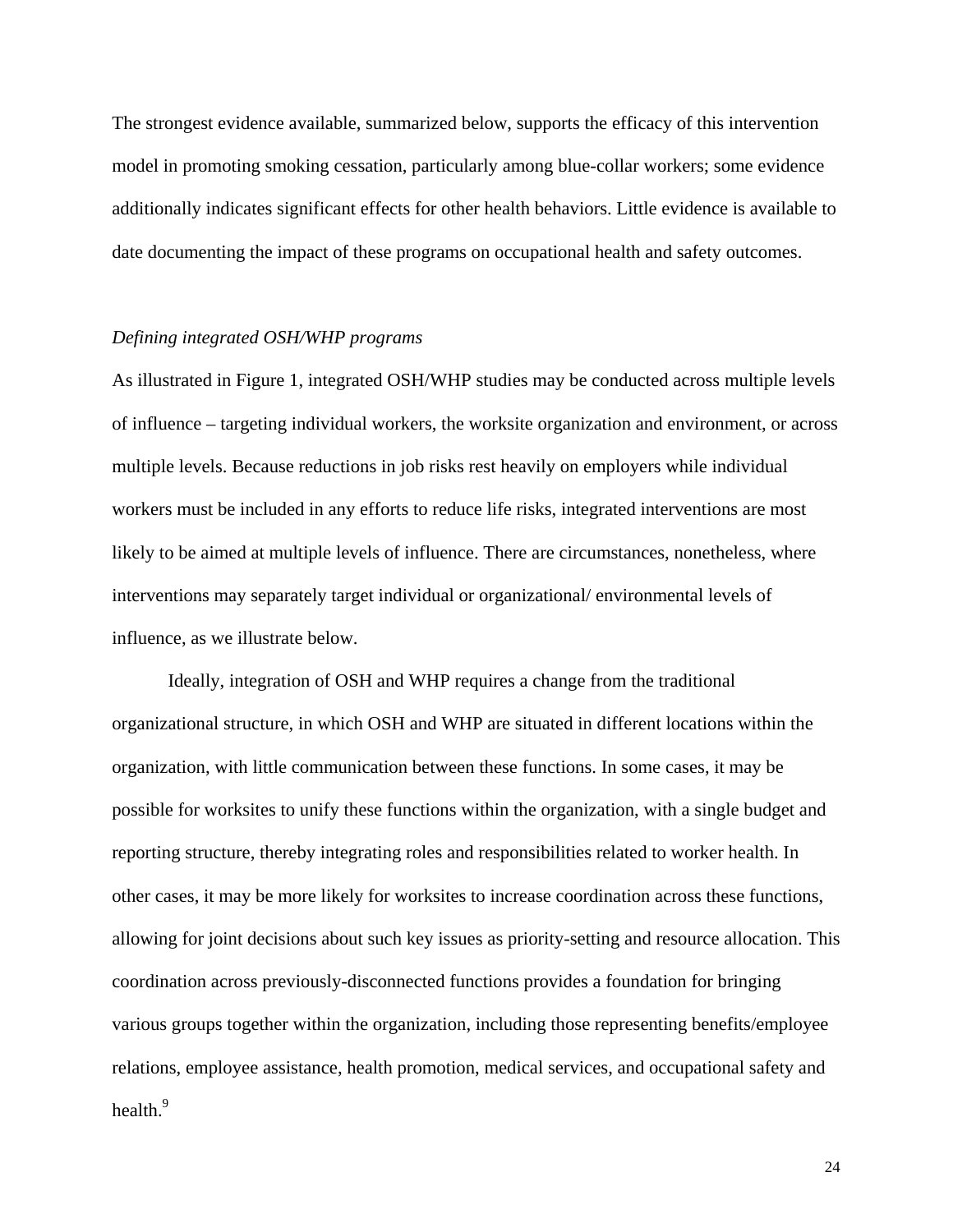The strongest evidence available, summarized below, supports the efficacy of this intervention model in promoting smoking cessation, particularly among blue-collar workers; some evidence additionally indicates significant effects for other health behaviors. Little evidence is available to date documenting the impact of these programs on occupational health and safety outcomes.

*Defining integrated OSH/WHP programs*

As illustrated in Figure 1, integrated OSH/WHP studies may be conducted across multiple levels of influence – targeting individual workers, the worksite organization and environment, or across multiple levels. Because reductions in job risks rest heavily on employers while individual workers must be included in any efforts to reduce life risks, integrated interventions are most likely to be aimed at multiple levels of influence. There are circumstances, nonetheless, where interventions may separately target individual or organizational/ environmental levels of influence, as we illustrate below.

Ideally, integration of OSH and WHP requires a change from the traditional organizational structure, in which OSH and WHP are situated in different locations within the organization, with little communication between these functions. In some cases, it may be possible for worksites to unify these functions within the organization, with a single budget and reporting structure, thereby integrating roles and responsibilities related to worker health. In other cases, it may be more likely for worksites to increase coordination across these functions, allowing for joint decisions about such key issues as priority-setting and resource allocation. This coordination across previously-disconnected functions provides a foundation for bringing various groups together within the organization, including those representing benefits/employee relations, employee assistance, health promotion, medical services, and occupational safety and health.[9]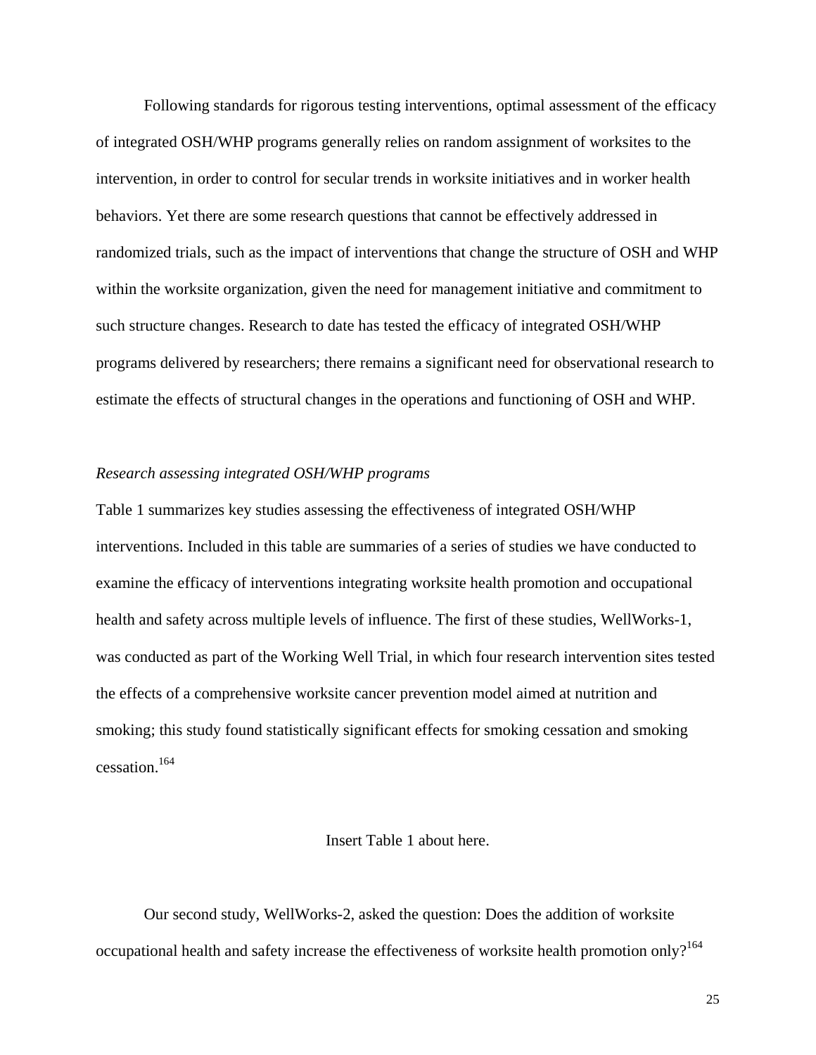Following standards for rigorous testing interventions, optimal assessment of the efficacy of integrated OSH/WHP programs generally relies on random assignment of worksites to the intervention, in order to control for secular trends in worksite initiatives and in worker health behaviors. Yet there are some research questions that cannot be effectively addressed in randomized trials, such as the impact of interventions that change the structure of OSH and WHP within the worksite organization, given the need for management initiative and commitment to such structure changes. Research to date has tested the efficacy of integrated OSH/WHP programs delivered by researchers; there remains a significant need for observational research to estimate the effects of structural changes in the operations and functioning of OSH and WHP.

*Research assessing integrated OSH/WHP programs*

Table 1 summarizes key studies assessing the effectiveness of integrated OSH/WHP interventions. Included in this table are summaries of a series of studies we have conducted to examine the efficacy of interventions integrating worksite health promotion and occupational health and safety across multiple levels of influence. The first of these studies, WellWorks-1, was conducted as part of the Working Well Trial, in which four research intervention sites tested the effects of a comprehensive worksite cancer prevention model aimed at nutrition and smoking; this study found statistically significant effects for smoking cessation and smoking cessation.[164]

Insert Table 1 about here.

Our second study, WellWorks-2, asked the question: Does the addition of worksite occupational health and safety increase the effectiveness of worksite health promotion only?[164]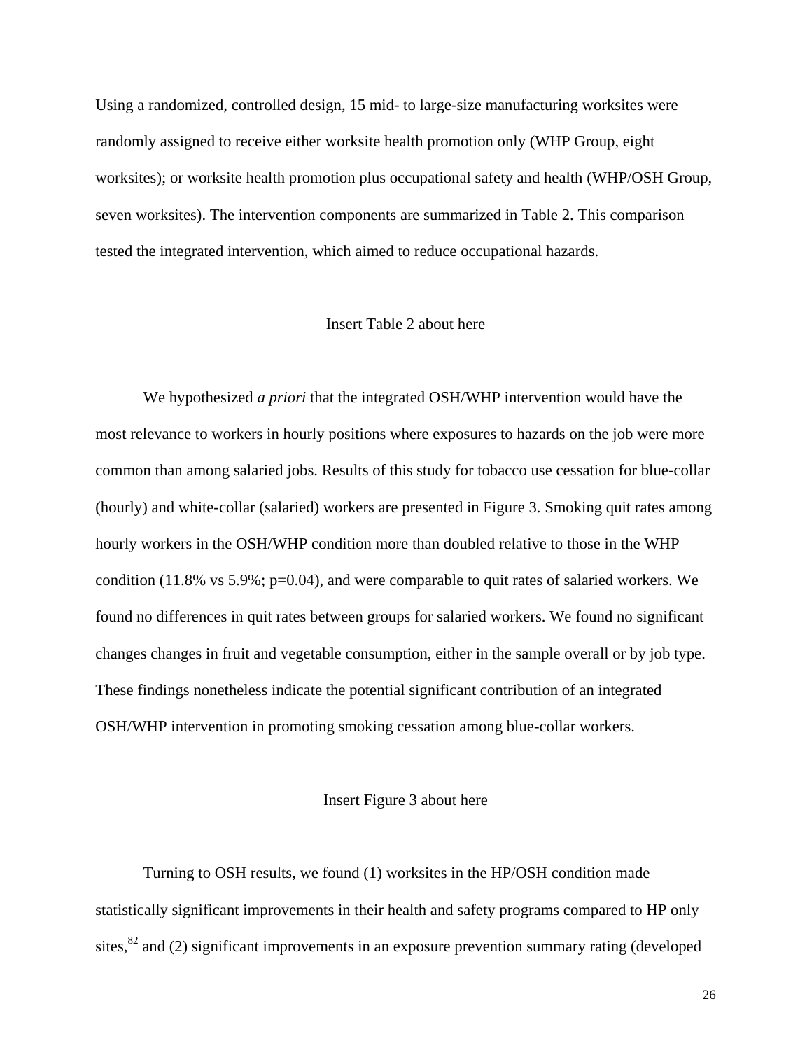Using a randomized, controlled design, 15 mid- to large-size manufacturing worksites were randomly assigned to receive either worksite health promotion only (WHP Group, eight worksites); or worksite health promotion plus occupational safety and health (WHP/OSH Group, seven worksites). The intervention components are summarized in Table 2. This comparison tested the integrated intervention, which aimed to reduce occupational hazards.

Insert Table 2 about here

We hypothesized *a priori* that the integrated OSH/WHP intervention would have the most relevance to workers in hourly positions where exposures to hazards on the job were more common than among salaried jobs. Results of this study for tobacco use cessation for blue-collar (hourly) and white-collar (salaried) workers are presented in Figure 3. Smoking quit rates among hourly workers in the OSH/WHP condition more than doubled relative to those in the WHP condition (11.8% vs 5.9%; p=0.04), and were comparable to quit rates of salaried workers. We found no differences in quit rates between groups for salaried workers. We found no significant changes changes in fruit and vegetable consumption, either in the sample overall or by job type. These findings nonetheless indicate the potential significant contribution of an integrated OSH/WHP intervention in promoting smoking cessation among blue-collar workers.

Insert Figure 3 about here

Turning to OSH results, we found (1) worksites in the HP/OSH condition made statistically significant improvements in their health and safety programs compared to HP only sites,[82] and (2) significant improvements in an exposure prevention summary rating (developed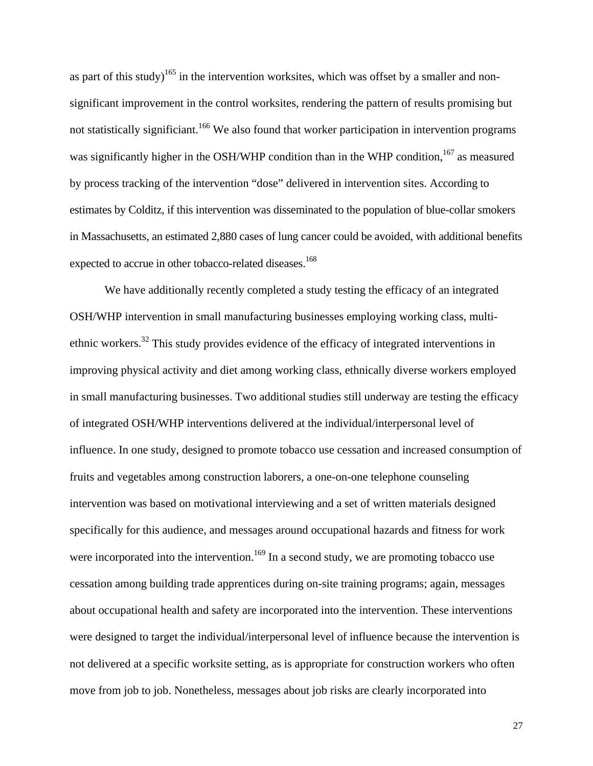as part of this study)[165] in the intervention worksites, which was offset by a smaller and non-significant improvement in the control worksites, rendering the pattern of results promising but not statistically significiant.[166] We also found that worker participation in intervention programs was significantly higher in the OSH/WHP condition than in the WHP condition,[167] as measured by process tracking of the intervention "dose" delivered in intervention sites. According to estimates by Colditz, if this intervention was disseminated to the population of blue-collar smokers in Massachusetts, an estimated 2,880 cases of lung cancer could be avoided, with additional benefits expected to accrue in other tobacco-related diseases.[168]

We have additionally recently completed a study testing the efficacy of an integrated OSH/WHP intervention in small manufacturing businesses employing working class, multi-ethnic workers.[32] This study provides evidence of the efficacy of integrated interventions in improving physical activity and diet among working class, ethnically diverse workers employed in small manufacturing businesses. Two additional studies still underway are testing the efficacy of integrated OSH/WHP interventions delivered at the individual/interpersonal level of influence. In one study, designed to promote tobacco use cessation and increased consumption of fruits and vegetables among construction laborers, a one-on-one telephone counseling intervention was based on motivational interviewing and a set of written materials designed specifically for this audience, and messages around occupational hazards and fitness for work were incorporated into the intervention.[169] In a second study, we are promoting tobacco use cessation among building trade apprentices during on-site training programs; again, messages about occupational health and safety are incorporated into the intervention. These interventions were designed to target the individual/interpersonal level of influence because the intervention is not delivered at a specific worksite setting, as is appropriate for construction workers who often move from job to job. Nonetheless, messages about job risks are clearly incorporated into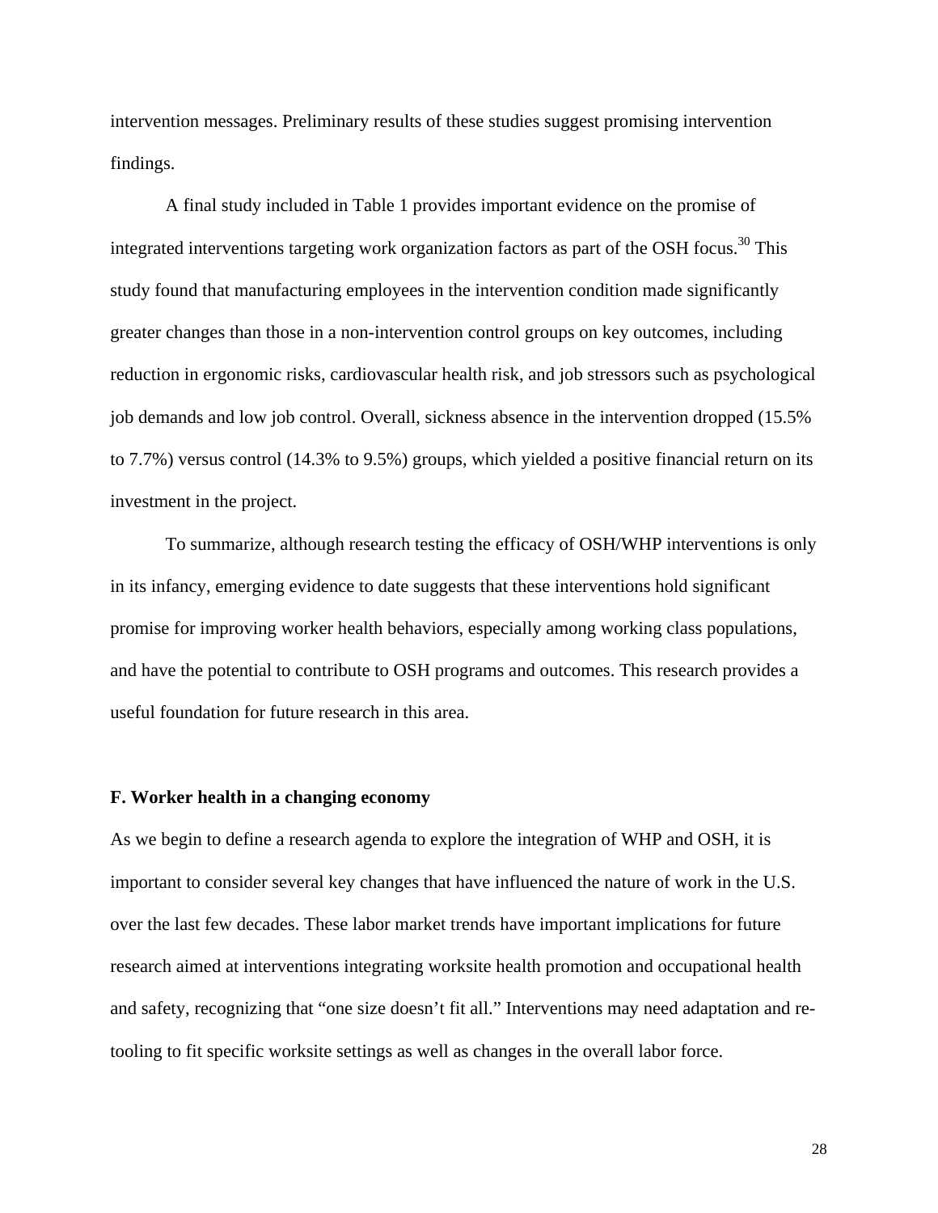intervention messages. Preliminary results of these studies suggest promising intervention findings.

A final study included in Table 1 provides important evidence on the promise of integrated interventions targeting work organization factors as part of the OSH focus.[30] This study found that manufacturing employees in the intervention condition made significantly greater changes than those in a non-intervention control groups on key outcomes, including reduction in ergonomic risks, cardiovascular health risk, and job stressors such as psychological job demands and low job control. Overall, sickness absence in the intervention dropped (15.5% to 7.7%) versus control (14.3% to 9.5%) groups, which yielded a positive financial return on its investment in the project.

To summarize, although research testing the efficacy of OSH/WHP interventions is only in its infancy, emerging evidence to date suggests that these interventions hold significant promise for improving worker health behaviors, especially among working class populations, and have the potential to contribute to OSH programs and outcomes. This research provides a useful foundation for future research in this area.

### F. Worker health in a changing economy

As we begin to define a research agenda to explore the integration of WHP and OSH, it is important to consider several key changes that have influenced the nature of work in the U.S. over the last few decades. These labor market trends have important implications for future research aimed at interventions integrating worksite health promotion and occupational health and safety, recognizing that "one size doesn't fit all." Interventions may need adaptation and re-tooling to fit specific worksite settings as well as changes in the overall labor force.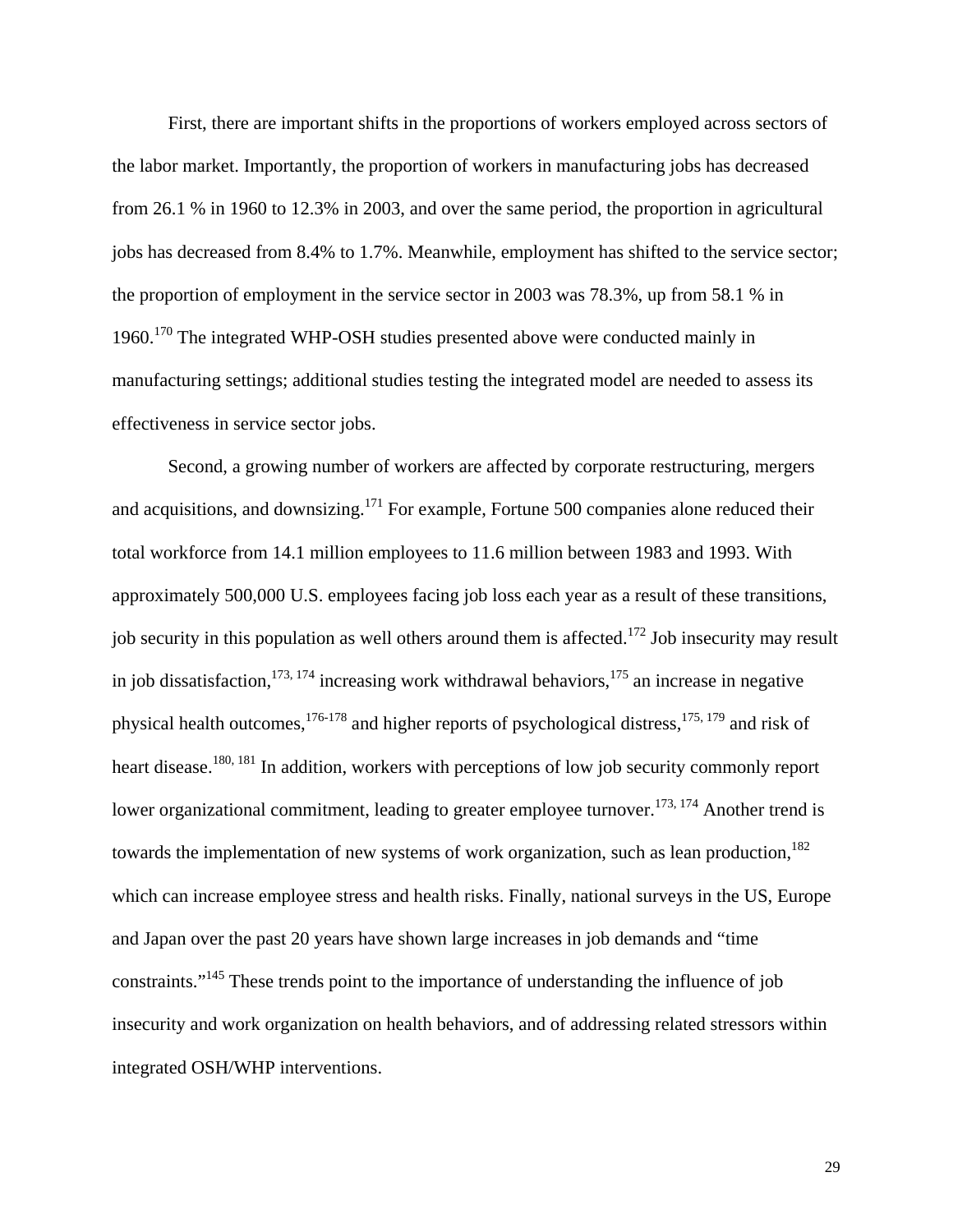First, there are important shifts in the proportions of workers employed across sectors of the labor market. Importantly, the proportion of workers in manufacturing jobs has decreased from 26.1 % in 1960 to 12.3% in 2003, and over the same period, the proportion in agricultural jobs has decreased from 8.4% to 1.7%. Meanwhile, employment has shifted to the service sector; the proportion of employment in the service sector in 2003 was 78.3%, up from 58.1 % in 1960.[170] The integrated WHP-OSH studies presented above were conducted mainly in manufacturing settings; additional studies testing the integrated model are needed to assess its effectiveness in service sector jobs.

Second, a growing number of workers are affected by corporate restructuring, mergers and acquisitions, and downsizing.[171] For example, Fortune 500 companies alone reduced their total workforce from 14.1 million employees to 11.6 million between 1983 and 1993. With approximately 500,000 U.S. employees facing job loss each year as a result of these transitions, job security in this population as well others around them is affected.[172] Job insecurity may result in job dissatisfaction,[173, 174] increasing work withdrawal behaviors,[175] an increase in negative physical health outcomes,[176-178] and higher reports of psychological distress,[175, 179] and risk of heart disease.[180, 181] In addition, workers with perceptions of low job security commonly report lower organizational commitment, leading to greater employee turnover.[173, 174] Another trend is towards the implementation of new systems of work organization, such as lean production,[182] which can increase employee stress and health risks. Finally, national surveys in the US, Europe and Japan over the past 20 years have shown large increases in job demands and "time constraints."[145] These trends point to the importance of understanding the influence of job insecurity and work organization on health behaviors, and of addressing related stressors within integrated OSH/WHP interventions.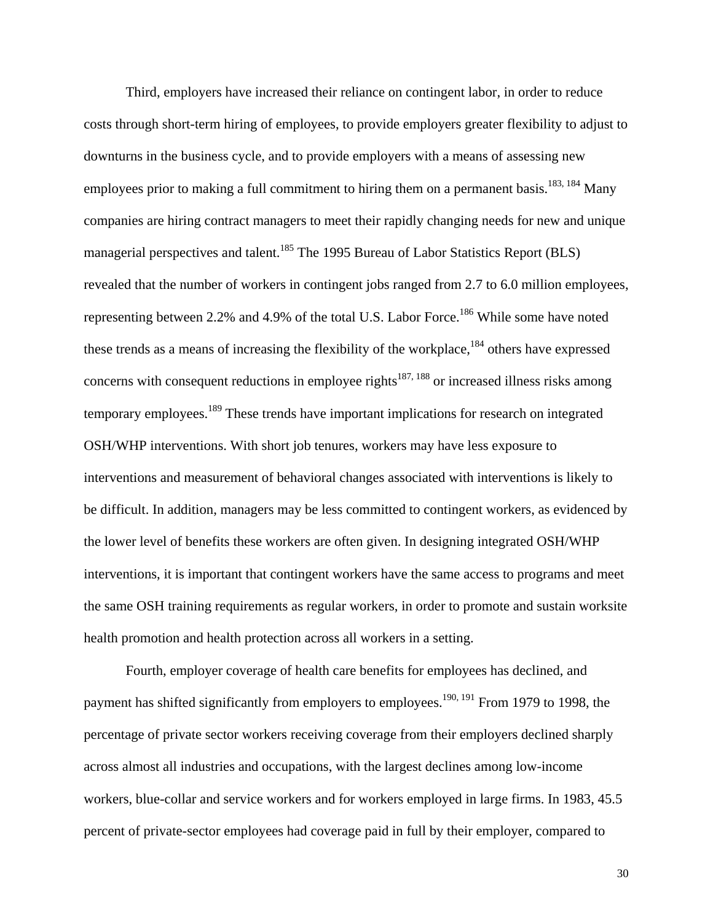Third, employers have increased their reliance on contingent labor, in order to reduce costs through short-term hiring of employees, to provide employers greater flexibility to adjust to downturns in the business cycle, and to provide employers with a means of assessing new employees prior to making a full commitment to hiring them on a permanent basis.[183, 184] Many companies are hiring contract managers to meet their rapidly changing needs for new and unique managerial perspectives and talent.[185] The 1995 Bureau of Labor Statistics Report (BLS) revealed that the number of workers in contingent jobs ranged from 2.7 to 6.0 million employees, representing between 2.2% and 4.9% of the total U.S. Labor Force.[186] While some have noted these trends as a means of increasing the flexibility of the workplace,[184] others have expressed concerns with consequent reductions in employee rights[187, 188] or increased illness risks among temporary employees.[189] These trends have important implications for research on integrated OSH/WHP interventions. With short job tenures, workers may have less exposure to interventions and measurement of behavioral changes associated with interventions is likely to be difficult. In addition, managers may be less committed to contingent workers, as evidenced by the lower level of benefits these workers are often given. In designing integrated OSH/WHP interventions, it is important that contingent workers have the same access to programs and meet the same OSH training requirements as regular workers, in order to promote and sustain worksite health promotion and health protection across all workers in a setting.

Fourth, employer coverage of health care benefits for employees has declined, and payment has shifted significantly from employers to employees.[190, 191] From 1979 to 1998, the percentage of private sector workers receiving coverage from their employers declined sharply across almost all industries and occupations, with the largest declines among low-income workers, blue-collar and service workers and for workers employed in large firms. In 1983, 45.5 percent of private-sector employees had coverage paid in full by their employer, compared to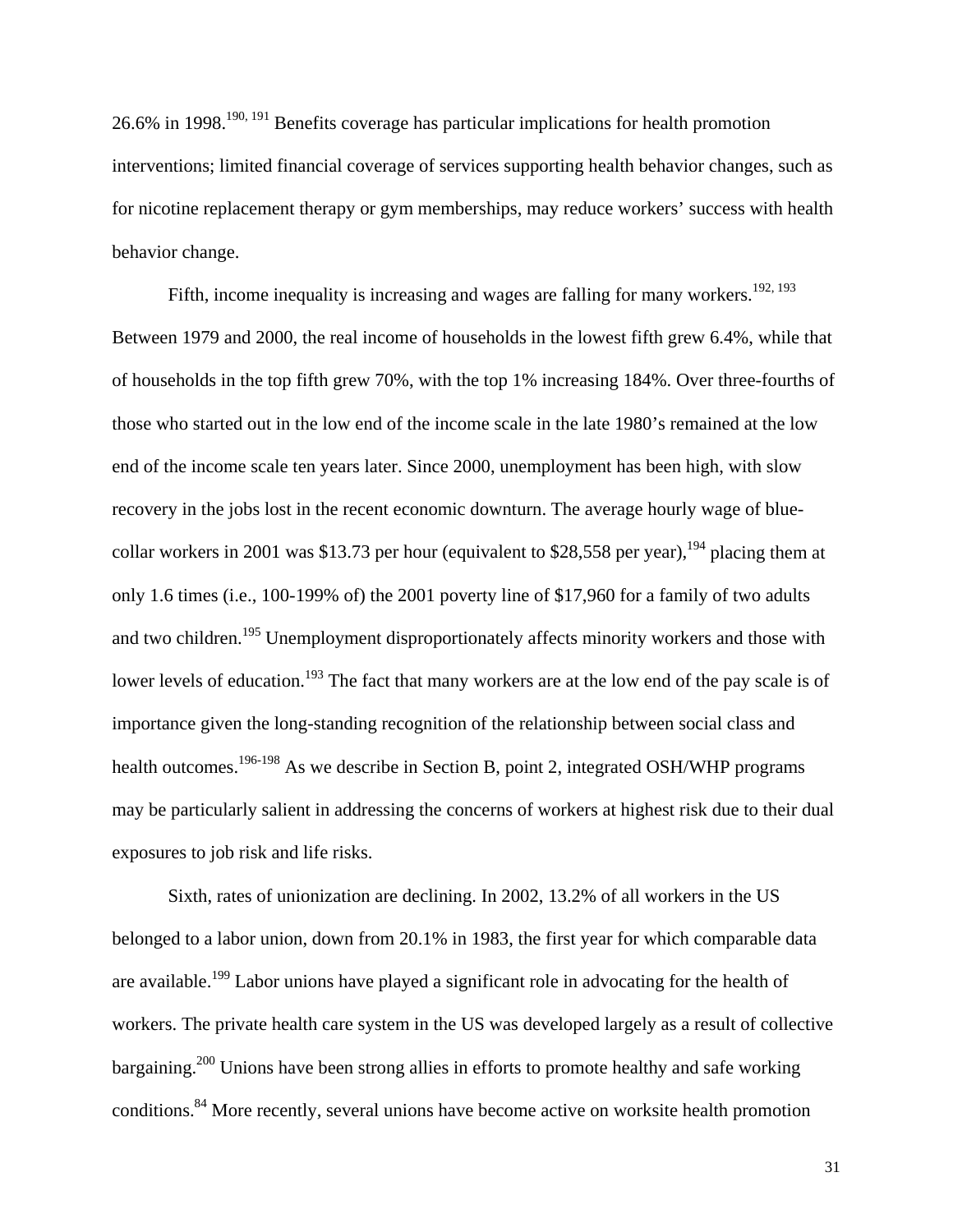26.6% in 1998.[190, 191] Benefits coverage has particular implications for health promotion interventions; limited financial coverage of services supporting health behavior changes, such as for nicotine replacement therapy or gym memberships, may reduce workers' success with health behavior change.

Fifth, income inequality is increasing and wages are falling for many workers.[192, 193] Between 1979 and 2000, the real income of households in the lowest fifth grew 6.4%, while that of households in the top fifth grew 70%, with the top 1% increasing 184%. Over three-fourths of those who started out in the low end of the income scale in the late 1980's remained at the low end of the income scale ten years later. Since 2000, unemployment has been high, with slow recovery in the jobs lost in the recent economic downturn. The average hourly wage of blue-collar workers in 2001 was $13.73 per hour (equivalent to $28,558 per year),[194] placing them at only 1.6 times (i.e., 100-199% of) the 2001 poverty line of $17,960 for a family of two adults and two children.[195] Unemployment disproportionately affects minority workers and those with lower levels of education.[193] The fact that many workers are at the low end of the pay scale is of importance given the long-standing recognition of the relationship between social class and health outcomes.[196-198] As we describe in Section B, point 2, integrated OSH/WHP programs may be particularly salient in addressing the concerns of workers at highest risk due to their dual exposures to job risk and life risks.

Sixth, rates of unionization are declining. In 2002, 13.2% of all workers in the US belonged to a labor union, down from 20.1% in 1983, the first year for which comparable data are available.[199] Labor unions have played a significant role in advocating for the health of workers. The private health care system in the US was developed largely as a result of collective bargaining.[200] Unions have been strong allies in efforts to promote healthy and safe working conditions.[84] More recently, several unions have become active on worksite health promotion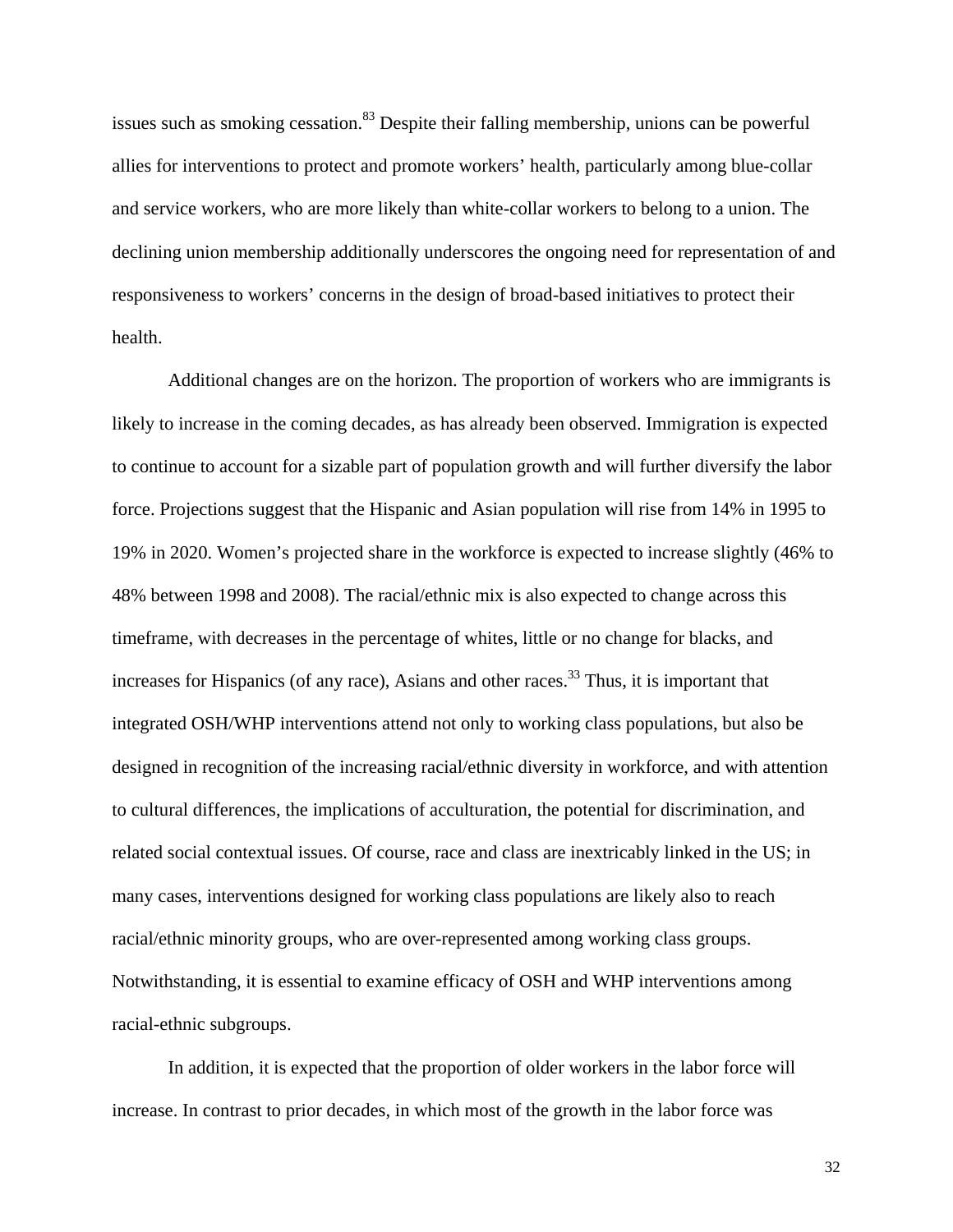issues such as smoking cessation.[83] Despite their falling membership, unions can be powerful allies for interventions to protect and promote workers' health, particularly among blue-collar and service workers, who are more likely than white-collar workers to belong to a union. The declining union membership additionally underscores the ongoing need for representation of and responsiveness to workers' concerns in the design of broad-based initiatives to protect their health.

Additional changes are on the horizon. The proportion of workers who are immigrants is likely to increase in the coming decades, as has already been observed. Immigration is expected to continue to account for a sizable part of population growth and will further diversify the labor force. Projections suggest that the Hispanic and Asian population will rise from 14% in 1995 to 19% in 2020. Women's projected share in the workforce is expected to increase slightly (46% to 48% between 1998 and 2008). The racial/ethnic mix is also expected to change across this timeframe, with decreases in the percentage of whites, little or no change for blacks, and increases for Hispanics (of any race), Asians and other races.[33] Thus, it is important that integrated OSH/WHP interventions attend not only to working class populations, but also be designed in recognition of the increasing racial/ethnic diversity in workforce, and with attention to cultural differences, the implications of acculturation, the potential for discrimination, and related social contextual issues. Of course, race and class are inextricably linked in the US; in many cases, interventions designed for working class populations are likely also to reach racial/ethnic minority groups, who are over-represented among working class groups. Notwithstanding, it is essential to examine efficacy of OSH and WHP interventions among racial-ethnic subgroups.

In addition, it is expected that the proportion of older workers in the labor force will increase. In contrast to prior decades, in which most of the growth in the labor force was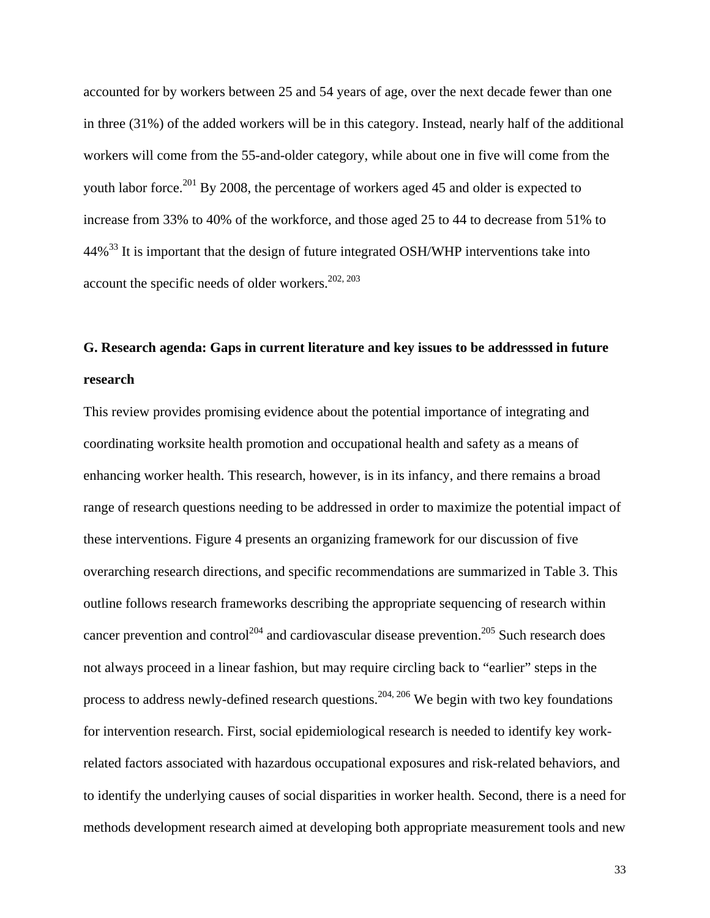accounted for by workers between 25 and 54 years of age, over the next decade fewer than one in three (31%) of the added workers will be in this category. Instead, nearly half of the additional workers will come from the 55-and-older category, while about one in five will come from the youth labor force.[201] By 2008, the percentage of workers aged 45 and older is expected to increase from 33% to 40% of the workforce, and those aged 25 to 44 to decrease from 51% to 44%[33] It is important that the design of future integrated OSH/WHP interventions take into account the specific needs of older workers.[202, 203]

## G. Research agenda: Gaps in current literature and key issues to be addresssed in future research

This review provides promising evidence about the potential importance of integrating and coordinating worksite health promotion and occupational health and safety as a means of enhancing worker health. This research, however, is in its infancy, and there remains a broad range of research questions needing to be addressed in order to maximize the potential impact of these interventions. Figure 4 presents an organizing framework for our discussion of five overarching research directions, and specific recommendations are summarized in Table 3. This outline follows research frameworks describing the appropriate sequencing of research within cancer prevention and control[204] and cardiovascular disease prevention.[205] Such research does not always proceed in a linear fashion, but may require circling back to "earlier" steps in the process to address newly-defined research questions.[204, 206] We begin with two key foundations for intervention research. First, social epidemiological research is needed to identify key work-related factors associated with hazardous occupational exposures and risk-related behaviors, and to identify the underlying causes of social disparities in worker health. Second, there is a need for methods development research aimed at developing both appropriate measurement tools and new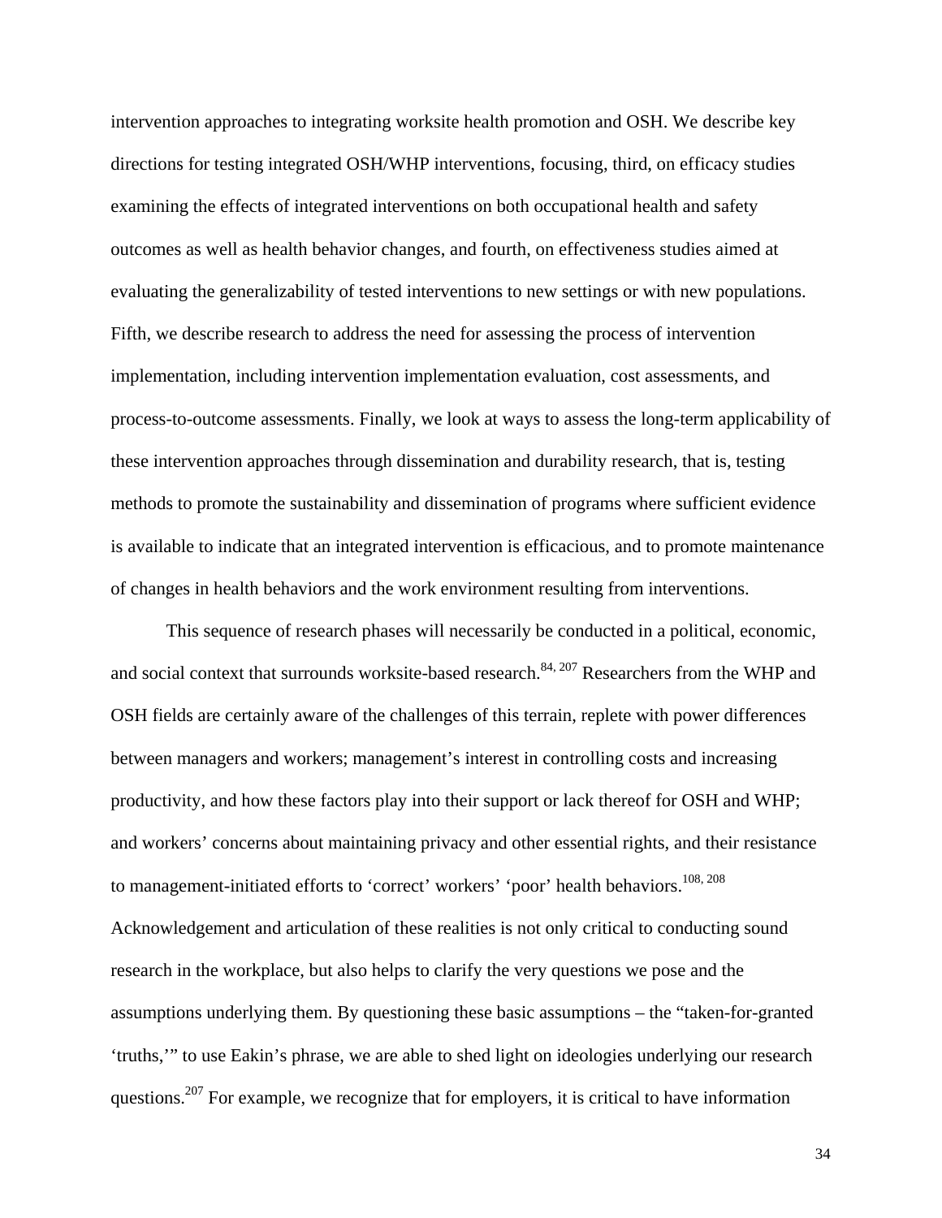intervention approaches to integrating worksite health promotion and OSH. We describe key directions for testing integrated OSH/WHP interventions, focusing, third, on efficacy studies examining the effects of integrated interventions on both occupational health and safety outcomes as well as health behavior changes, and fourth, on effectiveness studies aimed at evaluating the generalizability of tested interventions to new settings or with new populations. Fifth, we describe research to address the need for assessing the process of intervention implementation, including intervention implementation evaluation, cost assessments, and process-to-outcome assessments. Finally, we look at ways to assess the long-term applicability of these intervention approaches through dissemination and durability research, that is, testing methods to promote the sustainability and dissemination of programs where sufficient evidence is available to indicate that an integrated intervention is efficacious, and to promote maintenance of changes in health behaviors and the work environment resulting from interventions.

This sequence of research phases will necessarily be conducted in a political, economic, and social context that surrounds worksite-based research.[84, 207] Researchers from the WHP and OSH fields are certainly aware of the challenges of this terrain, replete with power differences between managers and workers; management's interest in controlling costs and increasing productivity, and how these factors play into their support or lack thereof for OSH and WHP; and workers' concerns about maintaining privacy and other essential rights, and their resistance to management-initiated efforts to 'correct' workers' 'poor' health behaviors.[108, 208] Acknowledgement and articulation of these realities is not only critical to conducting sound research in the workplace, but also helps to clarify the very questions we pose and the assumptions underlying them. By questioning these basic assumptions – the "taken-for-granted 'truths,'" to use Eakin's phrase, we are able to shed light on ideologies underlying our research questions.[207] For example, we recognize that for employers, it is critical to have information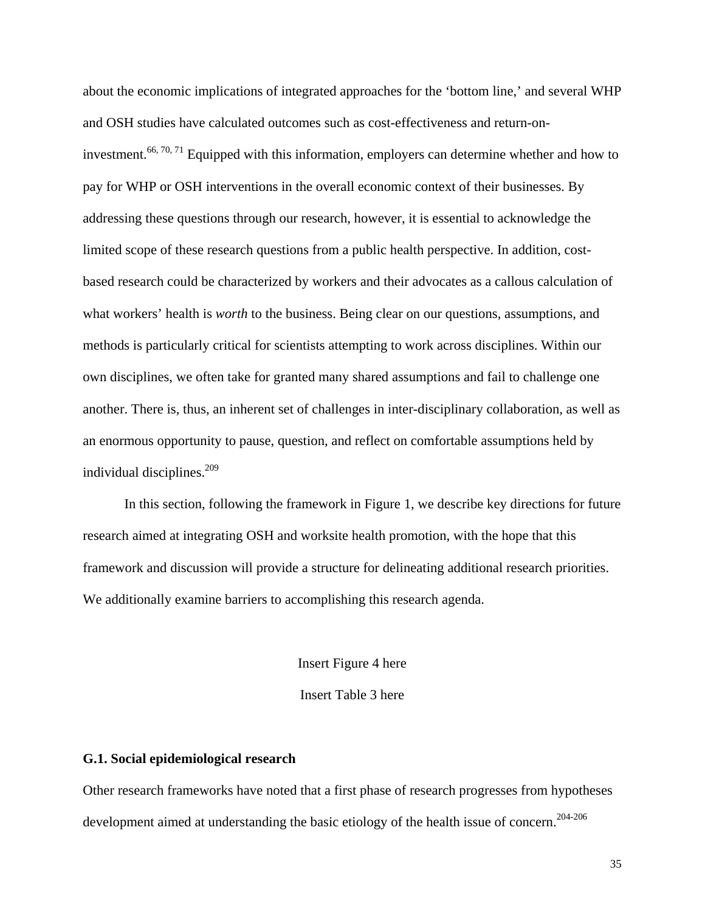about the economic implications of integrated approaches for the 'bottom line,' and several WHP and OSH studies have calculated outcomes such as cost-effectiveness and return-on-investment.[66, 70, 71] Equipped with this information, employers can determine whether and how to pay for WHP or OSH interventions in the overall economic context of their businesses. By addressing these questions through our research, however, it is essential to acknowledge the limited scope of these research questions from a public health perspective. In addition, cost-based research could be characterized by workers and their advocates as a callous calculation of what workers' health is *worth* to the business. Being clear on our questions, assumptions, and methods is particularly critical for scientists attempting to work across disciplines. Within our own disciplines, we often take for granted many shared assumptions and fail to challenge one another. There is, thus, an inherent set of challenges in inter-disciplinary collaboration, as well as an enormous opportunity to pause, question, and reflect on comfortable assumptions held by individual disciplines.[209]

In this section, following the framework in Figure 1, we describe key directions for future research aimed at integrating OSH and worksite health promotion, with the hope that this framework and discussion will provide a structure for delineating additional research priorities. We additionally examine barriers to accomplishing this research agenda.

Insert Figure 4 here

Insert Table 3 here

### G.1. Social epidemiological research

Other research frameworks have noted that a first phase of research progresses from hypotheses development aimed at understanding the basic etiology of the health issue of concern.[204-206]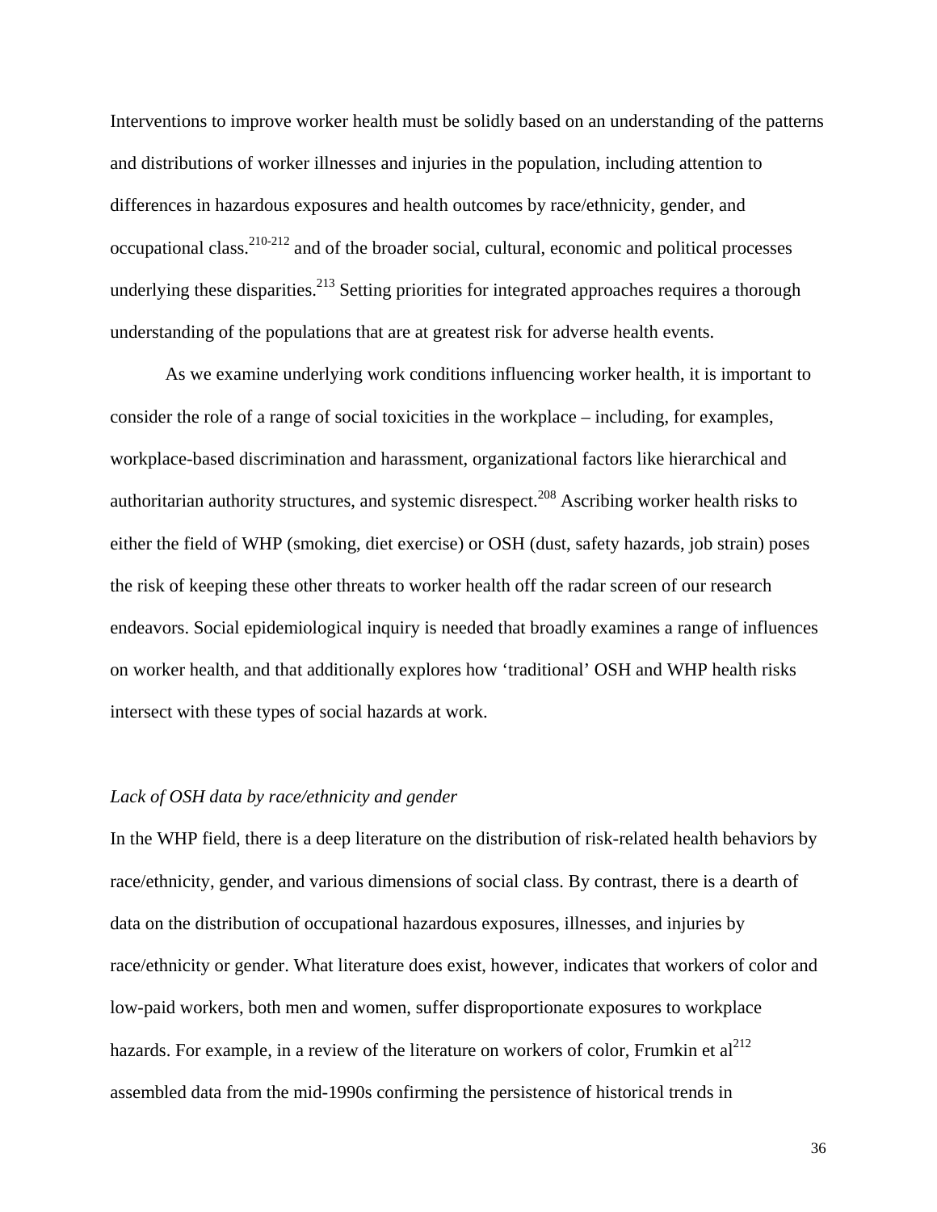Interventions to improve worker health must be solidly based on an understanding of the patterns and distributions of worker illnesses and injuries in the population, including attention to differences in hazardous exposures and health outcomes by race/ethnicity, gender, and occupational class.[210-212] and of the broader social, cultural, economic and political processes underlying these disparities.[213] Setting priorities for integrated approaches requires a thorough understanding of the populations that are at greatest risk for adverse health events.

As we examine underlying work conditions influencing worker health, it is important to consider the role of a range of social toxicities in the workplace – including, for examples, workplace-based discrimination and harassment, organizational factors like hierarchical and authoritarian authority structures, and systemic disrespect.[208] Ascribing worker health risks to either the field of WHP (smoking, diet exercise) or OSH (dust, safety hazards, job strain) poses the risk of keeping these other threats to worker health off the radar screen of our research endeavors. Social epidemiological inquiry is needed that broadly examines a range of influences on worker health, and that additionally explores how 'traditional' OSH and WHP health risks intersect with these types of social hazards at work.

*Lack of OSH data by race/ethnicity and gender*

In the WHP field, there is a deep literature on the distribution of risk-related health behaviors by race/ethnicity, gender, and various dimensions of social class. By contrast, there is a dearth of data on the distribution of occupational hazardous exposures, illnesses, and injuries by race/ethnicity or gender. What literature does exist, however, indicates that workers of color and low-paid workers, both men and women, suffer disproportionate exposures to workplace hazards. For example, in a review of the literature on workers of color, Frumkin et al[212] assembled data from the mid-1990s confirming the persistence of historical trends in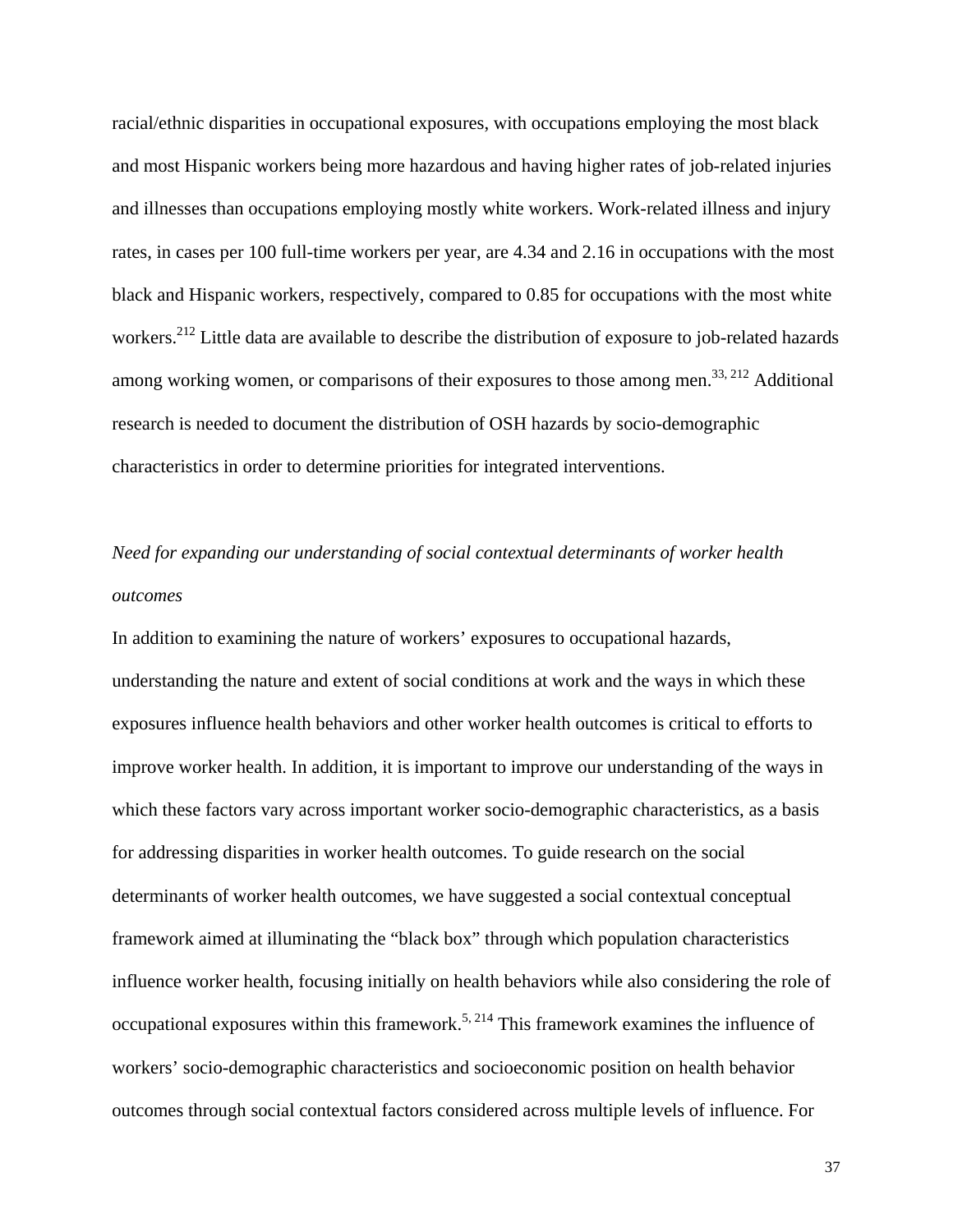racial/ethnic disparities in occupational exposures, with occupations employing the most black and most Hispanic workers being more hazardous and having higher rates of job-related injuries and illnesses than occupations employing mostly white workers. Work-related illness and injury rates, in cases per 100 full-time workers per year, are 4.34 and 2.16 in occupations with the most black and Hispanic workers, respectively, compared to 0.85 for occupations with the most white workers.[212] Little data are available to describe the distribution of exposure to job-related hazards among working women, or comparisons of their exposures to those among men.[33, 212] Additional research is needed to document the distribution of OSH hazards by socio-demographic characteristics in order to determine priorities for integrated interventions.

*Need for expanding our understanding of social contextual determinants of worker health outcomes*

In addition to examining the nature of workers' exposures to occupational hazards, understanding the nature and extent of social conditions at work and the ways in which these exposures influence health behaviors and other worker health outcomes is critical to efforts to improve worker health. In addition, it is important to improve our understanding of the ways in which these factors vary across important worker socio-demographic characteristics, as a basis for addressing disparities in worker health outcomes. To guide research on the social determinants of worker health outcomes, we have suggested a social contextual conceptual framework aimed at illuminating the "black box" through which population characteristics influence worker health, focusing initially on health behaviors while also considering the role of occupational exposures within this framework.[5, 214] This framework examines the influence of workers' socio-demographic characteristics and socioeconomic position on health behavior outcomes through social contextual factors considered across multiple levels of influence. For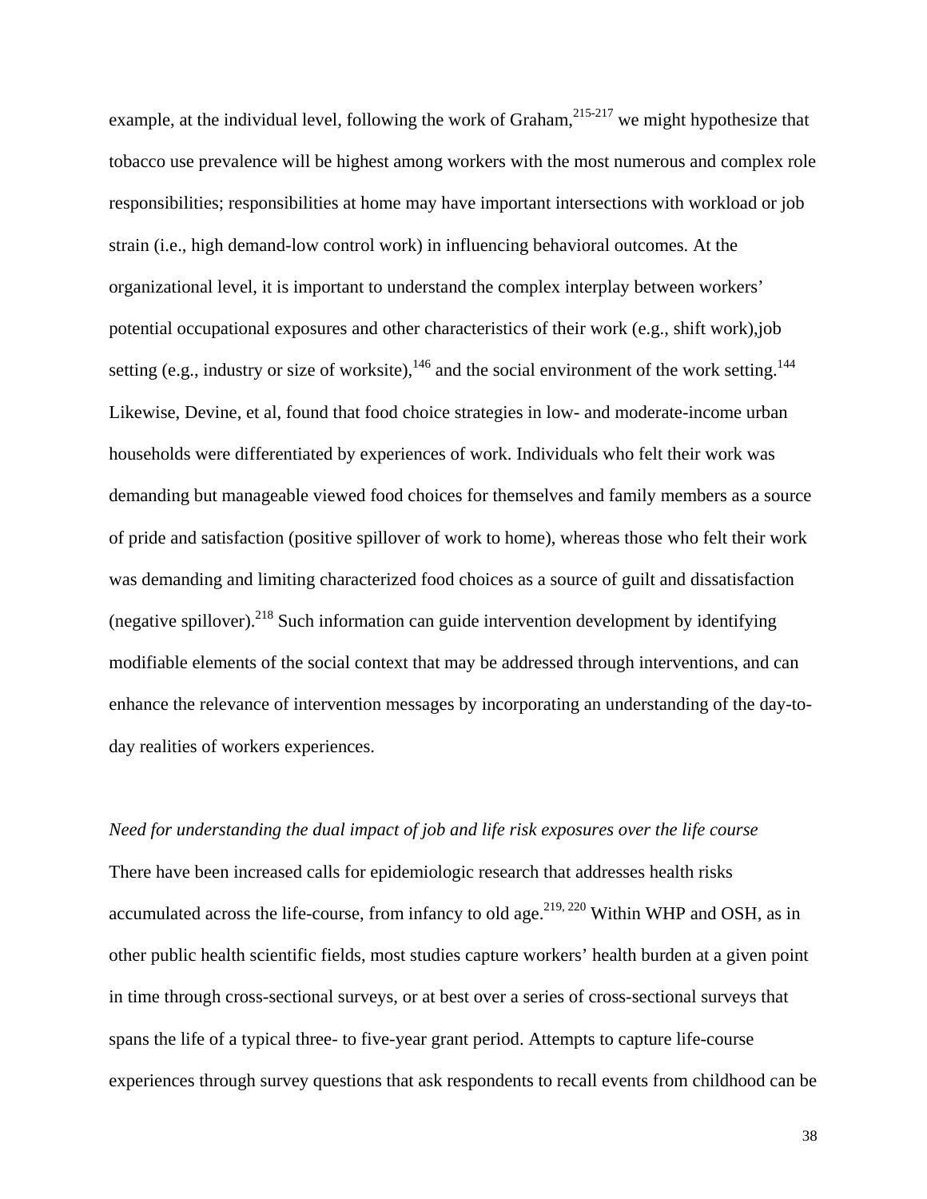example, at the individual level, following the work of Graham,[215-217] we might hypothesize that tobacco use prevalence will be highest among workers with the most numerous and complex role responsibilities; responsibilities at home may have important intersections with workload or job strain (i.e., high demand-low control work) in influencing behavioral outcomes. At the organizational level, it is important to understand the complex interplay between workers' potential occupational exposures and other characteristics of their work (e.g., shift work),job setting (e.g., industry or size of worksite),[146] and the social environment of the work setting.[144] Likewise, Devine, et al, found that food choice strategies in low- and moderate-income urban households were differentiated by experiences of work. Individuals who felt their work was demanding but manageable viewed food choices for themselves and family members as a source of pride and satisfaction (positive spillover of work to home), whereas those who felt their work was demanding and limiting characterized food choices as a source of guilt and dissatisfaction (negative spillover).[218] Such information can guide intervention development by identifying modifiable elements of the social context that may be addressed through interventions, and can enhance the relevance of intervention messages by incorporating an understanding of the day-to-day realities of workers experiences.

*Need for understanding the dual impact of job and life risk exposures over the life course*

There have been increased calls for epidemiologic research that addresses health risks accumulated across the life-course, from infancy to old age.[219, 220] Within WHP and OSH, as in other public health scientific fields, most studies capture workers' health burden at a given point in time through cross-sectional surveys, or at best over a series of cross-sectional surveys that spans the life of a typical three- to five-year grant period. Attempts to capture life-course experiences through survey questions that ask respondents to recall events from childhood can be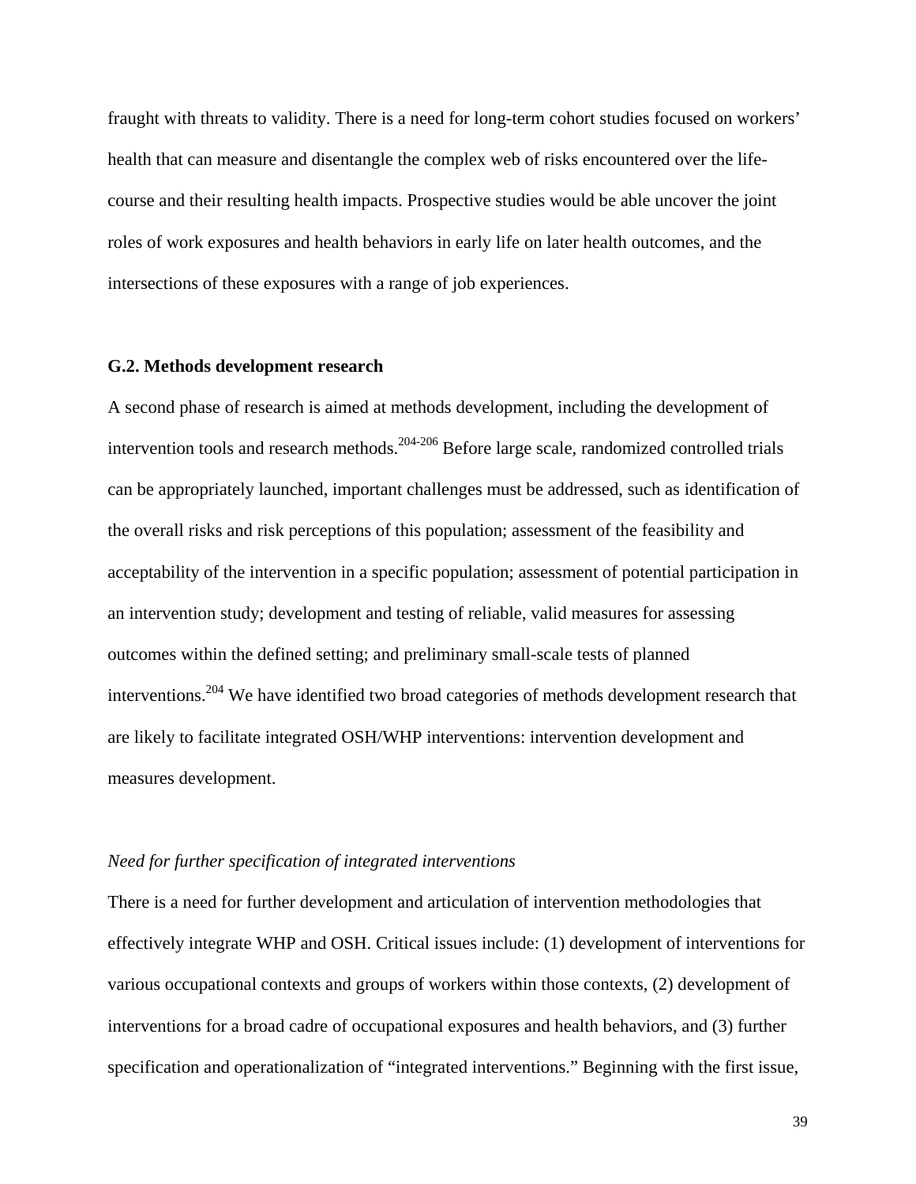fraught with threats to validity. There is a need for long-term cohort studies focused on workers' health that can measure and disentangle the complex web of risks encountered over the life-course and their resulting health impacts. Prospective studies would be able uncover the joint roles of work exposures and health behaviors in early life on later health outcomes, and the intersections of these exposures with a range of job experiences.

### G.2. Methods development research

A second phase of research is aimed at methods development, including the development of intervention tools and research methods.[204-206] Before large scale, randomized controlled trials can be appropriately launched, important challenges must be addressed, such as identification of the overall risks and risk perceptions of this population; assessment of the feasibility and acceptability of the intervention in a specific population; assessment of potential participation in an intervention study; development and testing of reliable, valid measures for assessing outcomes within the defined setting; and preliminary small-scale tests of planned interventions.[204] We have identified two broad categories of methods development research that are likely to facilitate integrated OSH/WHP interventions: intervention development and measures development.

*Need for further specification of integrated interventions*

There is a need for further development and articulation of intervention methodologies that effectively integrate WHP and OSH. Critical issues include: (1) development of interventions for various occupational contexts and groups of workers within those contexts, (2) development of interventions for a broad cadre of occupational exposures and health behaviors, and (3) further specification and operationalization of "integrated interventions." Beginning with the first issue,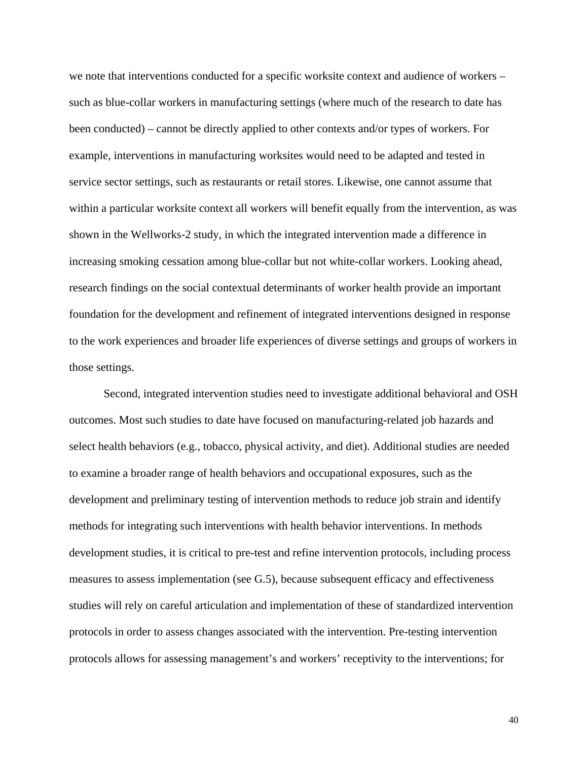we note that interventions conducted for a specific worksite context and audience of workers – such as blue-collar workers in manufacturing settings (where much of the research to date has been conducted) – cannot be directly applied to other contexts and/or types of workers. For example, interventions in manufacturing worksites would need to be adapted and tested in service sector settings, such as restaurants or retail stores. Likewise, one cannot assume that within a particular worksite context all workers will benefit equally from the intervention, as was shown in the Wellworks-2 study, in which the integrated intervention made a difference in increasing smoking cessation among blue-collar but not white-collar workers. Looking ahead, research findings on the social contextual determinants of worker health provide an important foundation for the development and refinement of integrated interventions designed in response to the work experiences and broader life experiences of diverse settings and groups of workers in those settings.

Second, integrated intervention studies need to investigate additional behavioral and OSH outcomes. Most such studies to date have focused on manufacturing-related job hazards and select health behaviors (e.g., tobacco, physical activity, and diet). Additional studies are needed to examine a broader range of health behaviors and occupational exposures, such as the development and preliminary testing of intervention methods to reduce job strain and identify methods for integrating such interventions with health behavior interventions. In methods development studies, it is critical to pre-test and refine intervention protocols, including process measures to assess implementation (see G.5), because subsequent efficacy and effectiveness studies will rely on careful articulation and implementation of these of standardized intervention protocols in order to assess changes associated with the intervention. Pre-testing intervention protocols allows for assessing management's and workers' receptivity to the interventions; for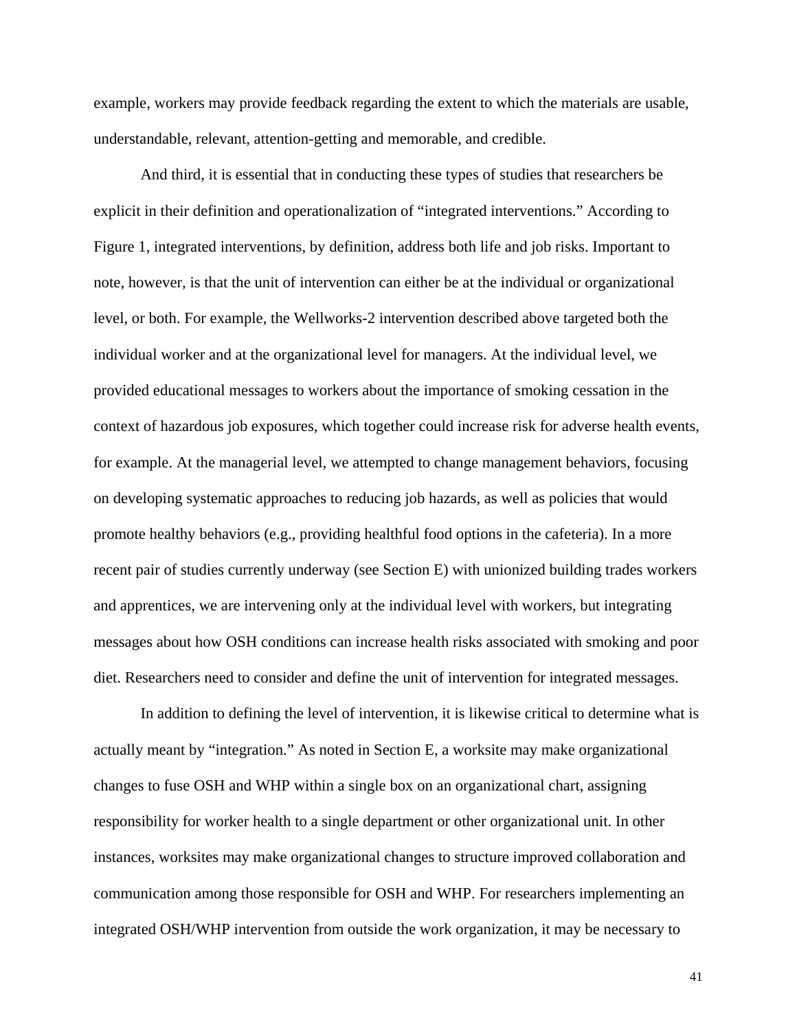example, workers may provide feedback regarding the extent to which the materials are usable, understandable, relevant, attention-getting and memorable, and credible.

And third, it is essential that in conducting these types of studies that researchers be explicit in their definition and operationalization of “integrated interventions.” According to Figure 1, integrated interventions, by definition, address both life and job risks. Important to note, however, is that the unit of intervention can either be at the individual or organizational level, or both. For example, the Wellworks-2 intervention described above targeted both the individual worker and at the organizational level for managers. At the individual level, we provided educational messages to workers about the importance of smoking cessation in the context of hazardous job exposures, which together could increase risk for adverse health events, for example. At the managerial level, we attempted to change management behaviors, focusing on developing systematic approaches to reducing job hazards, as well as policies that would promote healthy behaviors (e.g., providing healthful food options in the cafeteria). In a more recent pair of studies currently underway (see Section E) with unionized building trades workers and apprentices, we are intervening only at the individual level with workers, but integrating messages about how OSH conditions can increase health risks associated with smoking and poor diet. Researchers need to consider and define the unit of intervention for integrated messages.

In addition to defining the level of intervention, it is likewise critical to determine what is actually meant by “integration.” As noted in Section E, a worksite may make organizational changes to fuse OSH and WHP within a single box on an organizational chart, assigning responsibility for worker health to a single department or other organizational unit. In other instances, worksites may make organizational changes to structure improved collaboration and communication among those responsible for OSH and WHP. For researchers implementing an integrated OSH/WHP intervention from outside the work organization, it may be necessary to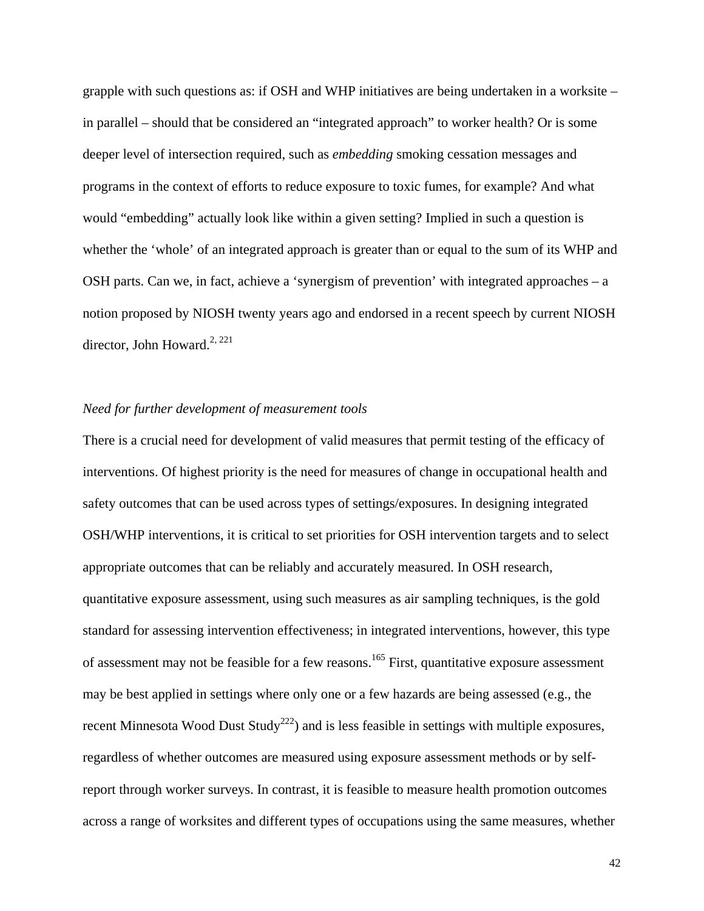grapple with such questions as: if OSH and WHP initiatives are being undertaken in a worksite – in parallel – should that be considered an "integrated approach" to worker health? Or is some deeper level of intersection required, such as *embedding* smoking cessation messages and programs in the context of efforts to reduce exposure to toxic fumes, for example? And what would "embedding" actually look like within a given setting? Implied in such a question is whether the 'whole' of an integrated approach is greater than or equal to the sum of its WHP and OSH parts. Can we, in fact, achieve a 'synergism of prevention' with integrated approaches – a notion proposed by NIOSH twenty years ago and endorsed in a recent speech by current NIOSH director, John Howard.[2, 221]

*Need for further development of measurement tools*

There is a crucial need for development of valid measures that permit testing of the efficacy of interventions. Of highest priority is the need for measures of change in occupational health and safety outcomes that can be used across types of settings/exposures. In designing integrated OSH/WHP interventions, it is critical to set priorities for OSH intervention targets and to select appropriate outcomes that can be reliably and accurately measured. In OSH research, quantitative exposure assessment, using such measures as air sampling techniques, is the gold standard for assessing intervention effectiveness; in integrated interventions, however, this type of assessment may not be feasible for a few reasons.[165] First, quantitative exposure assessment may be best applied in settings where only one or a few hazards are being assessed (e.g., the recent Minnesota Wood Dust Study[222]) and is less feasible in settings with multiple exposures, regardless of whether outcomes are measured using exposure assessment methods or by self-report through worker surveys. In contrast, it is feasible to measure health promotion outcomes across a range of worksites and different types of occupations using the same measures, whether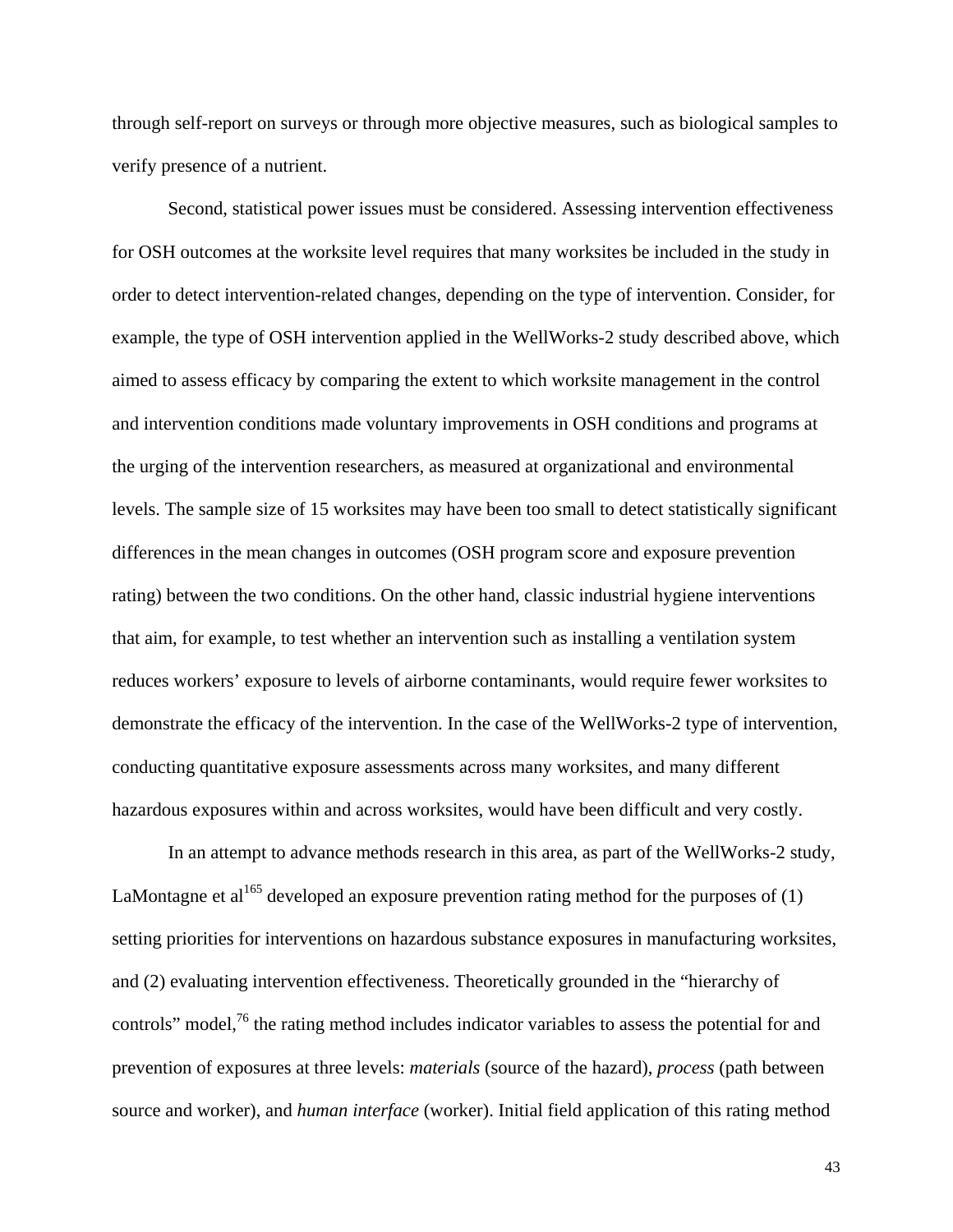through self-report on surveys or through more objective measures, such as biological samples to verify presence of a nutrient.

Second, statistical power issues must be considered. Assessing intervention effectiveness for OSH outcomes at the worksite level requires that many worksites be included in the study in order to detect intervention-related changes, depending on the type of intervention. Consider, for example, the type of OSH intervention applied in the WellWorks-2 study described above, which aimed to assess efficacy by comparing the extent to which worksite management in the control and intervention conditions made voluntary improvements in OSH conditions and programs at the urging of the intervention researchers, as measured at organizational and environmental levels. The sample size of 15 worksites may have been too small to detect statistically significant differences in the mean changes in outcomes (OSH program score and exposure prevention rating) between the two conditions. On the other hand, classic industrial hygiene interventions that aim, for example, to test whether an intervention such as installing a ventilation system reduces workers' exposure to levels of airborne contaminants, would require fewer worksites to demonstrate the efficacy of the intervention. In the case of the WellWorks-2 type of intervention, conducting quantitative exposure assessments across many worksites, and many different hazardous exposures within and across worksites, would have been difficult and very costly.

In an attempt to advance methods research in this area, as part of the WellWorks-2 study, LaMontagne et al[165] developed an exposure prevention rating method for the purposes of (1) setting priorities for interventions on hazardous substance exposures in manufacturing worksites, and (2) evaluating intervention effectiveness. Theoretically grounded in the "hierarchy of controls" model,[76] the rating method includes indicator variables to assess the potential for and prevention of exposures at three levels: *materials* (source of the hazard), *process* (path between source and worker), and *human interface* (worker). Initial field application of this rating method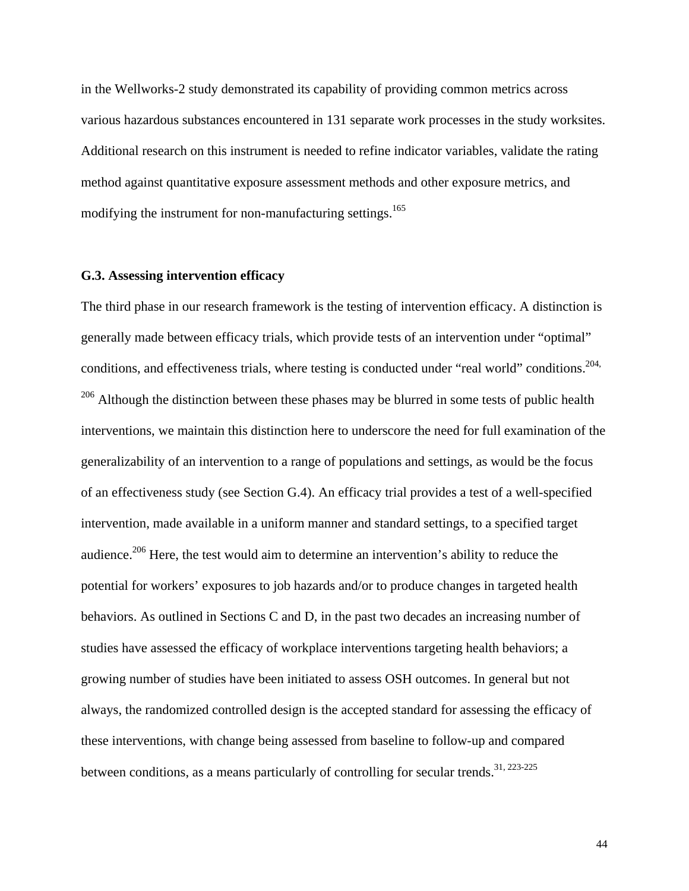in the Wellworks-2 study demonstrated its capability of providing common metrics across various hazardous substances encountered in 131 separate work processes in the study worksites. Additional research on this instrument is needed to refine indicator variables, validate the rating method against quantitative exposure assessment methods and other exposure metrics, and modifying the instrument for non-manufacturing settings.[165]

### G.3. Assessing intervention efficacy

The third phase in our research framework is the testing of intervention efficacy. A distinction is generally made between efficacy trials, which provide tests of an intervention under "optimal" conditions, and effectiveness trials, where testing is conducted under "real world" conditions.[204, 206] Although the distinction between these phases may be blurred in some tests of public health interventions, we maintain this distinction here to underscore the need for full examination of the generalizability of an intervention to a range of populations and settings, as would be the focus of an effectiveness study (see Section G.4). An efficacy trial provides a test of a well-specified intervention, made available in a uniform manner and standard settings, to a specified target audience.[206] Here, the test would aim to determine an intervention's ability to reduce the potential for workers' exposures to job hazards and/or to produce changes in targeted health behaviors. As outlined in Sections C and D, in the past two decades an increasing number of studies have assessed the efficacy of workplace interventions targeting health behaviors; a growing number of studies have been initiated to assess OSH outcomes. In general but not always, the randomized controlled design is the accepted standard for assessing the efficacy of these interventions, with change being assessed from baseline to follow-up and compared between conditions, as a means particularly of controlling for secular trends.[31, 223-225]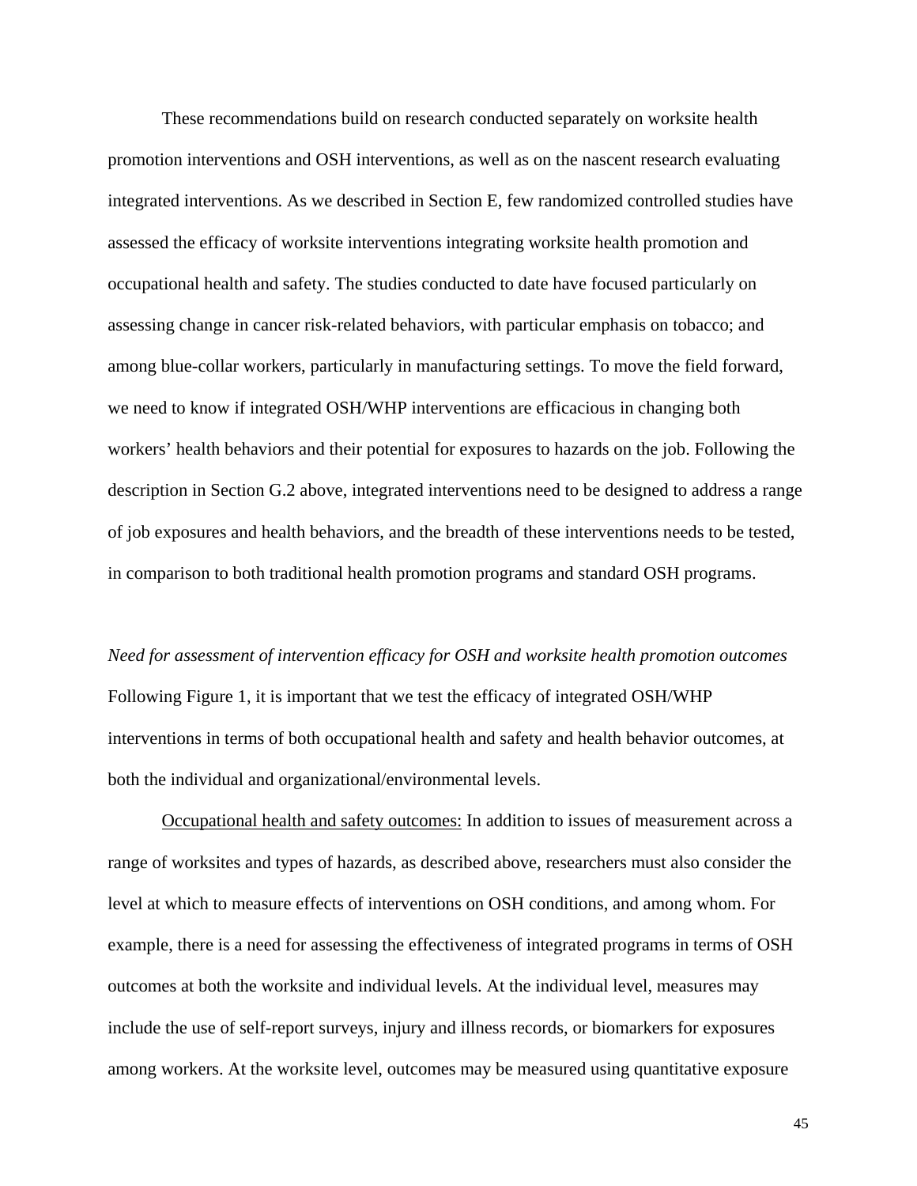These recommendations build on research conducted separately on worksite health promotion interventions and OSH interventions, as well as on the nascent research evaluating integrated interventions. As we described in Section E, few randomized controlled studies have assessed the efficacy of worksite interventions integrating worksite health promotion and occupational health and safety. The studies conducted to date have focused particularly on assessing change in cancer risk-related behaviors, with particular emphasis on tobacco; and among blue-collar workers, particularly in manufacturing settings. To move the field forward, we need to know if integrated OSH/WHP interventions are efficacious in changing both workers' health behaviors and their potential for exposures to hazards on the job. Following the description in Section G.2 above, integrated interventions need to be designed to address a range of job exposures and health behaviors, and the breadth of these interventions needs to be tested, in comparison to both traditional health promotion programs and standard OSH programs.

*Need for assessment of intervention efficacy for OSH and worksite health promotion outcomes*

Following Figure 1, it is important that we test the efficacy of integrated OSH/WHP interventions in terms of both occupational health and safety and health behavior outcomes, at both the individual and organizational/environmental levels.

<u>Occupational health and safety outcomes:</u> In addition to issues of measurement across a range of worksites and types of hazards, as described above, researchers must also consider the level at which to measure effects of interventions on OSH conditions, and among whom. For example, there is a need for assessing the effectiveness of integrated programs in terms of OSH outcomes at both the worksite and individual levels. At the individual level, measures may include the use of self-report surveys, injury and illness records, or biomarkers for exposures among workers. At the worksite level, outcomes may be measured using quantitative exposure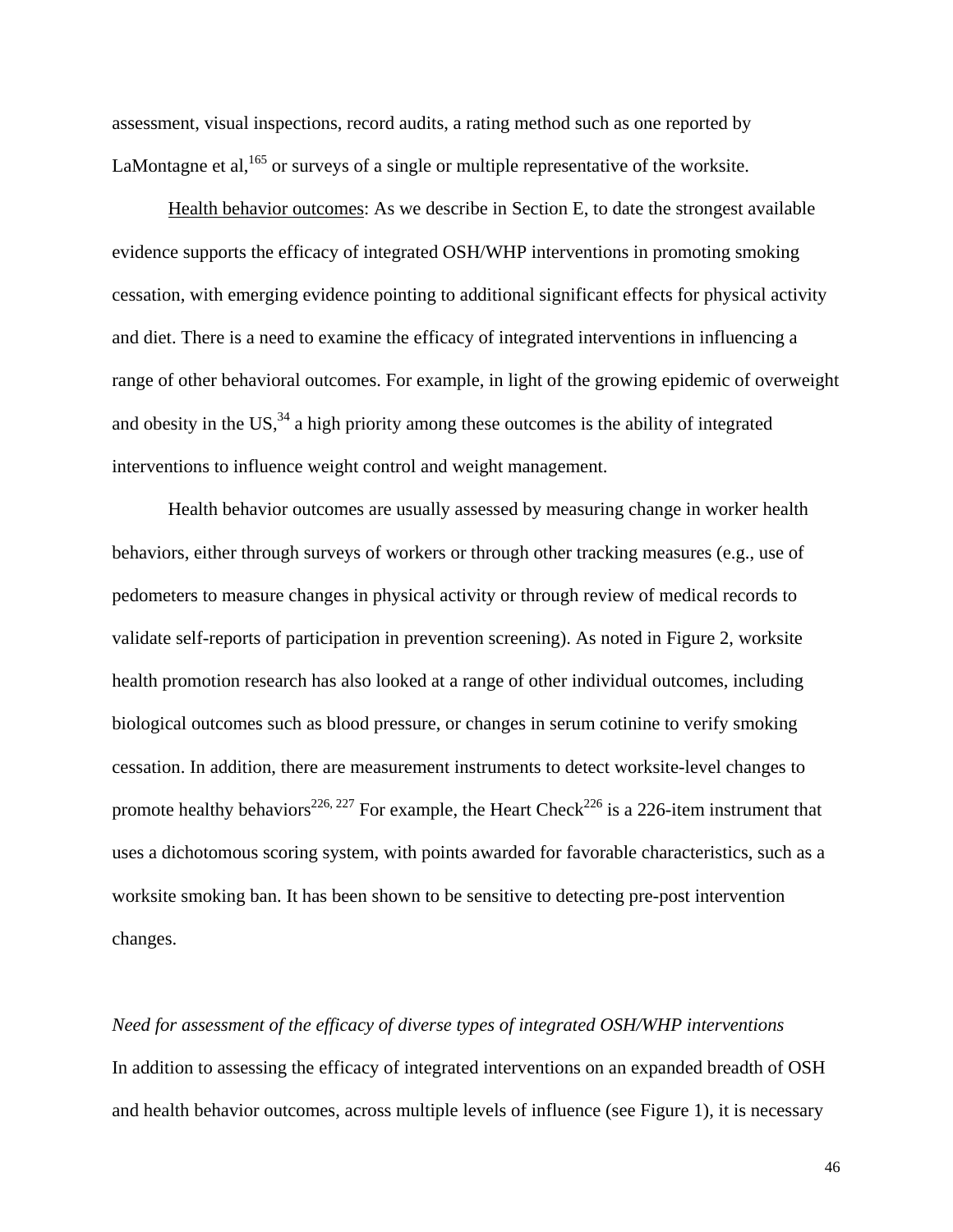assessment, visual inspections, record audits, a rating method such as one reported by LaMontagne et al,[165] or surveys of a single or multiple representative of the worksite.

Health behavior outcomes: As we describe in Section E, to date the strongest available evidence supports the efficacy of integrated OSH/WHP interventions in promoting smoking cessation, with emerging evidence pointing to additional significant effects for physical activity and diet. There is a need to examine the efficacy of integrated interventions in influencing a range of other behavioral outcomes. For example, in light of the growing epidemic of overweight and obesity in the US,[34] a high priority among these outcomes is the ability of integrated interventions to influence weight control and weight management.

Health behavior outcomes are usually assessed by measuring change in worker health behaviors, either through surveys of workers or through other tracking measures (e.g., use of pedometers to measure changes in physical activity or through review of medical records to validate self-reports of participation in prevention screening). As noted in Figure 2, worksite health promotion research has also looked at a range of other individual outcomes, including biological outcomes such as blood pressure, or changes in serum cotinine to verify smoking cessation. In addition, there are measurement instruments to detect worksite-level changes to promote healthy behaviors[226, 227] For example, the Heart Check[226] is a 226-item instrument that uses a dichotomous scoring system, with points awarded for favorable characteristics, such as a worksite smoking ban. It has been shown to be sensitive to detecting pre-post intervention changes.

*Need for assessment of the efficacy of diverse types of integrated OSH/WHP interventions*

In addition to assessing the efficacy of integrated interventions on an expanded breadth of OSH and health behavior outcomes, across multiple levels of influence (see Figure 1), it is necessary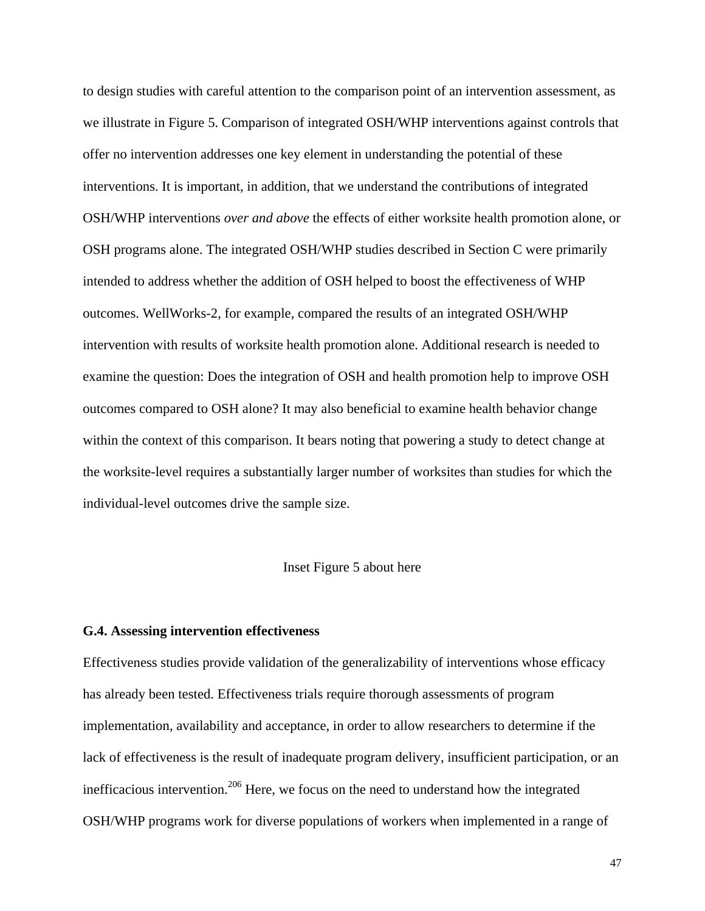to design studies with careful attention to the comparison point of an intervention assessment, as we illustrate in Figure 5. Comparison of integrated OSH/WHP interventions against controls that offer no intervention addresses one key element in understanding the potential of these interventions. It is important, in addition, that we understand the contributions of integrated OSH/WHP interventions *over and above* the effects of either worksite health promotion alone, or OSH programs alone. The integrated OSH/WHP studies described in Section C were primarily intended to address whether the addition of OSH helped to boost the effectiveness of WHP outcomes. WellWorks-2, for example, compared the results of an integrated OSH/WHP intervention with results of worksite health promotion alone. Additional research is needed to examine the question: Does the integration of OSH and health promotion help to improve OSH outcomes compared to OSH alone? It may also beneficial to examine health behavior change within the context of this comparison. It bears noting that powering a study to detect change at the worksite-level requires a substantially larger number of worksites than studies for which the individual-level outcomes drive the sample size.

Inset Figure 5 about here

**G.4. Assessing intervention effectiveness**

Effectiveness studies provide validation of the generalizability of interventions whose efficacy has already been tested. Effectiveness trials require thorough assessments of program implementation, availability and acceptance, in order to allow researchers to determine if the lack of effectiveness is the result of inadequate program delivery, insufficient participation, or an inefficacious intervention.[206] Here, we focus on the need to understand how the integrated OSH/WHP programs work for diverse populations of workers when implemented in a range of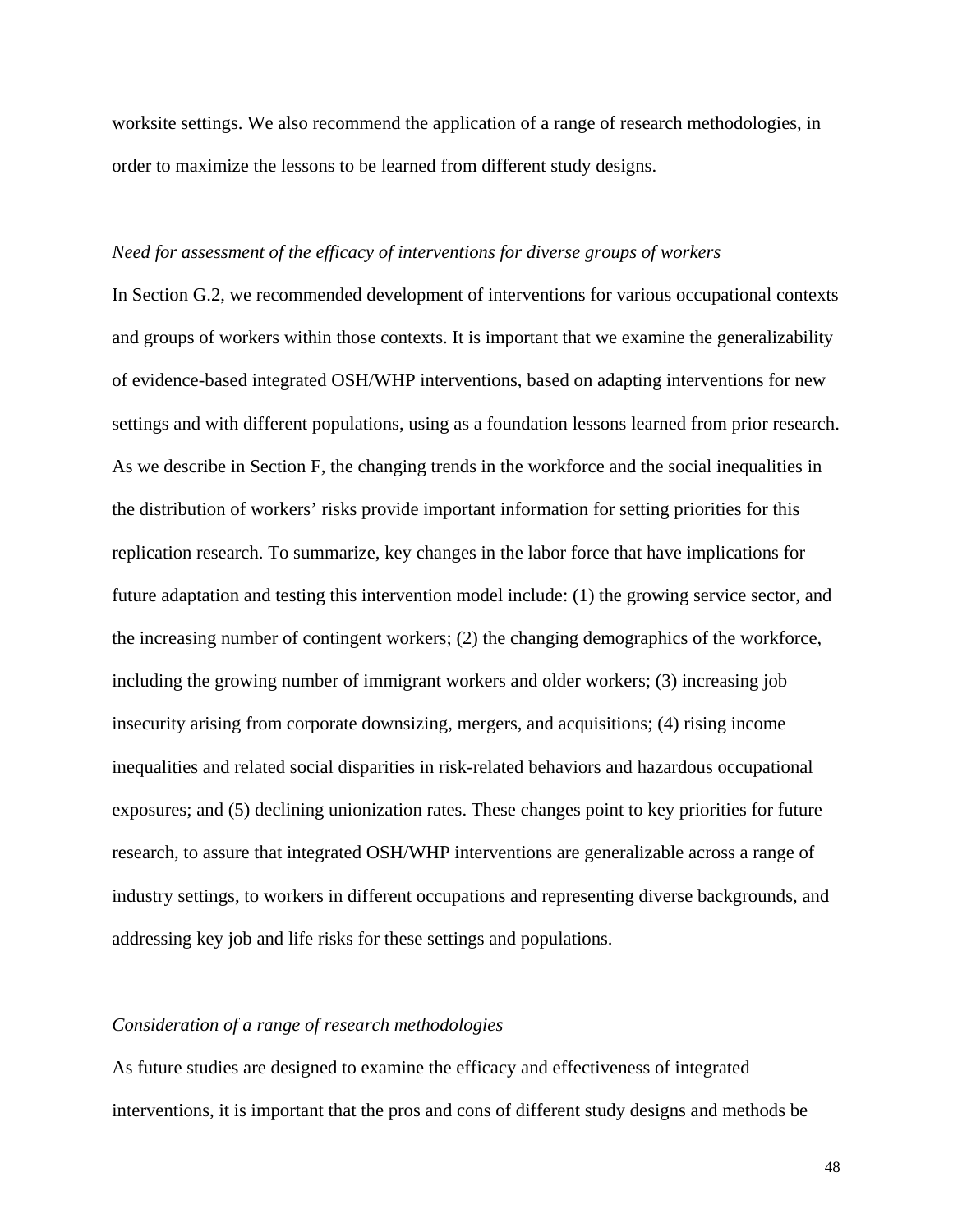worksite settings. We also recommend the application of a range of research methodologies, in order to maximize the lessons to be learned from different study designs.

*Need for assessment of the efficacy of interventions for diverse groups of workers*

In Section G.2, we recommended development of interventions for various occupational contexts and groups of workers within those contexts. It is important that we examine the generalizability of evidence-based integrated OSH/WHP interventions, based on adapting interventions for new settings and with different populations, using as a foundation lessons learned from prior research. As we describe in Section F, the changing trends in the workforce and the social inequalities in the distribution of workers' risks provide important information for setting priorities for this replication research. To summarize, key changes in the labor force that have implications for future adaptation and testing this intervention model include: (1) the growing service sector, and the increasing number of contingent workers; (2) the changing demographics of the workforce, including the growing number of immigrant workers and older workers; (3) increasing job insecurity arising from corporate downsizing, mergers, and acquisitions; (4) rising income inequalities and related social disparities in risk-related behaviors and hazardous occupational exposures; and (5) declining unionization rates. These changes point to key priorities for future research, to assure that integrated OSH/WHP interventions are generalizable across a range of industry settings, to workers in different occupations and representing diverse backgrounds, and addressing key job and life risks for these settings and populations.

*Consideration of a range of research methodologies*

As future studies are designed to examine the efficacy and effectiveness of integrated interventions, it is important that the pros and cons of different study designs and methods be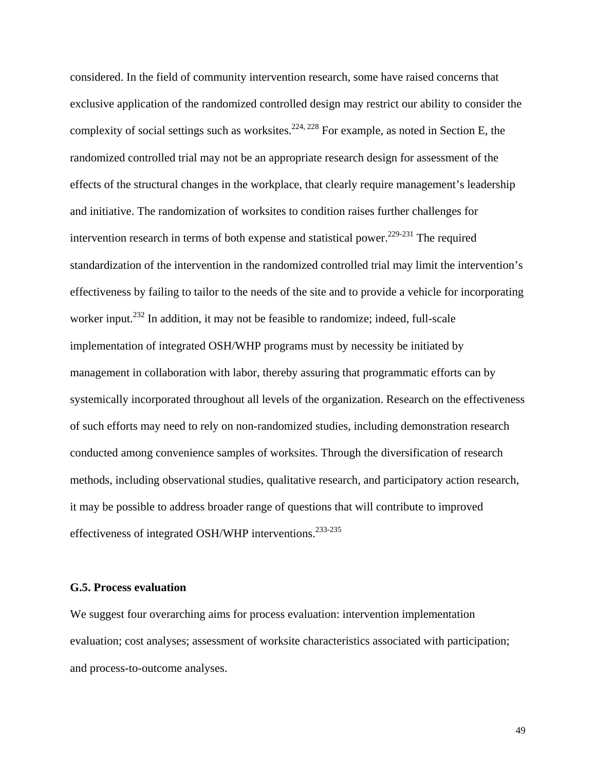considered. In the field of community intervention research, some have raised concerns that exclusive application of the randomized controlled design may restrict our ability to consider the complexity of social settings such as worksites.[224, 228] For example, as noted in Section E, the randomized controlled trial may not be an appropriate research design for assessment of the effects of the structural changes in the workplace, that clearly require management's leadership and initiative. The randomization of worksites to condition raises further challenges for intervention research in terms of both expense and statistical power.[229-231] The required standardization of the intervention in the randomized controlled trial may limit the intervention's effectiveness by failing to tailor to the needs of the site and to provide a vehicle for incorporating worker input.[232] In addition, it may not be feasible to randomize; indeed, full-scale implementation of integrated OSH/WHP programs must by necessity be initiated by management in collaboration with labor, thereby assuring that programmatic efforts can by systemically incorporated throughout all levels of the organization. Research on the effectiveness of such efforts may need to rely on non-randomized studies, including demonstration research conducted among convenience samples of worksites. Through the diversification of research methods, including observational studies, qualitative research, and participatory action research, it may be possible to address broader range of questions that will contribute to improved effectiveness of integrated OSH/WHP interventions.[233-235]

### G.5. Process evaluation

We suggest four overarching aims for process evaluation: intervention implementation evaluation; cost analyses; assessment of worksite characteristics associated with participation; and process-to-outcome analyses.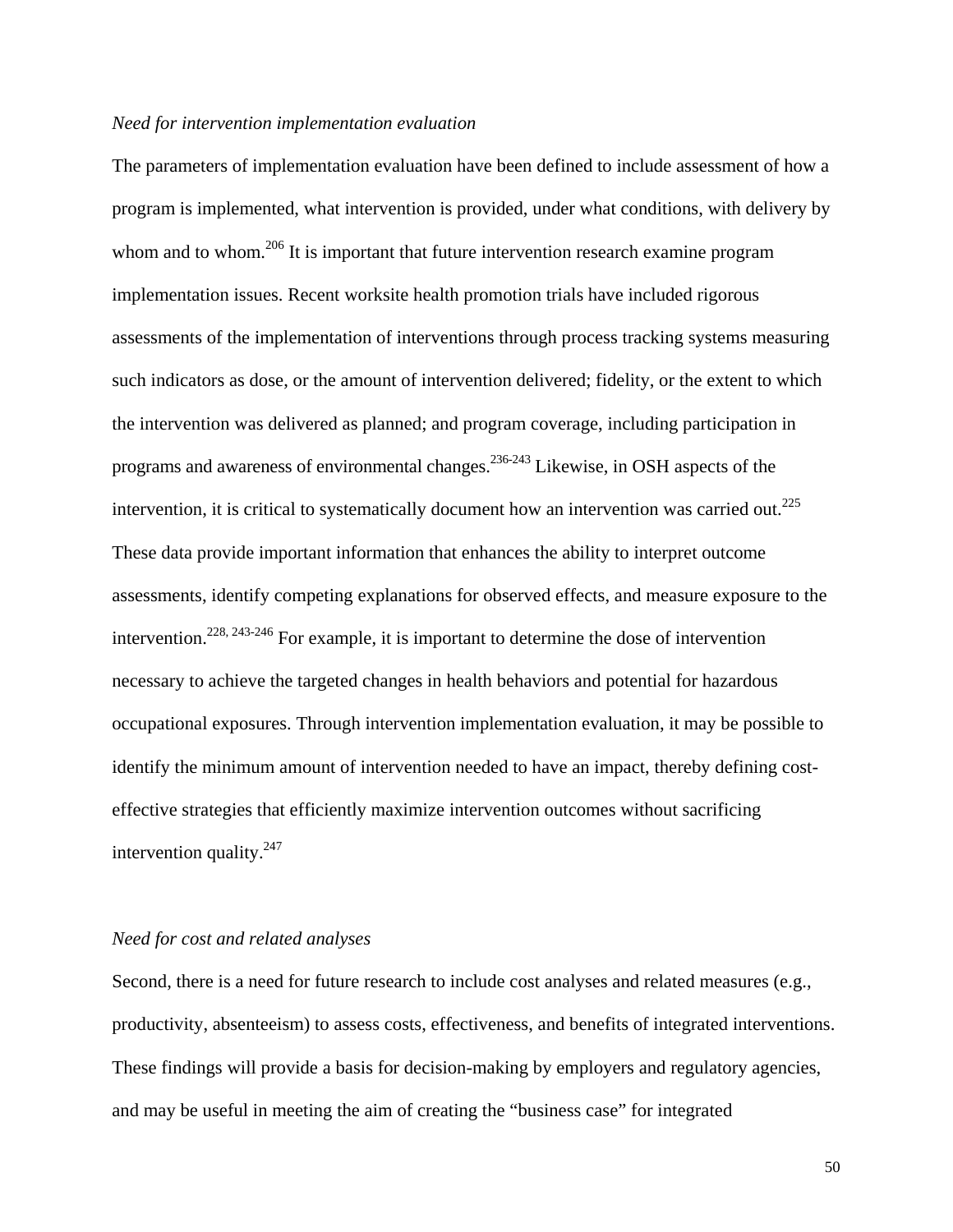*Need for intervention implementation evaluation*

The parameters of implementation evaluation have been defined to include assessment of how a program is implemented, what intervention is provided, under what conditions, with delivery by whom and to whom.[206] It is important that future intervention research examine program implementation issues. Recent worksite health promotion trials have included rigorous assessments of the implementation of interventions through process tracking systems measuring such indicators as dose, or the amount of intervention delivered; fidelity, or the extent to which the intervention was delivered as planned; and program coverage, including participation in programs and awareness of environmental changes.[236-243] Likewise, in OSH aspects of the intervention, it is critical to systematically document how an intervention was carried out.[225] These data provide important information that enhances the ability to interpret outcome assessments, identify competing explanations for observed effects, and measure exposure to the intervention.[228, 243-246] For example, it is important to determine the dose of intervention necessary to achieve the targeted changes in health behaviors and potential for hazardous occupational exposures. Through intervention implementation evaluation, it may be possible to identify the minimum amount of intervention needed to have an impact, thereby defining cost-effective strategies that efficiently maximize intervention outcomes without sacrificing intervention quality.[247]

*Need for cost and related analyses*

Second, there is a need for future research to include cost analyses and related measures (e.g., productivity, absenteeism) to assess costs, effectiveness, and benefits of integrated interventions. These findings will provide a basis for decision-making by employers and regulatory agencies, and may be useful in meeting the aim of creating the "business case" for integrated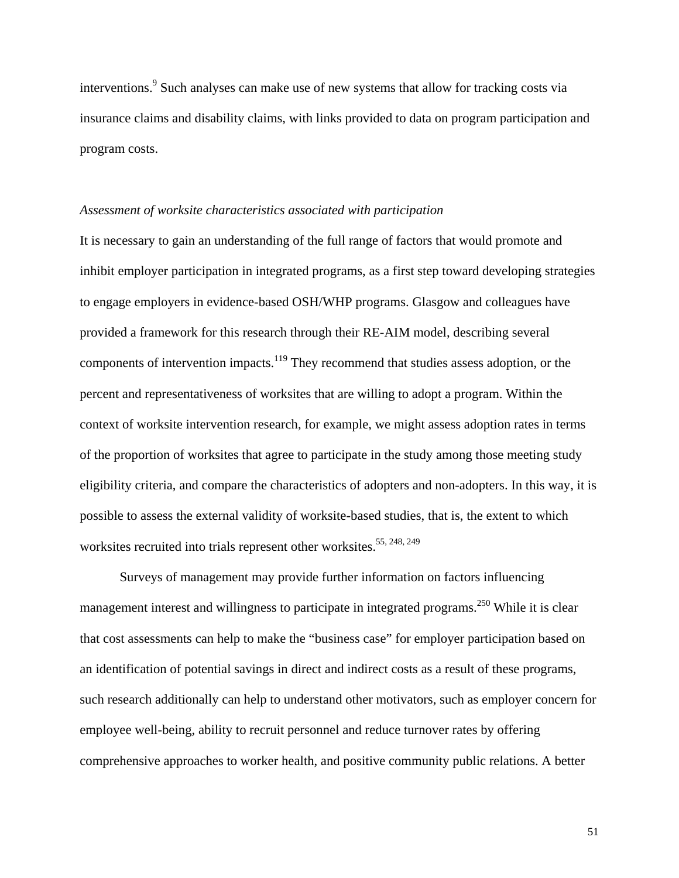interventions.[9] Such analyses can make use of new systems that allow for tracking costs via insurance claims and disability claims, with links provided to data on program participation and program costs.

*Assessment of worksite characteristics associated with participation*

It is necessary to gain an understanding of the full range of factors that would promote and inhibit employer participation in integrated programs, as a first step toward developing strategies to engage employers in evidence-based OSH/WHP programs. Glasgow and colleagues have provided a framework for this research through their RE-AIM model, describing several components of intervention impacts.[119] They recommend that studies assess adoption, or the percent and representativeness of worksites that are willing to adopt a program. Within the context of worksite intervention research, for example, we might assess adoption rates in terms of the proportion of worksites that agree to participate in the study among those meeting study eligibility criteria, and compare the characteristics of adopters and non-adopters. In this way, it is possible to assess the external validity of worksite-based studies, that is, the extent to which worksites recruited into trials represent other worksites.[55, 248, 249]

Surveys of management may provide further information on factors influencing management interest and willingness to participate in integrated programs.[250] While it is clear that cost assessments can help to make the "business case" for employer participation based on an identification of potential savings in direct and indirect costs as a result of these programs, such research additionally can help to understand other motivators, such as employer concern for employee well-being, ability to recruit personnel and reduce turnover rates by offering comprehensive approaches to worker health, and positive community public relations. A better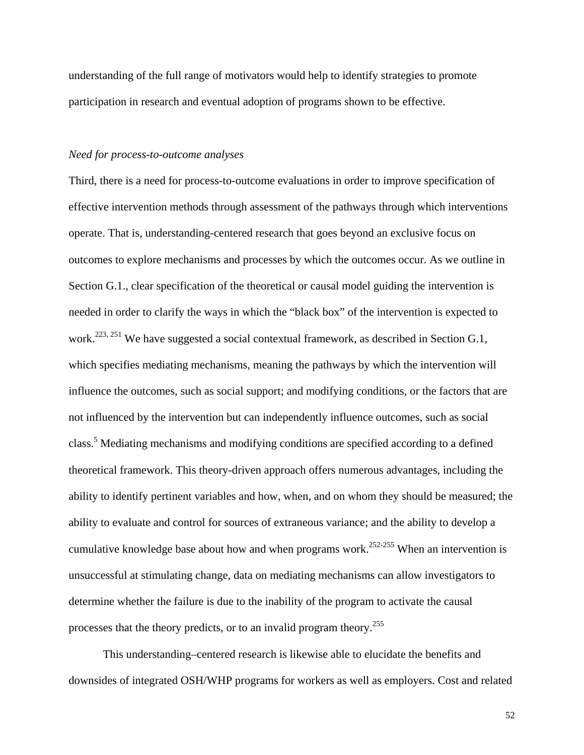understanding of the full range of motivators would help to identify strategies to promote participation in research and eventual adoption of programs shown to be effective.

*Need for process-to-outcome analyses*

Third, there is a need for process-to-outcome evaluations in order to improve specification of effective intervention methods through assessment of the pathways through which interventions operate. That is, understanding-centered research that goes beyond an exclusive focus on outcomes to explore mechanisms and processes by which the outcomes occur. As we outline in Section G.1., clear specification of the theoretical or causal model guiding the intervention is needed in order to clarify the ways in which the "black box" of the intervention is expected to work.[223, 251] We have suggested a social contextual framework, as described in Section G.1, which specifies mediating mechanisms, meaning the pathways by which the intervention will influence the outcomes, such as social support; and modifying conditions, or the factors that are not influenced by the intervention but can independently influence outcomes, such as social class.[5] Mediating mechanisms and modifying conditions are specified according to a defined theoretical framework. This theory-driven approach offers numerous advantages, including the ability to identify pertinent variables and how, when, and on whom they should be measured; the ability to evaluate and control for sources of extraneous variance; and the ability to develop a cumulative knowledge base about how and when programs work.[252-255] When an intervention is unsuccessful at stimulating change, data on mediating mechanisms can allow investigators to determine whether the failure is due to the inability of the program to activate the causal processes that the theory predicts, or to an invalid program theory.[255]

This understanding–centered research is likewise able to elucidate the benefits and downsides of integrated OSH/WHP programs for workers as well as employers. Cost and related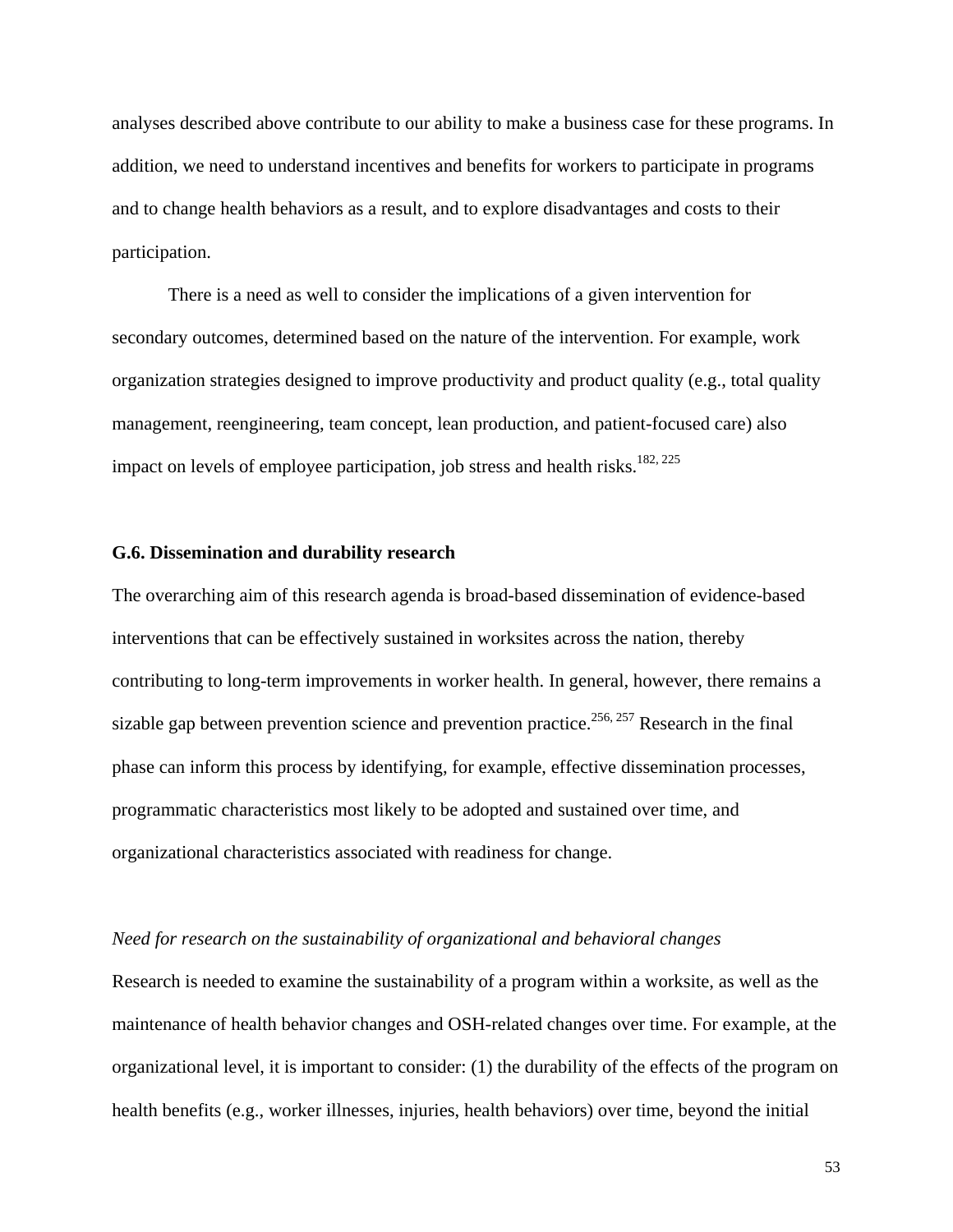analyses described above contribute to our ability to make a business case for these programs. In addition, we need to understand incentives and benefits for workers to participate in programs and to change health behaviors as a result, and to explore disadvantages and costs to their participation.

There is a need as well to consider the implications of a given intervention for secondary outcomes, determined based on the nature of the intervention. For example, work organization strategies designed to improve productivity and product quality (e.g., total quality management, reengineering, team concept, lean production, and patient-focused care) also impact on levels of employee participation, job stress and health risks.[182, 225]

**G.6. Dissemination and durability research**

The overarching aim of this research agenda is broad-based dissemination of evidence-based interventions that can be effectively sustained in worksites across the nation, thereby contributing to long-term improvements in worker health. In general, however, there remains a sizable gap between prevention science and prevention practice.[256, 257] Research in the final phase can inform this process by identifying, for example, effective dissemination processes, programmatic characteristics most likely to be adopted and sustained over time, and organizational characteristics associated with readiness for change.

*Need for research on the sustainability of organizational and behavioral changes*

Research is needed to examine the sustainability of a program within a worksite, as well as the maintenance of health behavior changes and OSH-related changes over time. For example, at the organizational level, it is important to consider: (1) the durability of the effects of the program on health benefits (e.g., worker illnesses, injuries, health behaviors) over time, beyond the initial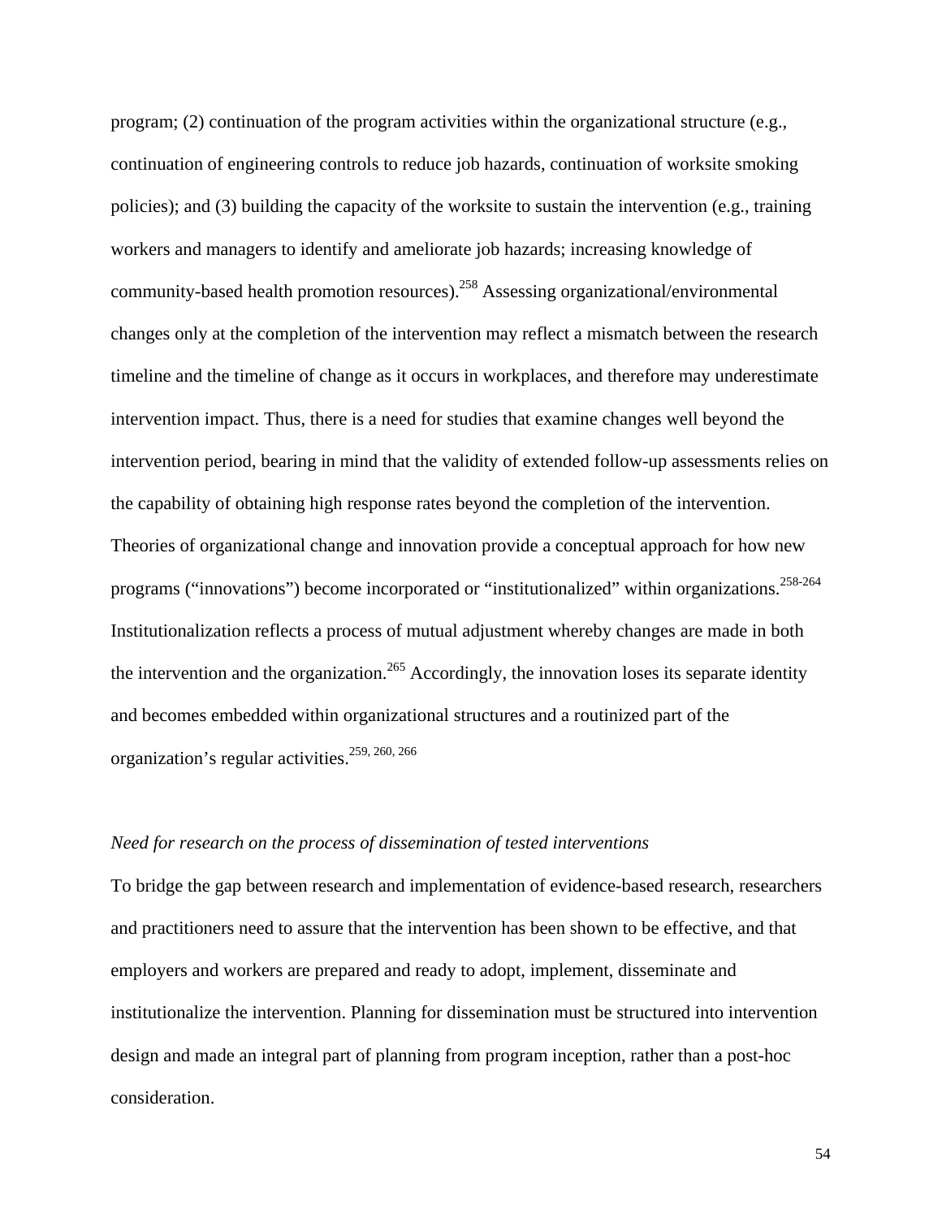program; (2) continuation of the program activities within the organizational structure (e.g., continuation of engineering controls to reduce job hazards, continuation of worksite smoking policies); and (3) building the capacity of the worksite to sustain the intervention (e.g., training workers and managers to identify and ameliorate job hazards; increasing knowledge of community-based health promotion resources).[258] Assessing organizational/environmental changes only at the completion of the intervention may reflect a mismatch between the research timeline and the timeline of change as it occurs in workplaces, and therefore may underestimate intervention impact. Thus, there is a need for studies that examine changes well beyond the intervention period, bearing in mind that the validity of extended follow-up assessments relies on the capability of obtaining high response rates beyond the completion of the intervention. Theories of organizational change and innovation provide a conceptual approach for how new programs ("innovations") become incorporated or "institutionalized" within organizations.[258-264] Institutionalization reflects a process of mutual adjustment whereby changes are made in both the intervention and the organization.[265] Accordingly, the innovation loses its separate identity and becomes embedded within organizational structures and a routinized part of the organization's regular activities.[259, 260, 266]

*Need for research on the process of dissemination of tested interventions*

To bridge the gap between research and implementation of evidence-based research, researchers and practitioners need to assure that the intervention has been shown to be effective, and that employers and workers are prepared and ready to adopt, implement, disseminate and institutionalize the intervention. Planning for dissemination must be structured into intervention design and made an integral part of planning from program inception, rather than a post-hoc consideration.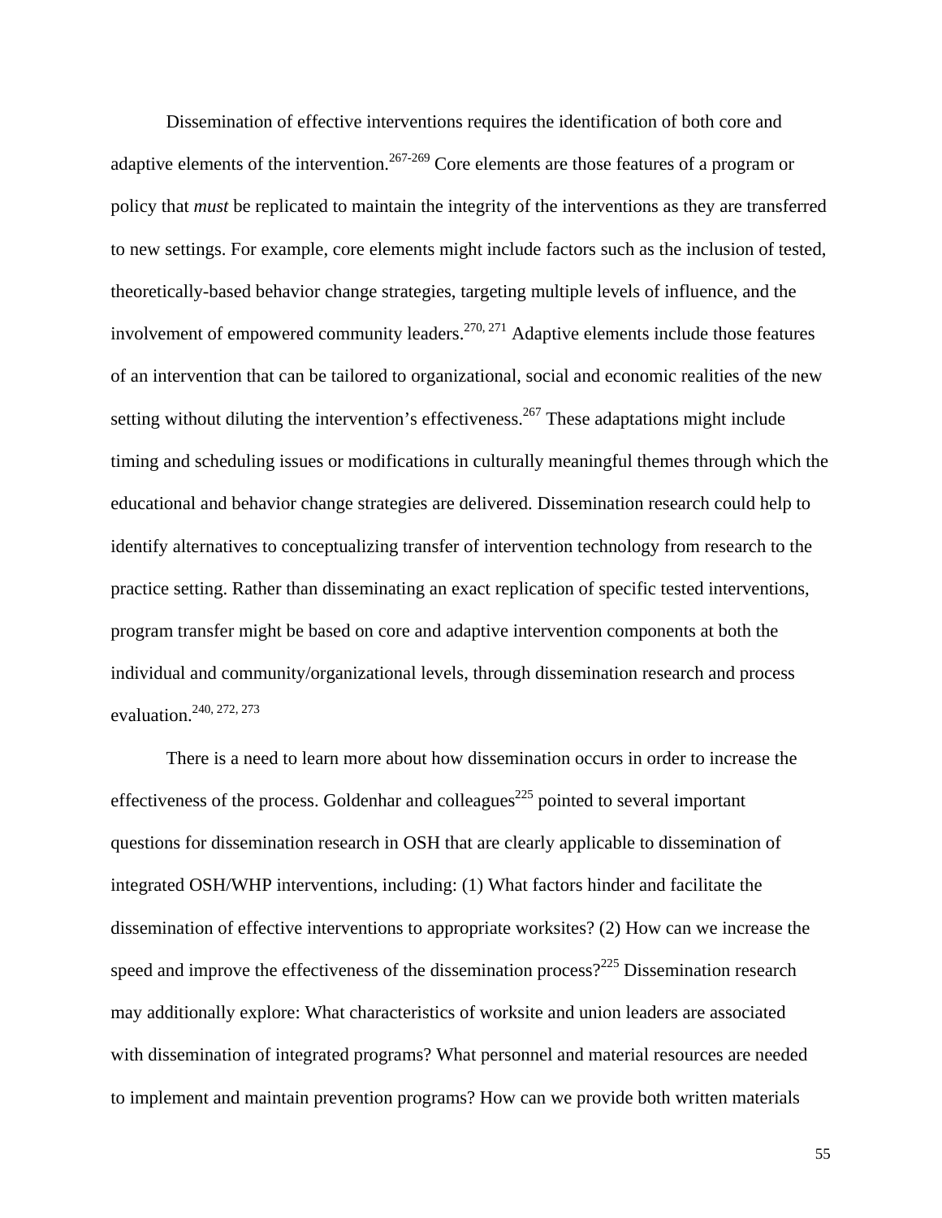Dissemination of effective interventions requires the identification of both core and adaptive elements of the intervention.[267-269] Core elements are those features of a program or policy that *must* be replicated to maintain the integrity of the interventions as they are transferred to new settings. For example, core elements might include factors such as the inclusion of tested, theoretically-based behavior change strategies, targeting multiple levels of influence, and the involvement of empowered community leaders.[270, 271] Adaptive elements include those features of an intervention that can be tailored to organizational, social and economic realities of the new setting without diluting the intervention's effectiveness.[267] These adaptations might include timing and scheduling issues or modifications in culturally meaningful themes through which the educational and behavior change strategies are delivered. Dissemination research could help to identify alternatives to conceptualizing transfer of intervention technology from research to the practice setting. Rather than disseminating an exact replication of specific tested interventions, program transfer might be based on core and adaptive intervention components at both the individual and community/organizational levels, through dissemination research and process evaluation.[240, 272, 273]

There is a need to learn more about how dissemination occurs in order to increase the effectiveness of the process. Goldenhar and colleagues[225] pointed to several important questions for dissemination research in OSH that are clearly applicable to dissemination of integrated OSH/WHP interventions, including: (1) What factors hinder and facilitate the dissemination of effective interventions to appropriate worksites? (2) How can we increase the speed and improve the effectiveness of the dissemination process?[225] Dissemination research may additionally explore: What characteristics of worksite and union leaders are associated with dissemination of integrated programs? What personnel and material resources are needed to implement and maintain prevention programs? How can we provide both written materials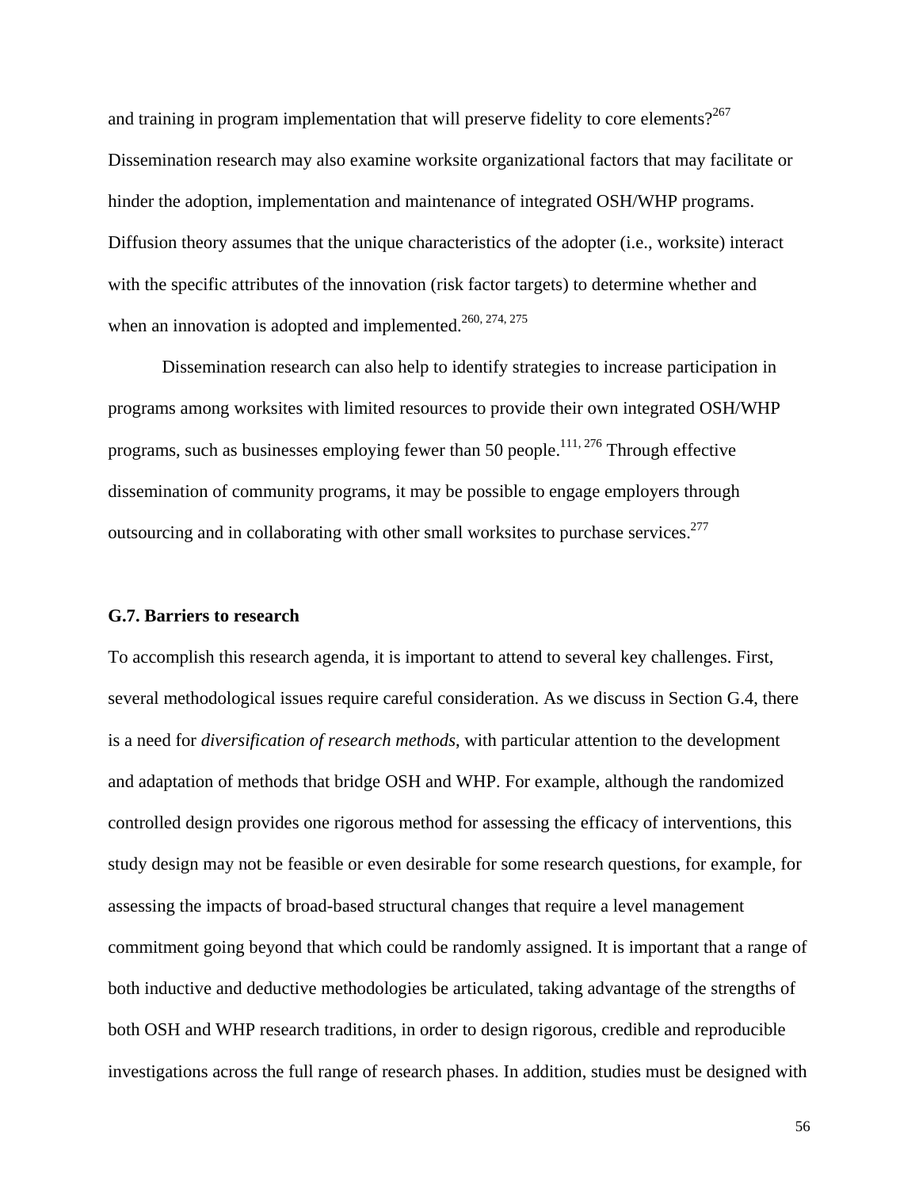and training in program implementation that will preserve fidelity to core elements?[267] Dissemination research may also examine worksite organizational factors that may facilitate or hinder the adoption, implementation and maintenance of integrated OSH/WHP programs. Diffusion theory assumes that the unique characteristics of the adopter (i.e., worksite) interact with the specific attributes of the innovation (risk factor targets) to determine whether and when an innovation is adopted and implemented.[260, 274, 275]

Dissemination research can also help to identify strategies to increase participation in programs among worksites with limited resources to provide their own integrated OSH/WHP programs, such as businesses employing fewer than 50 people.[111, 276] Through effective dissemination of community programs, it may be possible to engage employers through outsourcing and in collaborating with other small worksites to purchase services.[277]

### G.7. Barriers to research

To accomplish this research agenda, it is important to attend to several key challenges. First, several methodological issues require careful consideration. As we discuss in Section G.4, there is a need for *diversification of research methods*, with particular attention to the development and adaptation of methods that bridge OSH and WHP. For example, although the randomized controlled design provides one rigorous method for assessing the efficacy of interventions, this study design may not be feasible or even desirable for some research questions, for example, for assessing the impacts of broad-based structural changes that require a level management commitment going beyond that which could be randomly assigned. It is important that a range of both inductive and deductive methodologies be articulated, taking advantage of the strengths of both OSH and WHP research traditions, in order to design rigorous, credible and reproducible investigations across the full range of research phases. In addition, studies must be designed with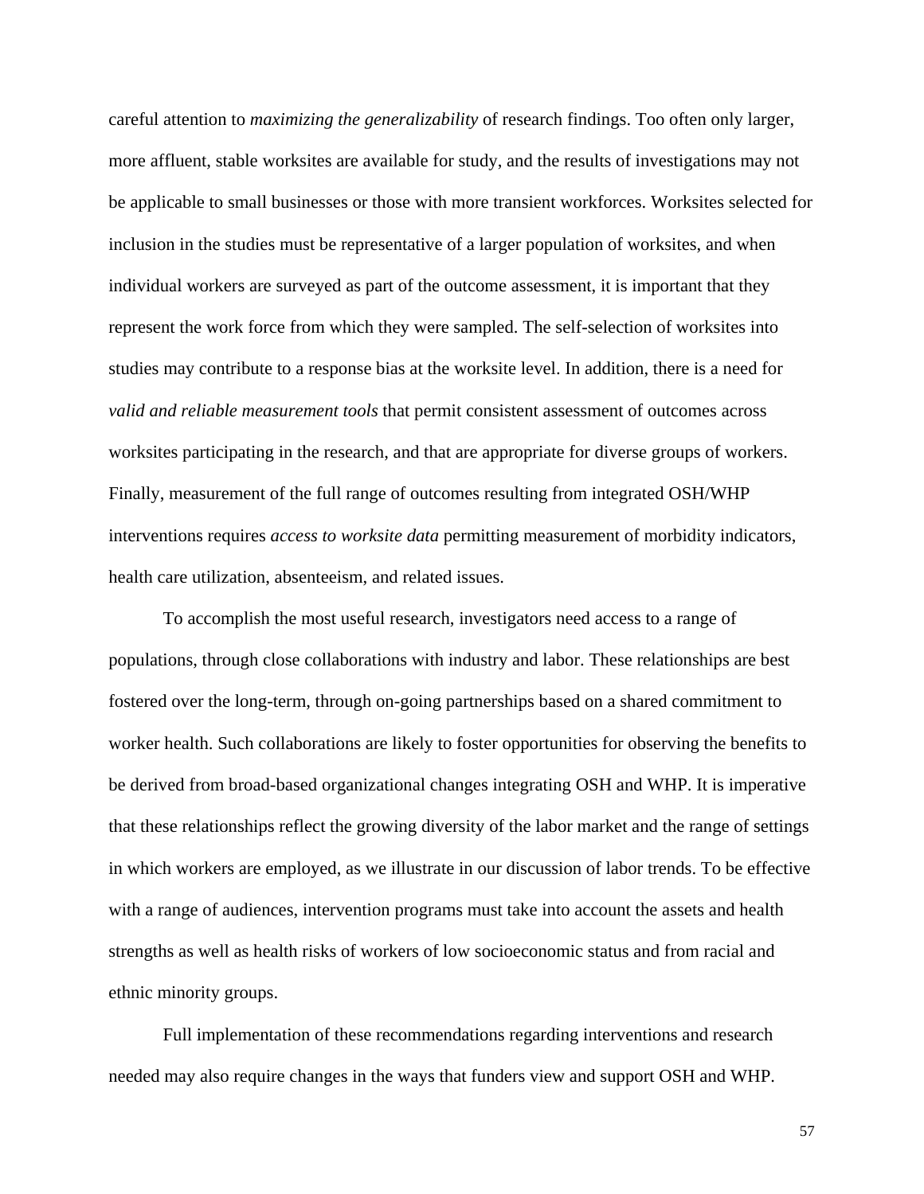careful attention to *maximizing the generalizability* of research findings. Too often only larger, more affluent, stable worksites are available for study, and the results of investigations may not be applicable to small businesses or those with more transient workforces. Worksites selected for inclusion in the studies must be representative of a larger population of worksites, and when individual workers are surveyed as part of the outcome assessment, it is important that they represent the work force from which they were sampled. The self-selection of worksites into studies may contribute to a response bias at the worksite level. In addition, there is a need for *valid and reliable measurement tools* that permit consistent assessment of outcomes across worksites participating in the research, and that are appropriate for diverse groups of workers. Finally, measurement of the full range of outcomes resulting from integrated OSH/WHP interventions requires *access to worksite data* permitting measurement of morbidity indicators, health care utilization, absenteeism, and related issues.

To accomplish the most useful research, investigators need access to a range of populations, through close collaborations with industry and labor. These relationships are best fostered over the long-term, through on-going partnerships based on a shared commitment to worker health. Such collaborations are likely to foster opportunities for observing the benefits to be derived from broad-based organizational changes integrating OSH and WHP. It is imperative that these relationships reflect the growing diversity of the labor market and the range of settings in which workers are employed, as we illustrate in our discussion of labor trends. To be effective with a range of audiences, intervention programs must take into account the assets and health strengths as well as health risks of workers of low socioeconomic status and from racial and ethnic minority groups.

Full implementation of these recommendations regarding interventions and research needed may also require changes in the ways that funders view and support OSH and WHP.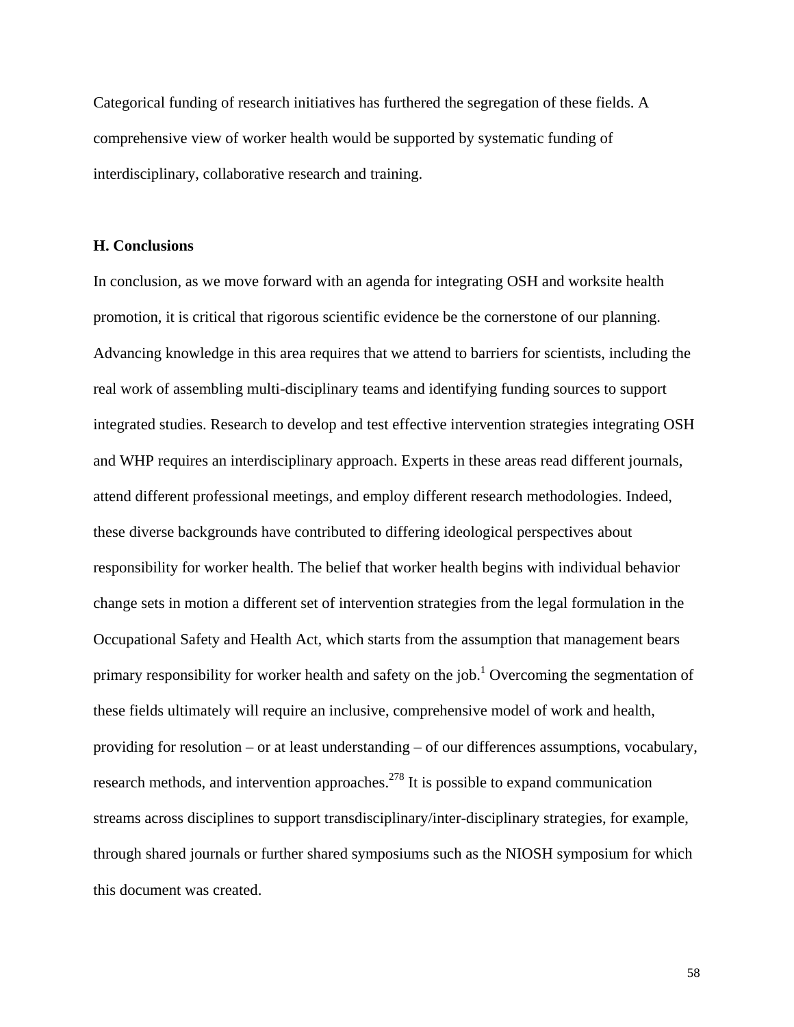Categorical funding of research initiatives has furthered the segregation of these fields. A comprehensive view of worker health would be supported by systematic funding of interdisciplinary, collaborative research and training.

### H. Conclusions

In conclusion, as we move forward with an agenda for integrating OSH and worksite health promotion, it is critical that rigorous scientific evidence be the cornerstone of our planning. Advancing knowledge in this area requires that we attend to barriers for scientists, including the real work of assembling multi-disciplinary teams and identifying funding sources to support integrated studies. Research to develop and test effective intervention strategies integrating OSH and WHP requires an interdisciplinary approach. Experts in these areas read different journals, attend different professional meetings, and employ different research methodologies. Indeed, these diverse backgrounds have contributed to differing ideological perspectives about responsibility for worker health. The belief that worker health begins with individual behavior change sets in motion a different set of intervention strategies from the legal formulation in the Occupational Safety and Health Act, which starts from the assumption that management bears primary responsibility for worker health and safety on the job.[1] Overcoming the segmentation of these fields ultimately will require an inclusive, comprehensive model of work and health, providing for resolution – or at least understanding – of our differences assumptions, vocabulary, research methods, and intervention approaches.[278] It is possible to expand communication streams across disciplines to support transdisciplinary/inter-disciplinary strategies, for example, through shared journals or further shared symposiums such as the NIOSH symposium for which this document was created.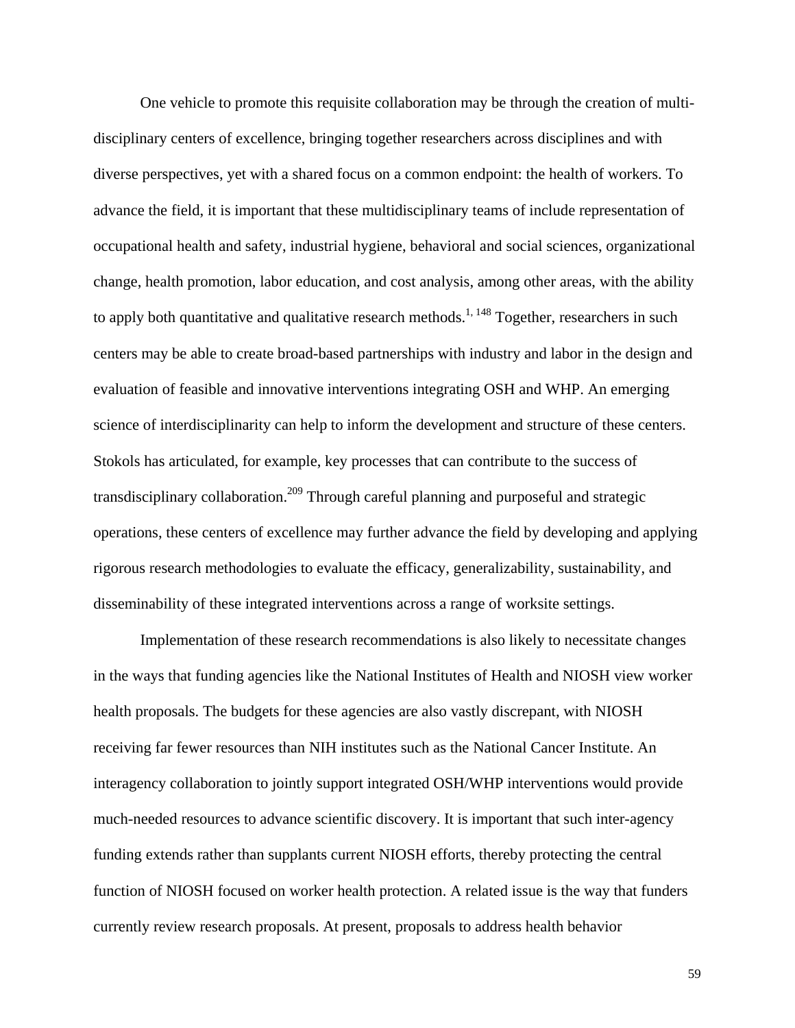One vehicle to promote this requisite collaboration may be through the creation of multi-disciplinary centers of excellence, bringing together researchers across disciplines and with diverse perspectives, yet with a shared focus on a common endpoint: the health of workers. To advance the field, it is important that these multidisciplinary teams of include representation of occupational health and safety, industrial hygiene, behavioral and social sciences, organizational change, health promotion, labor education, and cost analysis, among other areas, with the ability to apply both quantitative and qualitative research methods.[1, 148] Together, researchers in such centers may be able to create broad-based partnerships with industry and labor in the design and evaluation of feasible and innovative interventions integrating OSH and WHP. An emerging science of interdisciplinarity can help to inform the development and structure of these centers. Stokols has articulated, for example, key processes that can contribute to the success of transdisciplinary collaboration.[209] Through careful planning and purposeful and strategic operations, these centers of excellence may further advance the field by developing and applying rigorous research methodologies to evaluate the efficacy, generalizability, sustainability, and disseminability of these integrated interventions across a range of worksite settings.

Implementation of these research recommendations is also likely to necessitate changes in the ways that funding agencies like the National Institutes of Health and NIOSH view worker health proposals. The budgets for these agencies are also vastly discrepant, with NIOSH receiving far fewer resources than NIH institutes such as the National Cancer Institute. An interagency collaboration to jointly support integrated OSH/WHP interventions would provide much-needed resources to advance scientific discovery. It is important that such inter-agency funding extends rather than supplants current NIOSH efforts, thereby protecting the central function of NIOSH focused on worker health protection. A related issue is the way that funders currently review research proposals. At present, proposals to address health behavior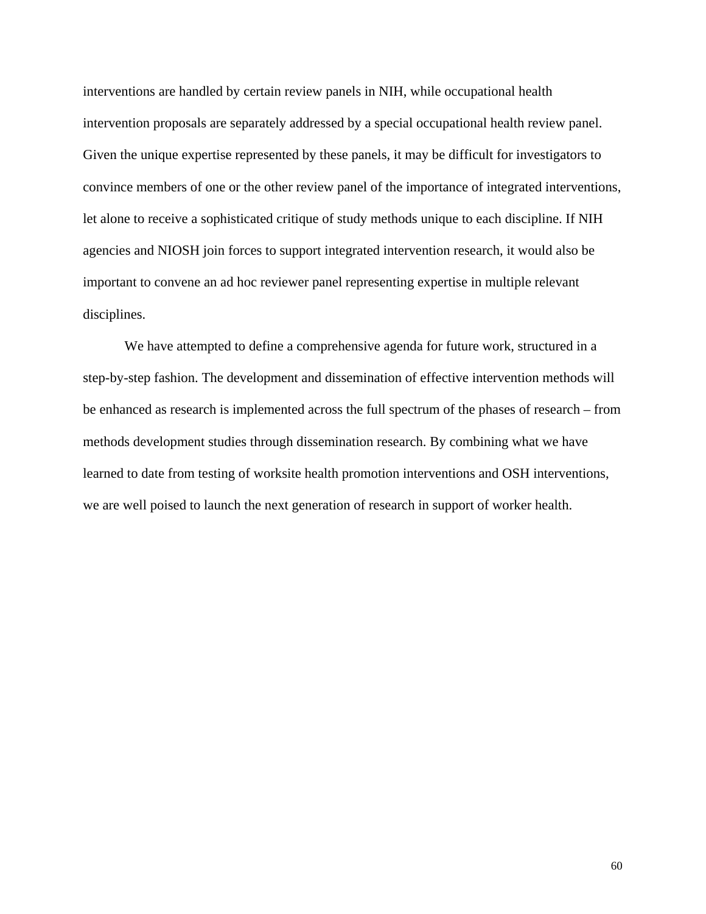interventions are handled by certain review panels in NIH, while occupational health intervention proposals are separately addressed by a special occupational health review panel. Given the unique expertise represented by these panels, it may be difficult for investigators to convince members of one or the other review panel of the importance of integrated interventions, let alone to receive a sophisticated critique of study methods unique to each discipline. If NIH agencies and NIOSH join forces to support integrated intervention research, it would also be important to convene an ad hoc reviewer panel representing expertise in multiple relevant disciplines.

We have attempted to define a comprehensive agenda for future work, structured in a step-by-step fashion. The development and dissemination of effective intervention methods will be enhanced as research is implemented across the full spectrum of the phases of research – from methods development studies through dissemination research. By combining what we have learned to date from testing of worksite health promotion interventions and OSH interventions, we are well poised to launch the next generation of research in support of worker health.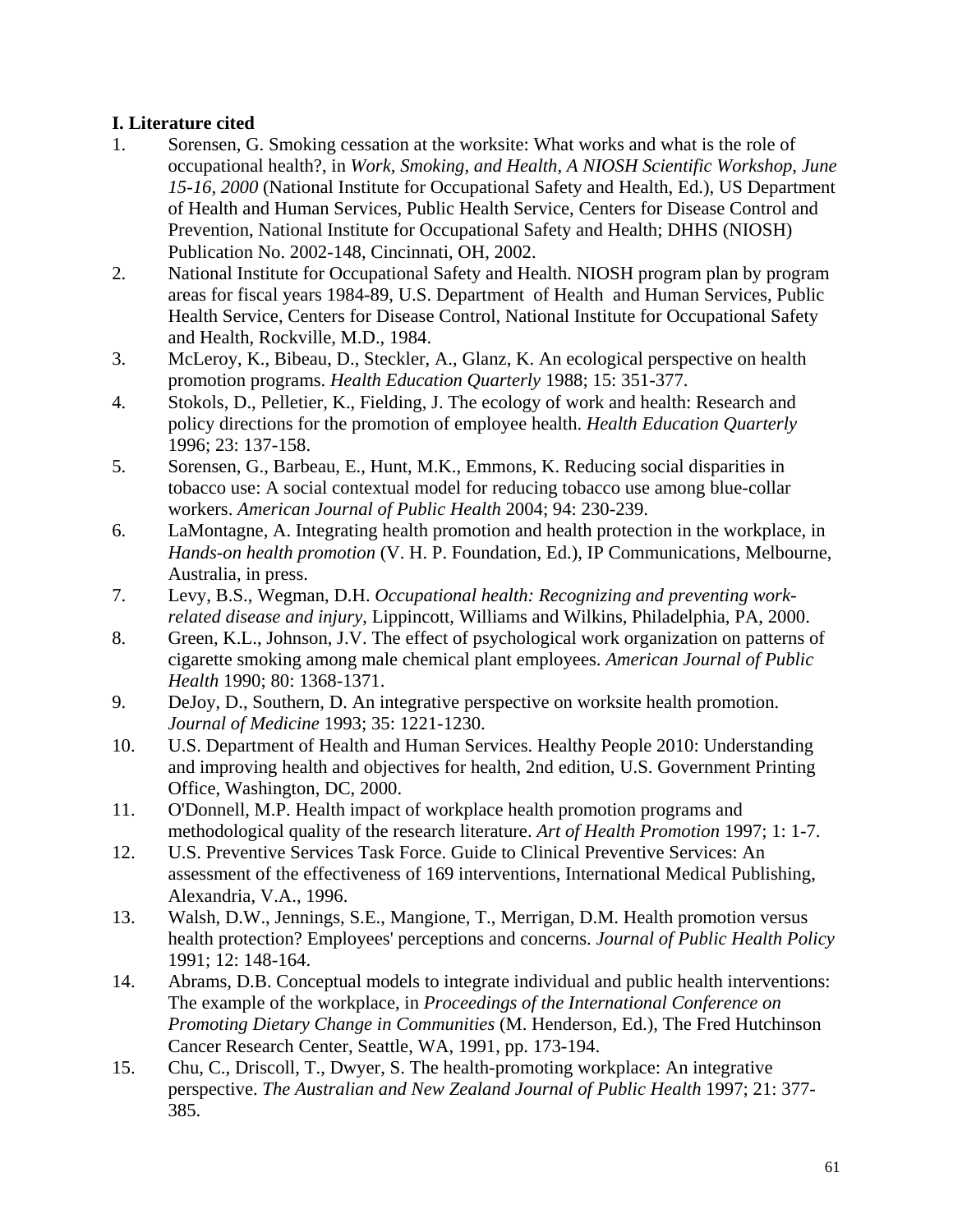### I. Literature cited

1. Sorensen, G. Smoking cessation at the worksite: What works and what is the role of occupational health?, in *Work, Smoking, and Health, A NIOSH Scientific Workshop, June 15-16, 2000* (National Institute for Occupational Safety and Health, Ed.), US Department of Health and Human Services, Public Health Service, Centers for Disease Control and Prevention, National Institute for Occupational Safety and Health; DHHS (NIOSH) Publication No. 2002-148, Cincinnati, OH, 2002.
2. National Institute for Occupational Safety and Health. NIOSH program plan by program areas for fiscal years 1984-89, U.S. Department of Health and Human Services, Public Health Service, Centers for Disease Control, National Institute for Occupational Safety and Health, Rockville, M.D., 1984.
3. McLeroy, K., Bibeau, D., Steckler, A., Glanz, K. An ecological perspective on health promotion programs. *Health Education Quarterly* 1988; 15: 351-377.
4. Stokols, D., Pelletier, K., Fielding, J. The ecology of work and health: Research and policy directions for the promotion of employee health. *Health Education Quarterly* 1996; 23: 137-158.
5. Sorensen, G., Barbeau, E., Hunt, M.K., Emmons, K. Reducing social disparities in tobacco use: A social contextual model for reducing tobacco use among blue-collar workers. *American Journal of Public Health* 2004; 94: 230-239.
6. LaMontagne, A. Integrating health promotion and health protection in the workplace, in *Hands-on health promotion* (V. H. P. Foundation, Ed.), IP Communications, Melbourne, Australia, in press.
7. Levy, B.S., Wegman, D.H. *Occupational health: Recognizing and preventing work-related disease and injury*, Lippincott, Williams and Wilkins, Philadelphia, PA, 2000.
8. Green, K.L., Johnson, J.V. The effect of psychological work organization on patterns of cigarette smoking among male chemical plant employees. *American Journal of Public Health* 1990; 80: 1368-1371.
9. DeJoy, D., Southern, D. An integrative perspective on worksite health promotion. *Journal of Medicine* 1993; 35: 1221-1230.
10. U.S. Department of Health and Human Services. Healthy People 2010: Understanding and improving health and objectives for health, 2nd edition, U.S. Government Printing Office, Washington, DC, 2000.
11. O'Donnell, M.P. Health impact of workplace health promotion programs and methodological quality of the research literature. *Art of Health Promotion* 1997; 1: 1-7.
12. U.S. Preventive Services Task Force. Guide to Clinical Preventive Services: An assessment of the effectiveness of 169 interventions, International Medical Publishing, Alexandria, V.A., 1996.
13. Walsh, D.W., Jennings, S.E., Mangione, T., Merrigan, D.M. Health promotion versus health protection? Employees' perceptions and concerns. *Journal of Public Health Policy* 1991; 12: 148-164.
14. Abrams, D.B. Conceptual models to integrate individual and public health interventions: The example of the workplace, in *Proceedings of the International Conference on Promoting Dietary Change in Communities* (M. Henderson, Ed.), The Fred Hutchinson Cancer Research Center, Seattle, WA, 1991, pp. 173-194.
15. Chu, C., Driscoll, T., Dwyer, S. The health-promoting workplace: An integrative perspective. *The Australian and New Zealand Journal of Public Health* 1997; 21: 377-385.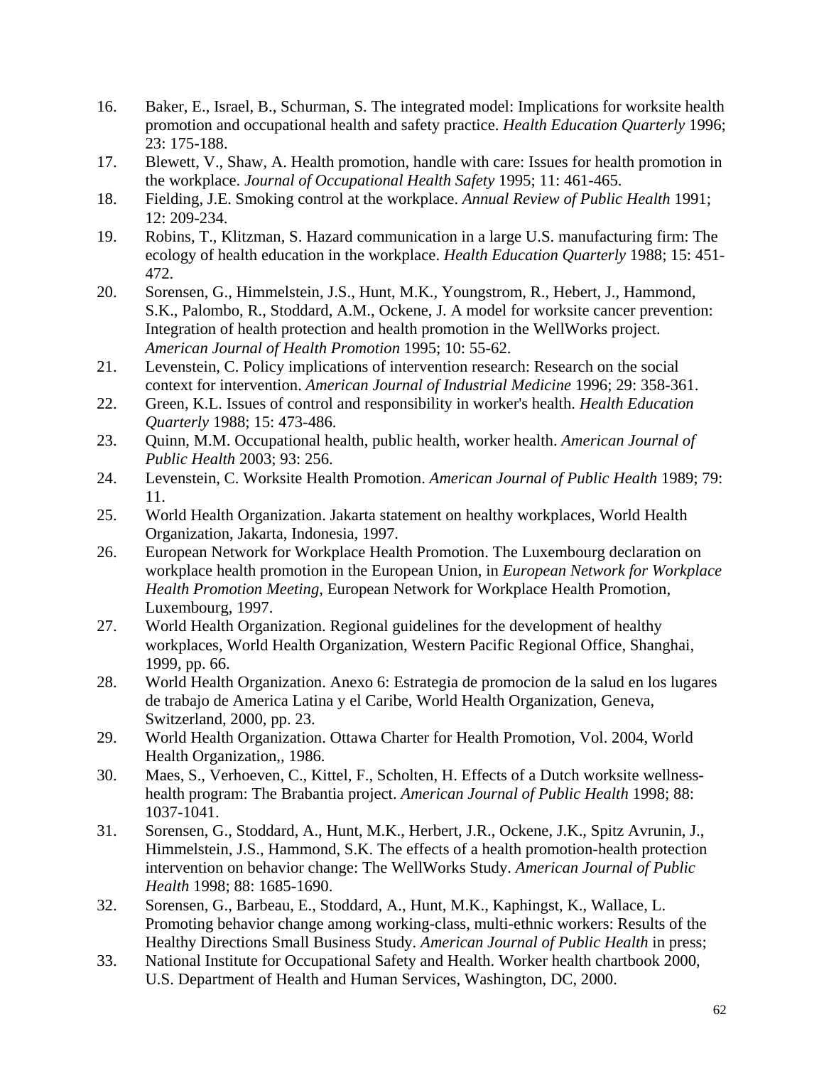16. Baker, E., Israel, B., Schurman, S. The integrated model: Implications for worksite health promotion and occupational health and safety practice. *Health Education Quarterly* 1996; 23: 175-188.
17. Blewett, V., Shaw, A. Health promotion, handle with care: Issues for health promotion in the workplace. *Journal of Occupational Health Safety* 1995; 11: 461-465.
18. Fielding, J.E. Smoking control at the workplace. *Annual Review of Public Health* 1991; 12: 209-234.
19. Robins, T., Klitzman, S. Hazard communication in a large U.S. manufacturing firm: The ecology of health education in the workplace. *Health Education Quarterly* 1988; 15: 451-472.
20. Sorensen, G., Himmelstein, J.S., Hunt, M.K., Youngstrom, R., Hebert, J., Hammond, S.K., Palombo, R., Stoddard, A.M., Ockene, J. A model for worksite cancer prevention: Integration of health protection and health promotion in the WellWorks project. *American Journal of Health Promotion* 1995; 10: 55-62.
21. Levenstein, C. Policy implications of intervention research: Research on the social context for intervention. *American Journal of Industrial Medicine* 1996; 29: 358-361.
22. Green, K.L. Issues of control and responsibility in worker's health. *Health Education Quarterly* 1988; 15: 473-486.
23. Quinn, M.M. Occupational health, public health, worker health. *American Journal of Public Health* 2003; 93: 256.
24. Levenstein, C. Worksite Health Promotion. *American Journal of Public Health* 1989; 79: 11.
25. World Health Organization. Jakarta statement on healthy workplaces, World Health Organization, Jakarta, Indonesia, 1997.
26. European Network for Workplace Health Promotion. The Luxembourg declaration on workplace health promotion in the European Union, in *European Network for Workplace Health Promotion Meeting*, European Network for Workplace Health Promotion, Luxembourg, 1997.
27. World Health Organization. Regional guidelines for the development of healthy workplaces, World Health Organization, Western Pacific Regional Office, Shanghai, 1999, pp. 66.
28. World Health Organization. Anexo 6: Estrategia de promocion de la salud en los lugares de trabajo de America Latina y el Caribe, World Health Organization, Geneva, Switzerland, 2000, pp. 23.
29. World Health Organization. Ottawa Charter for Health Promotion, Vol. 2004, World Health Organization,, 1986.
30. Maes, S., Verhoeven, C., Kittel, F., Scholten, H. Effects of a Dutch worksite wellness-health program: The Brabantia project. *American Journal of Public Health* 1998; 88: 1037-1041.
31. Sorensen, G., Stoddard, A., Hunt, M.K., Herbert, J.R., Ockene, J.K., Spitz Avrunin, J., Himmelstein, J.S., Hammond, S.K. The effects of a health promotion-health protection intervention on behavior change: The WellWorks Study. *American Journal of Public Health* 1998; 88: 1685-1690.
32. Sorensen, G., Barbeau, E., Stoddard, A., Hunt, M.K., Kaphingst, K., Wallace, L. Promoting behavior change among working-class, multi-ethnic workers: Results of the Healthy Directions Small Business Study. *American Journal of Public Health* in press;
33. National Institute for Occupational Safety and Health. Worker health chartbook 2000, U.S. Department of Health and Human Services, Washington, DC, 2000.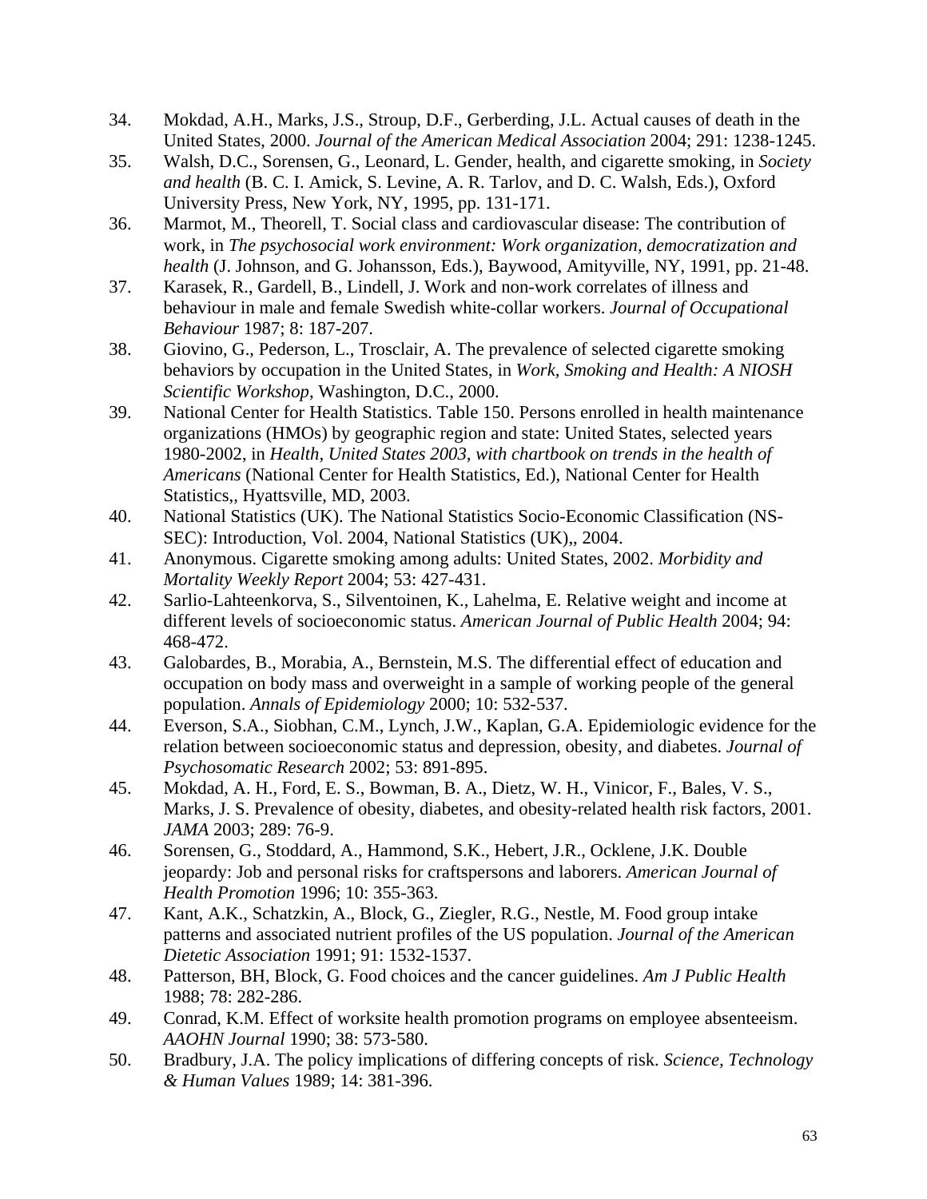34. Mokdad, A.H., Marks, J.S., Stroup, D.F., Gerberding, J.L. Actual causes of death in the United States, 2000. *Journal of the American Medical Association* 2004; 291: 1238-1245.
35. Walsh, D.C., Sorensen, G., Leonard, L. Gender, health, and cigarette smoking, in *Society and health* (B. C. I. Amick, S. Levine, A. R. Tarlov, and D. C. Walsh, Eds.), Oxford University Press, New York, NY, 1995, pp. 131-171.
36. Marmot, M., Theorell, T. Social class and cardiovascular disease: The contribution of work, in *The psychosocial work environment: Work organization, democratization and health* (J. Johnson, and G. Johansson, Eds.), Baywood, Amityville, NY, 1991, pp. 21-48.
37. Karasek, R., Gardell, B., Lindell, J. Work and non-work correlates of illness and behaviour in male and female Swedish white-collar workers. *Journal of Occupational Behaviour* 1987; 8: 187-207.
38. Giovino, G., Pederson, L., Trosclair, A. The prevalence of selected cigarette smoking behaviors by occupation in the United States, in *Work, Smoking and Health: A NIOSH Scientific Workshop*, Washington, D.C., 2000.
39. National Center for Health Statistics. Table 150. Persons enrolled in health maintenance organizations (HMOs) by geographic region and state: United States, selected years 1980-2002, in *Health, United States 2003, with chartbook on trends in the health of Americans* (National Center for Health Statistics, Ed.), National Center for Health Statistics,, Hyattsville, MD, 2003.
40. National Statistics (UK). The National Statistics Socio-Economic Classification (NS-SEC): Introduction, Vol. 2004, National Statistics (UK),, 2004.
41. Anonymous. Cigarette smoking among adults: United States, 2002. *Morbidity and Mortality Weekly Report* 2004; 53: 427-431.
42. Sarlio-Lahteenkorva, S., Silventoinen, K., Lahelma, E. Relative weight and income at different levels of socioeconomic status. *American Journal of Public Health* 2004; 94: 468-472.
43. Galobardes, B., Morabia, A., Bernstein, M.S. The differential effect of education and occupation on body mass and overweight in a sample of working people of the general population. *Annals of Epidemiology* 2000; 10: 532-537.
44. Everson, S.A., Siobhan, C.M., Lynch, J.W., Kaplan, G.A. Epidemiologic evidence for the relation between socioeconomic status and depression, obesity, and diabetes. *Journal of Psychosomatic Research* 2002; 53: 891-895.
45. Mokdad, A. H., Ford, E. S., Bowman, B. A., Dietz, W. H., Vinicor, F., Bales, V. S., Marks, J. S. Prevalence of obesity, diabetes, and obesity-related health risk factors, 2001. *JAMA* 2003; 289: 76-9.
46. Sorensen, G., Stoddard, A., Hammond, S.K., Hebert, J.R., Ocklene, J.K. Double jeopardy: Job and personal risks for craftspersons and laborers. *American Journal of Health Promotion* 1996; 10: 355-363.
47. Kant, A.K., Schatzkin, A., Block, G., Ziegler, R.G., Nestle, M. Food group intake patterns and associated nutrient profiles of the US population. *Journal of the American Dietetic Association* 1991; 91: 1532-1537.
48. Patterson, BH, Block, G. Food choices and the cancer guidelines. *Am J Public Health* 1988; 78: 282-286.
49. Conrad, K.M. Effect of worksite health promotion programs on employee absenteeism. *AAOHN Journal* 1990; 38: 573-580.
50. Bradbury, J.A. The policy implications of differing concepts of risk. *Science, Technology & Human Values* 1989; 14: 381-396.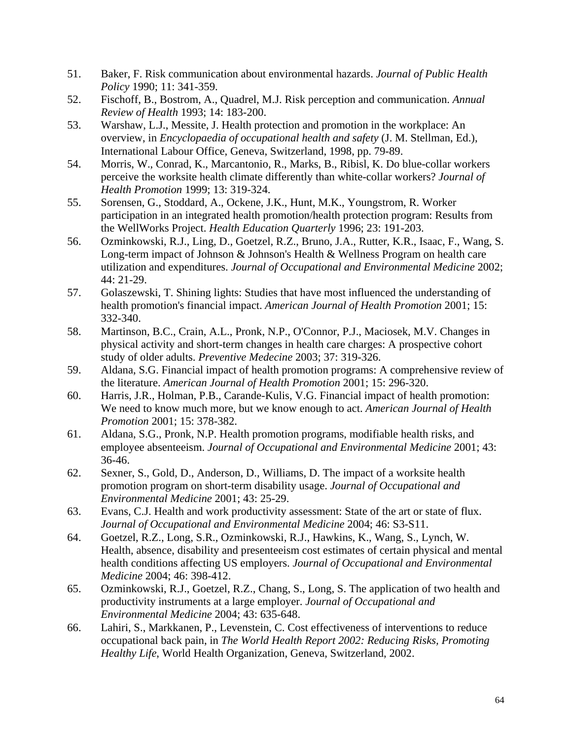51. Baker, F. Risk communication about environmental hazards. *Journal of Public Health Policy* 1990; 11: 341-359.
52. Fischoff, B., Bostrom, A., Quadrel, M.J. Risk perception and communication. *Annual Review of Health* 1993; 14: 183-200.
53. Warshaw, L.J., Messite, J. Health protection and promotion in the workplace: An overview, in *Encyclopaedia of occupational health and safety* (J. M. Stellman, Ed.), International Labour Office, Geneva, Switzerland, 1998, pp. 79-89.
54. Morris, W., Conrad, K., Marcantonio, R., Marks, B., Ribisl, K. Do blue-collar workers perceive the worksite health climate differently than white-collar workers? *Journal of Health Promotion* 1999; 13: 319-324.
55. Sorensen, G., Stoddard, A., Ockene, J.K., Hunt, M.K., Youngstrom, R. Worker participation in an integrated health promotion/health protection program: Results from the WellWorks Project. *Health Education Quarterly* 1996; 23: 191-203.
56. Ozminkowski, R.J., Ling, D., Goetzel, R.Z., Bruno, J.A., Rutter, K.R., Isaac, F., Wang, S. Long-term impact of Johnson & Johnson's Health & Wellness Program on health care utilization and expenditures. *Journal of Occupational and Environmental Medicine* 2002; 44: 21-29.
57. Golaszewski, T. Shining lights: Studies that have most influenced the understanding of health promotion's financial impact. *American Journal of Health Promotion* 2001; 15: 332-340.
58. Martinson, B.C., Crain, A.L., Pronk, N.P., O'Connor, P.J., Maciosek, M.V. Changes in physical activity and short-term changes in health care charges: A prospective cohort study of older adults. *Preventive Medecine* 2003; 37: 319-326.
59. Aldana, S.G. Financial impact of health promotion programs: A comprehensive review of the literature. *American Journal of Health Promotion* 2001; 15: 296-320.
60. Harris, J.R., Holman, P.B., Carande-Kulis, V.G. Financial impact of health promotion: We need to know much more, but we know enough to act. *American Journal of Health Promotion* 2001; 15: 378-382.
61. Aldana, S.G., Pronk, N.P. Health promotion programs, modifiable health risks, and employee absenteeism. *Journal of Occupational and Environmental Medicine* 2001; 43: 36-46.
62. Sexner, S., Gold, D., Anderson, D., Williams, D. The impact of a worksite health promotion program on short-term disability usage. *Journal of Occupational and Environmental Medicine* 2001; 43: 25-29.
63. Evans, C.J. Health and work productivity assessment: State of the art or state of flux. *Journal of Occupational and Environmental Medicine* 2004; 46: S3-S11.
64. Goetzel, R.Z., Long, S.R., Ozminkowski, R.J., Hawkins, K., Wang, S., Lynch, W. Health, absence, disability and presenteeism cost estimates of certain physical and mental health conditions affecting US employers. *Journal of Occupational and Environmental Medicine* 2004; 46: 398-412.
65. Ozminkowski, R.J., Goetzel, R.Z., Chang, S., Long, S. The application of two health and productivity instruments at a large employer. *Journal of Occupational and Environmental Medicine* 2004; 43: 635-648.
66. Lahiri, S., Markkanen, P., Levenstein, C. Cost effectiveness of interventions to reduce occupational back pain, in *The World Health Report 2002: Reducing Risks, Promoting Healthy Life*, World Health Organization, Geneva, Switzerland, 2002.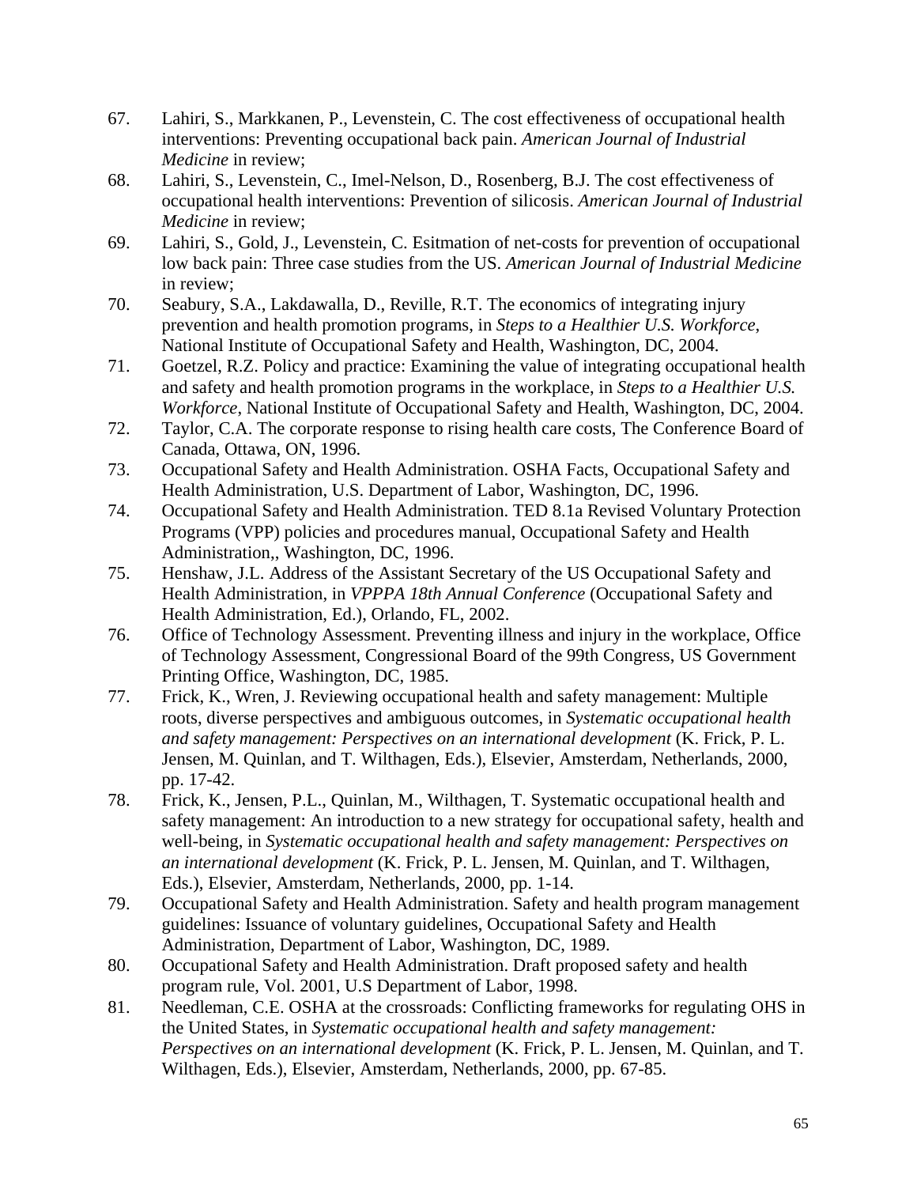67. Lahiri, S., Markkanen, P., Levenstein, C. The cost effectiveness of occupational health interventions: Preventing occupational back pain. *American Journal of Industrial Medicine* in review;
68. Lahiri, S., Levenstein, C., Imel-Nelson, D., Rosenberg, B.J. The cost effectiveness of occupational health interventions: Prevention of silicosis. *American Journal of Industrial Medicine* in review;
69. Lahiri, S., Gold, J., Levenstein, C. Esitmation of net-costs for prevention of occupational low back pain: Three case studies from the US. *American Journal of Industrial Medicine* in review;
70. Seabury, S.A., Lakdawalla, D., Reville, R.T. The economics of integrating injury prevention and health promotion programs, in *Steps to a Healthier U.S. Workforce*, National Institute of Occupational Safety and Health, Washington, DC, 2004.
71. Goetzel, R.Z. Policy and practice: Examining the value of integrating occupational health and safety and health promotion programs in the workplace, in *Steps to a Healthier U.S. Workforce*, National Institute of Occupational Safety and Health, Washington, DC, 2004.
72. Taylor, C.A. The corporate response to rising health care costs, The Conference Board of Canada, Ottawa, ON, 1996.
73. Occupational Safety and Health Administration. OSHA Facts, Occupational Safety and Health Administration, U.S. Department of Labor, Washington, DC, 1996.
74. Occupational Safety and Health Administration. TED 8.1a Revised Voluntary Protection Programs (VPP) policies and procedures manual, Occupational Safety and Health Administration,, Washington, DC, 1996.
75. Henshaw, J.L. Address of the Assistant Secretary of the US Occupational Safety and Health Administration, in *VPPPA 18th Annual Conference* (Occupational Safety and Health Administration, Ed.), Orlando, FL, 2002.
76. Office of Technology Assessment. Preventing illness and injury in the workplace, Office of Technology Assessment, Congressional Board of the 99th Congress, US Government Printing Office, Washington, DC, 1985.
77. Frick, K., Wren, J. Reviewing occupational health and safety management: Multiple roots, diverse perspectives and ambiguous outcomes, in *Systematic occupational health and safety management: Perspectives on an international development* (K. Frick, P. L. Jensen, M. Quinlan, and T. Wilthagen, Eds.), Elsevier, Amsterdam, Netherlands, 2000, pp. 17-42.
78. Frick, K., Jensen, P.L., Quinlan, M., Wilthagen, T. Systematic occupational health and safety management: An introduction to a new strategy for occupational safety, health and well-being, in *Systematic occupational health and safety management: Perspectives on an international development* (K. Frick, P. L. Jensen, M. Quinlan, and T. Wilthagen, Eds.), Elsevier, Amsterdam, Netherlands, 2000, pp. 1-14.
79. Occupational Safety and Health Administration. Safety and health program management guidelines: Issuance of voluntary guidelines, Occupational Safety and Health Administration, Department of Labor, Washington, DC, 1989.
80. Occupational Safety and Health Administration. Draft proposed safety and health program rule, Vol. 2001, U.S Department of Labor, 1998.
81. Needleman, C.E. OSHA at the crossroads: Conflicting frameworks for regulating OHS in the United States, in *Systematic occupational health and safety management: Perspectives on an international development* (K. Frick, P. L. Jensen, M. Quinlan, and T. Wilthagen, Eds.), Elsevier, Amsterdam, Netherlands, 2000, pp. 67-85.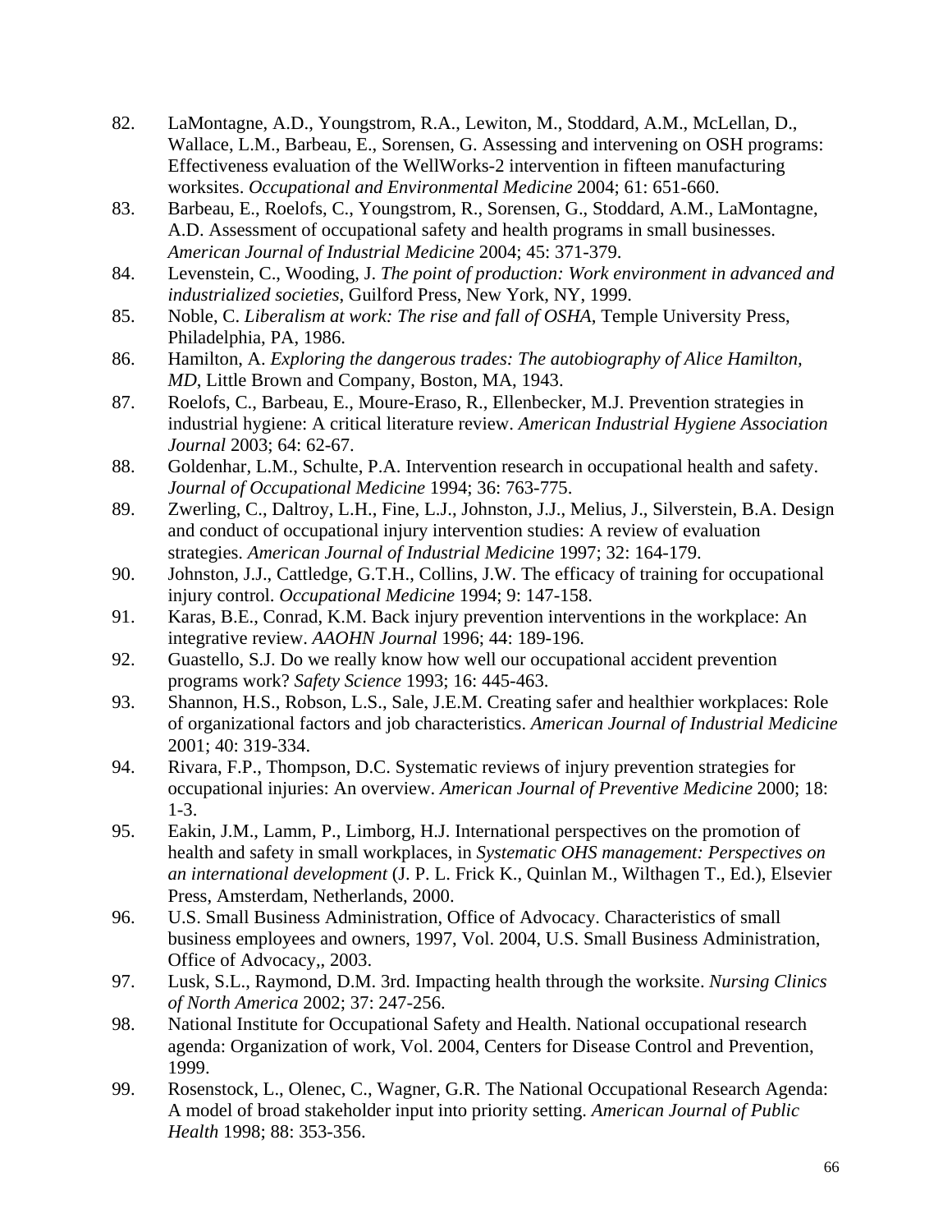82. LaMontagne, A.D., Youngstrom, R.A., Lewiton, M., Stoddard, A.M., McLellan, D., Wallace, L.M., Barbeau, E., Sorensen, G. Assessing and intervening on OSH programs: Effectiveness evaluation of the WellWorks-2 intervention in fifteen manufacturing worksites. *Occupational and Environmental Medicine* 2004; 61: 651-660.
83. Barbeau, E., Roelofs, C., Youngstrom, R., Sorensen, G., Stoddard, A.M., LaMontagne, A.D. Assessment of occupational safety and health programs in small businesses. *American Journal of Industrial Medicine* 2004; 45: 371-379.
84. Levenstein, C., Wooding, J. *The point of production: Work environment in advanced and industrialized societies*, Guilford Press, New York, NY, 1999.
85. Noble, C. *Liberalism at work: The rise and fall of OSHA*, Temple University Press, Philadelphia, PA, 1986.
86. Hamilton, A. *Exploring the dangerous trades: The autobiography of Alice Hamilton, MD*, Little Brown and Company, Boston, MA, 1943.
87. Roelofs, C., Barbeau, E., Moure-Eraso, R., Ellenbecker, M.J. Prevention strategies in industrial hygiene: A critical literature review. *American Industrial Hygiene Association Journal* 2003; 64: 62-67.
88. Goldenhar, L.M., Schulte, P.A. Intervention research in occupational health and safety. *Journal of Occupational Medicine* 1994; 36: 763-775.
89. Zwerling, C., Daltroy, L.H., Fine, L.J., Johnston, J.J., Melius, J., Silverstein, B.A. Design and conduct of occupational injury intervention studies: A review of evaluation strategies. *American Journal of Industrial Medicine* 1997; 32: 164-179.
90. Johnston, J.J., Cattledge, G.T.H., Collins, J.W. The efficacy of training for occupational injury control. *Occupational Medicine* 1994; 9: 147-158.
91. Karas, B.E., Conrad, K.M. Back injury prevention interventions in the workplace: An integrative review. *AAOHN Journal* 1996; 44: 189-196.
92. Guastello, S.J. Do we really know how well our occupational accident prevention programs work? *Safety Science* 1993; 16: 445-463.
93. Shannon, H.S., Robson, L.S., Sale, J.E.M. Creating safer and healthier workplaces: Role of organizational factors and job characteristics. *American Journal of Industrial Medicine* 2001; 40: 319-334.
94. Rivara, F.P., Thompson, D.C. Systematic reviews of injury prevention strategies for occupational injuries: An overview. *American Journal of Preventive Medicine* 2000; 18: 1-3.
95. Eakin, J.M., Lamm, P., Limborg, H.J. International perspectives on the promotion of health and safety in small workplaces, in *Systematic OHS management: Perspectives on an international development* (J. P. L. Frick K., Quinlan M., Wilthagen T., Ed.), Elsevier Press, Amsterdam, Netherlands, 2000.
96. U.S. Small Business Administration, Office of Advocacy. Characteristics of small business employees and owners, 1997, Vol. 2004, U.S. Small Business Administration, Office of Advocacy,, 2003.
97. Lusk, S.L., Raymond, D.M. 3rd. Impacting health through the worksite. *Nursing Clinics of North America* 2002; 37: 247-256.
98. National Institute for Occupational Safety and Health. National occupational research agenda: Organization of work, Vol. 2004, Centers for Disease Control and Prevention, 1999.
99. Rosenstock, L., Olenec, C., Wagner, G.R. The National Occupational Research Agenda: A model of broad stakeholder input into priority setting. *American Journal of Public Health* 1998; 88: 353-356.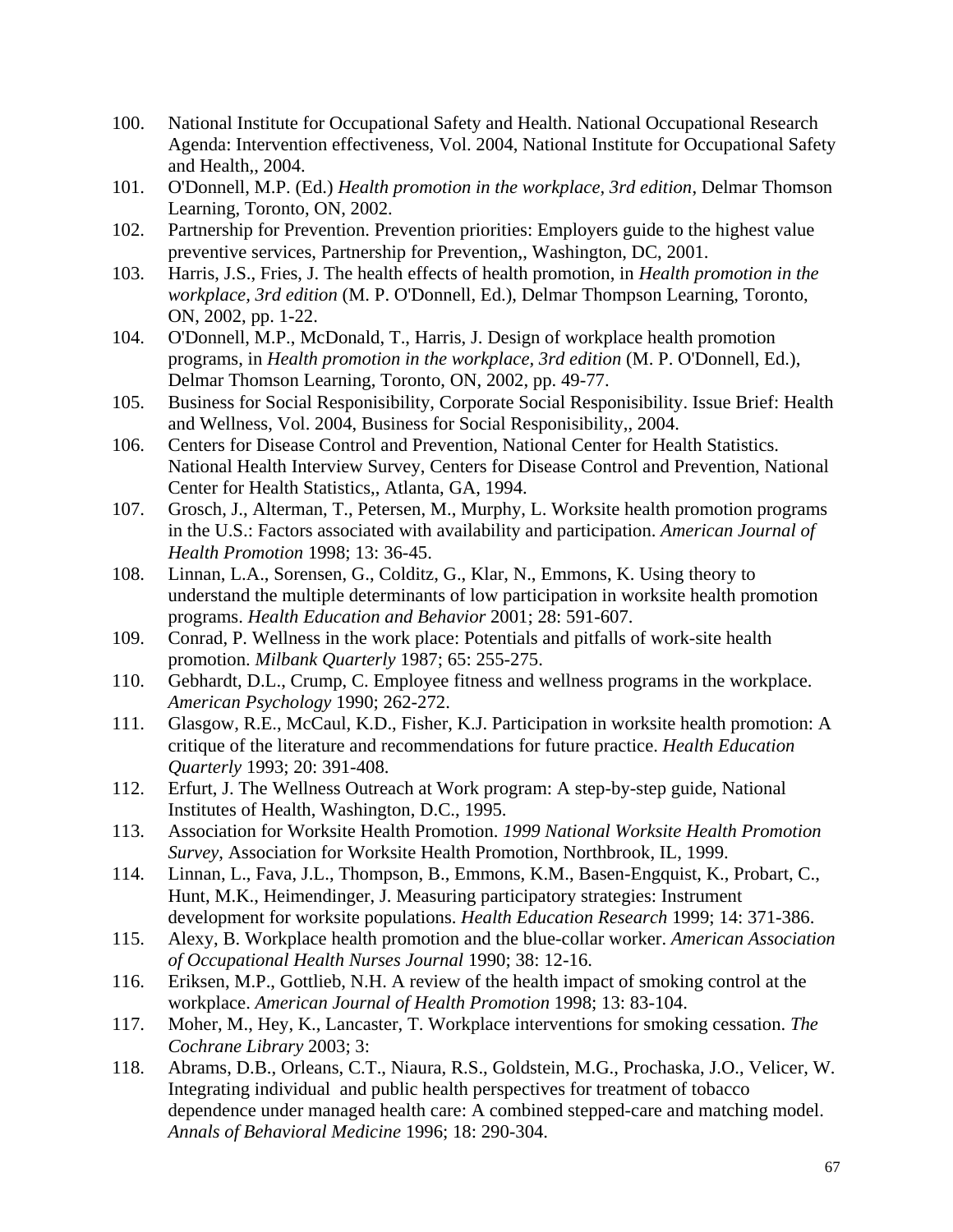100. National Institute for Occupational Safety and Health. National Occupational Research Agenda: Intervention effectiveness, Vol. 2004, National Institute for Occupational Safety and Health,, 2004.
101. O'Donnell, M.P. (Ed.) *Health promotion in the workplace, 3rd edition*, Delmar Thomson Learning, Toronto, ON, 2002.
102. Partnership for Prevention. Prevention priorities: Employers guide to the highest value preventive services, Partnership for Prevention,, Washington, DC, 2001.
103. Harris, J.S., Fries, J. The health effects of health promotion, in *Health promotion in the workplace, 3rd edition* (M. P. O'Donnell, Ed.), Delmar Thompson Learning, Toronto, ON, 2002, pp. 1-22.
104. O'Donnell, M.P., McDonald, T., Harris, J. Design of workplace health promotion programs, in *Health promotion in the workplace, 3rd edition* (M. P. O'Donnell, Ed.), Delmar Thomson Learning, Toronto, ON, 2002, pp. 49-77.
105. Business for Social Responisibility, Corporate Social Responisibility. Issue Brief: Health and Wellness, Vol. 2004, Business for Social Responisibility,, 2004.
106. Centers for Disease Control and Prevention, National Center for Health Statistics. National Health Interview Survey, Centers for Disease Control and Prevention, National Center for Health Statistics,, Atlanta, GA, 1994.
107. Grosch, J., Alterman, T., Petersen, M., Murphy, L. Worksite health promotion programs in the U.S.: Factors associated with availability and participation. *American Journal of Health Promotion* 1998; 13: 36-45.
108. Linnan, L.A., Sorensen, G., Colditz, G., Klar, N., Emmons, K. Using theory to understand the multiple determinants of low participation in worksite health promotion programs. *Health Education and Behavior* 2001; 28: 591-607.
109. Conrad, P. Wellness in the work place: Potentials and pitfalls of work-site health promotion. *Milbank Quarterly* 1987; 65: 255-275.
110. Gebhardt, D.L., Crump, C. Employee fitness and wellness programs in the workplace. *American Psychology* 1990; 262-272.
111. Glasgow, R.E., McCaul, K.D., Fisher, K.J. Participation in worksite health promotion: A critique of the literature and recommendations for future practice. *Health Education Quarterly* 1993; 20: 391-408.
112. Erfurt, J. The Wellness Outreach at Work program: A step-by-step guide, National Institutes of Health, Washington, D.C., 1995.
113. Association for Worksite Health Promotion. *1999 National Worksite Health Promotion Survey*, Association for Worksite Health Promotion, Northbrook, IL, 1999.
114. Linnan, L., Fava, J.L., Thompson, B., Emmons, K.M., Basen-Engquist, K., Probart, C., Hunt, M.K., Heimendinger, J. Measuring participatory strategies: Instrument development for worksite populations. *Health Education Research* 1999; 14: 371-386.
115. Alexy, B. Workplace health promotion and the blue-collar worker. *American Association of Occupational Health Nurses Journal* 1990; 38: 12-16.
116. Eriksen, M.P., Gottlieb, N.H. A review of the health impact of smoking control at the workplace. *American Journal of Health Promotion* 1998; 13: 83-104.
117. Moher, M., Hey, K., Lancaster, T. Workplace interventions for smoking cessation. *The Cochrane Library* 2003; 3:
118. Abrams, D.B., Orleans, C.T., Niaura, R.S., Goldstein, M.G., Prochaska, J.O., Velicer, W. Integrating individual and public health perspectives for treatment of tobacco dependence under managed health care: A combined stepped-care and matching model. *Annals of Behavioral Medicine* 1996; 18: 290-304.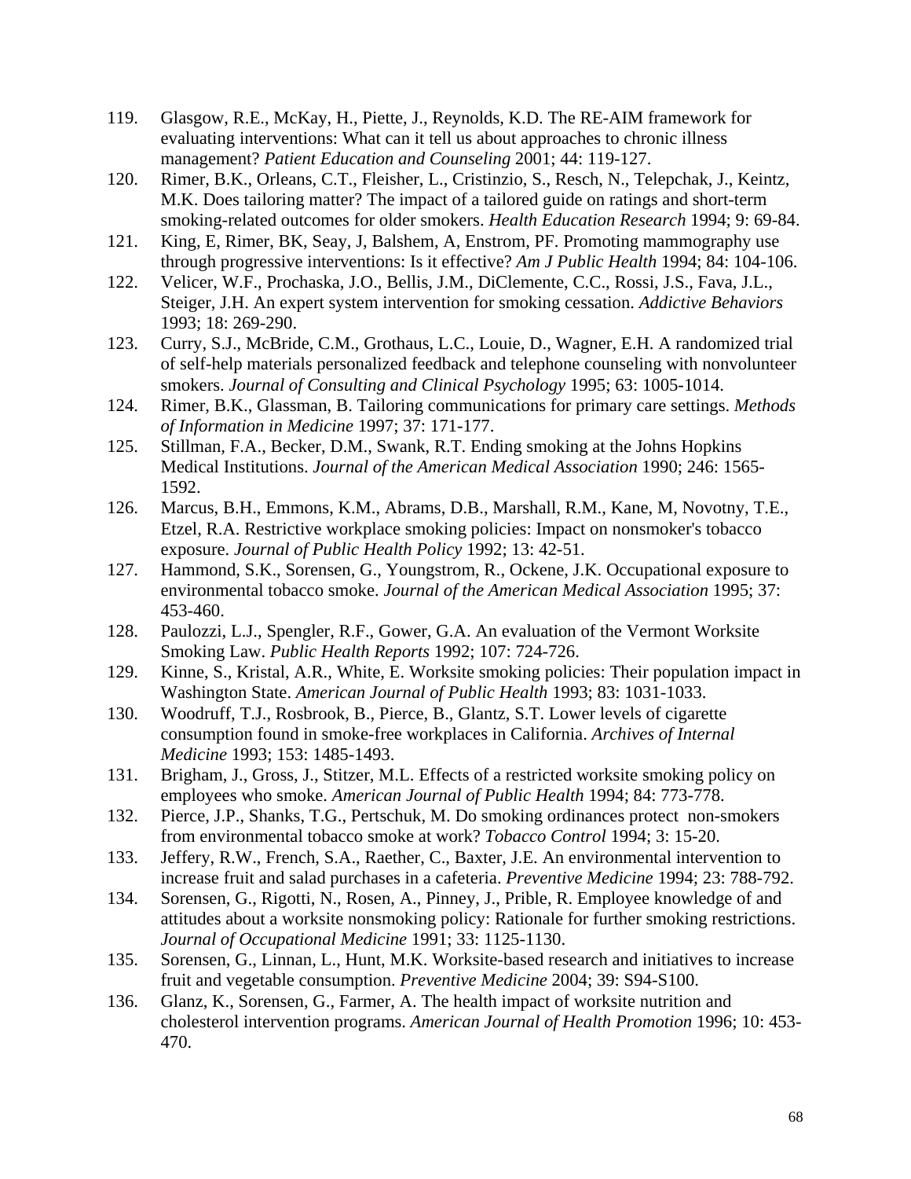119. Glasgow, R.E., McKay, H., Piette, J., Reynolds, K.D. The RE-AIM framework for evaluating interventions: What can it tell us about approaches to chronic illness management? *Patient Education and Counseling* 2001; 44: 119-127.
120. Rimer, B.K., Orleans, C.T., Fleisher, L., Cristinzio, S., Resch, N., Telepchak, J., Keintz, M.K. Does tailoring matter? The impact of a tailored guide on ratings and short-term smoking-related outcomes for older smokers. *Health Education Research* 1994; 9: 69-84.
121. King, E, Rimer, BK, Seay, J, Balshem, A, Enstrom, PF. Promoting mammography use through progressive interventions: Is it effective? *Am J Public Health* 1994; 84: 104-106.
122. Velicer, W.F., Prochaska, J.O., Bellis, J.M., DiClemente, C.C., Rossi, J.S., Fava, J.L., Steiger, J.H. An expert system intervention for smoking cessation. *Addictive Behaviors* 1993; 18: 269-290.
123. Curry, S.J., McBride, C.M., Grothaus, L.C., Louie, D., Wagner, E.H. A randomized trial of self-help materials personalized feedback and telephone counseling with nonvolunteer smokers. *Journal of Consulting and Clinical Psychology* 1995; 63: 1005-1014.
124. Rimer, B.K., Glassman, B. Tailoring communications for primary care settings. *Methods of Information in Medicine* 1997; 37: 171-177.
125. Stillman, F.A., Becker, D.M., Swank, R.T. Ending smoking at the Johns Hopkins Medical Institutions. *Journal of the American Medical Association* 1990; 246: 1565-1592.
126. Marcus, B.H., Emmons, K.M., Abrams, D.B., Marshall, R.M., Kane, M, Novotny, T.E., Etzel, R.A. Restrictive workplace smoking policies: Impact on nonsmoker's tobacco exposure. *Journal of Public Health Policy* 1992; 13: 42-51.
127. Hammond, S.K., Sorensen, G., Youngstrom, R., Ockene, J.K. Occupational exposure to environmental tobacco smoke. *Journal of the American Medical Association* 1995; 37: 453-460.
128. Paulozzi, L.J., Spengler, R.F., Gower, G.A. An evaluation of the Vermont Worksite Smoking Law. *Public Health Reports* 1992; 107: 724-726.
129. Kinne, S., Kristal, A.R., White, E. Worksite smoking policies: Their population impact in Washington State. *American Journal of Public Health* 1993; 83: 1031-1033.
130. Woodruff, T.J., Rosbrook, B., Pierce, B., Glantz, S.T. Lower levels of cigarette consumption found in smoke-free workplaces in California. *Archives of Internal Medicine* 1993; 153: 1485-1493.
131. Brigham, J., Gross, J., Stitzer, M.L. Effects of a restricted worksite smoking policy on employees who smoke. *American Journal of Public Health* 1994; 84: 773-778.
132. Pierce, J.P., Shanks, T.G., Pertschuk, M. Do smoking ordinances protect non-smokers from environmental tobacco smoke at work? *Tobacco Control* 1994; 3: 15-20.
133. Jeffery, R.W., French, S.A., Raether, C., Baxter, J.E. An environmental intervention to increase fruit and salad purchases in a cafeteria. *Preventive Medicine* 1994; 23: 788-792.
134. Sorensen, G., Rigotti, N., Rosen, A., Pinney, J., Prible, R. Employee knowledge of and attitudes about a worksite nonsmoking policy: Rationale for further smoking restrictions. *Journal of Occupational Medicine* 1991; 33: 1125-1130.
135. Sorensen, G., Linnan, L., Hunt, M.K. Worksite-based research and initiatives to increase fruit and vegetable consumption. *Preventive Medicine* 2004; 39: S94-S100.
136. Glanz, K., Sorensen, G., Farmer, A. The health impact of worksite nutrition and cholesterol intervention programs. *American Journal of Health Promotion* 1996; 10: 453-470.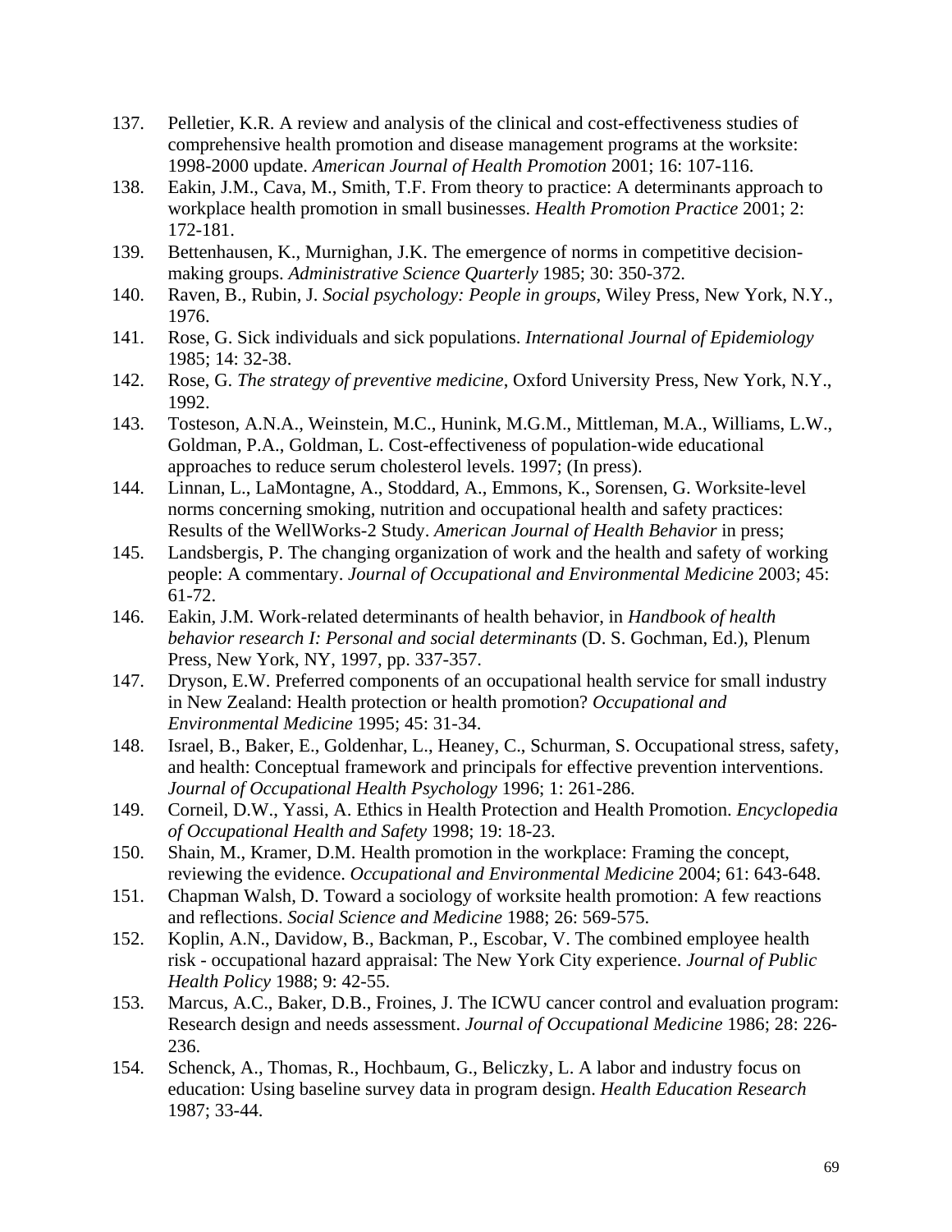137. Pelletier, K.R. A review and analysis of the clinical and cost-effectiveness studies of comprehensive health promotion and disease management programs at the worksite: 1998-2000 update. *American Journal of Health Promotion* 2001; 16: 107-116.
138. Eakin, J.M., Cava, M., Smith, T.F. From theory to practice: A determinants approach to workplace health promotion in small businesses. *Health Promotion Practice* 2001; 2: 172-181.
139. Bettenhausen, K., Murnighan, J.K. The emergence of norms in competitive decision-making groups. *Administrative Science Quarterly* 1985; 30: 350-372.
140. Raven, B., Rubin, J. *Social psychology: People in groups*, Wiley Press, New York, N.Y., 1976.
141. Rose, G. Sick individuals and sick populations. *International Journal of Epidemiology* 1985; 14: 32-38.
142. Rose, G. *The strategy of preventive medicine*, Oxford University Press, New York, N.Y., 1992.
143. Tosteson, A.N.A., Weinstein, M.C., Hunink, M.G.M., Mittleman, M.A., Williams, L.W., Goldman, P.A., Goldman, L. Cost-effectiveness of population-wide educational approaches to reduce serum cholesterol levels. 1997; (In press).
144. Linnan, L., LaMontagne, A., Stoddard, A., Emmons, K., Sorensen, G. Worksite-level norms concerning smoking, nutrition and occupational health and safety practices: Results of the WellWorks-2 Study. *American Journal of Health Behavior* in press;
145. Landsbergis, P. The changing organization of work and the health and safety of working people: A commentary. *Journal of Occupational and Environmental Medicine* 2003; 45: 61-72.
146. Eakin, J.M. Work-related determinants of health behavior, in *Handbook of health behavior research I: Personal and social determinants* (D. S. Gochman, Ed.), Plenum Press, New York, NY, 1997, pp. 337-357.
147. Dryson, E.W. Preferred components of an occupational health service for small industry in New Zealand: Health protection or health promotion? *Occupational and Environmental Medicine* 1995; 45: 31-34.
148. Israel, B., Baker, E., Goldenhar, L., Heaney, C., Schurman, S. Occupational stress, safety, and health: Conceptual framework and principals for effective prevention interventions. *Journal of Occupational Health Psychology* 1996; 1: 261-286.
149. Corneil, D.W., Yassi, A. Ethics in Health Protection and Health Promotion. *Encyclopedia of Occupational Health and Safety* 1998; 19: 18-23.
150. Shain, M., Kramer, D.M. Health promotion in the workplace: Framing the concept, reviewing the evidence. *Occupational and Environmental Medicine* 2004; 61: 643-648.
151. Chapman Walsh, D. Toward a sociology of worksite health promotion: A few reactions and reflections. *Social Science and Medicine* 1988; 26: 569-575.
152. Koplin, A.N., Davidow, B., Backman, P., Escobar, V. The combined employee health risk - occupational hazard appraisal: The New York City experience. *Journal of Public Health Policy* 1988; 9: 42-55.
153. Marcus, A.C., Baker, D.B., Froines, J. The ICWU cancer control and evaluation program: Research design and needs assessment. *Journal of Occupational Medicine* 1986; 28: 226-236.
154. Schenck, A., Thomas, R., Hochbaum, G., Beliczky, L. A labor and industry focus on education: Using baseline survey data in program design. *Health Education Research* 1987; 33-44.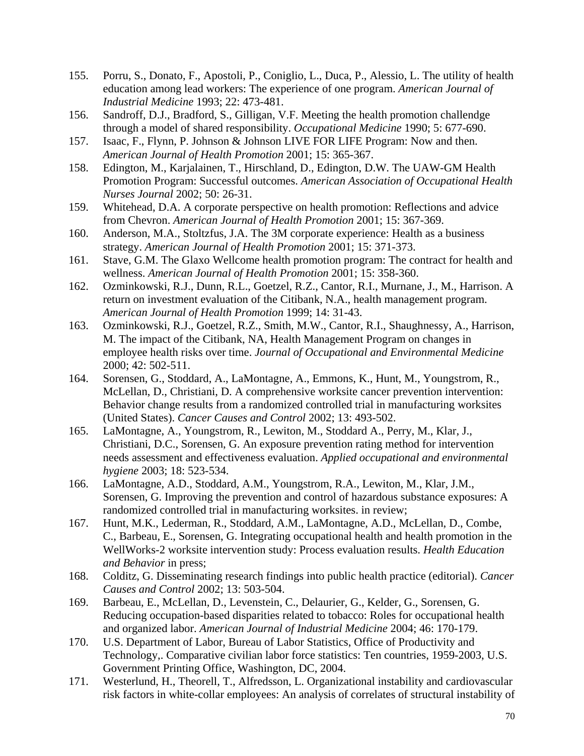155. Porru, S., Donato, F., Apostoli, P., Coniglio, L., Duca, P., Alessio, L. The utility of health education among lead workers: The experience of one program. *American Journal of Industrial Medicine* 1993; 22: 473-481.
156. Sandroff, D.J., Bradford, S., Gilligan, V.F. Meeting the health promotion challendge through a model of shared responsibility. *Occupational Medicine* 1990; 5: 677-690.
157. Isaac, F., Flynn, P. Johnson & Johnson LIVE FOR LIFE Program: Now and then. *American Journal of Health Promotion* 2001; 15: 365-367.
158. Edington, M., Karjalainen, T., Hirschland, D., Edington, D.W. The UAW-GM Health Promotion Program: Successful outcomes. *American Association of Occupational Health Nurses Journal* 2002; 50: 26-31.
159. Whitehead, D.A. A corporate perspective on health promotion: Reflections and advice from Chevron. *American Journal of Health Promotion* 2001; 15: 367-369.
160. Anderson, M.A., Stoltzfus, J.A. The 3M corporate experience: Health as a business strategy. *American Journal of Health Promotion* 2001; 15: 371-373.
161. Stave, G.M. The Glaxo Wellcome health promotion program: The contract for health and wellness. *American Journal of Health Promotion* 2001; 15: 358-360.
162. Ozminkowski, R.J., Dunn, R.L., Goetzel, R.Z., Cantor, R.I., Murnane, J., M., Harrison. A return on investment evaluation of the Citibank, N.A., health management program. *American Journal of Health Promotion* 1999; 14: 31-43.
163. Ozminkowski, R.J., Goetzel, R.Z., Smith, M.W., Cantor, R.I., Shaughnessy, A., Harrison, M. The impact of the Citibank, NA, Health Management Program on changes in employee health risks over time. *Journal of Occupational and Environmental Medicine* 2000; 42: 502-511.
164. Sorensen, G., Stoddard, A., LaMontagne, A., Emmons, K., Hunt, M., Youngstrom, R., McLellan, D., Christiani, D. A comprehensive worksite cancer prevention intervention: Behavior change results from a randomized controlled trial in manufacturing worksites (United States). *Cancer Causes and Control* 2002; 13: 493-502.
165. LaMontagne, A., Youngstrom, R., Lewiton, M., Stoddard A., Perry, M., Klar, J., Christiani, D.C., Sorensen, G. An exposure prevention rating method for intervention needs assessment and effectiveness evaluation. *Applied occupational and environmental hygiene* 2003; 18: 523-534.
166. LaMontagne, A.D., Stoddard, A.M., Youngstrom, R.A., Lewiton, M., Klar, J.M., Sorensen, G. Improving the prevention and control of hazardous substance exposures: A randomized controlled trial in manufacturing worksites. in review;
167. Hunt, M.K., Lederman, R., Stoddard, A.M., LaMontagne, A.D., McLellan, D., Combe, C., Barbeau, E., Sorensen, G. Integrating occupational health and health promotion in the WellWorks-2 worksite intervention study: Process evaluation results. *Health Education and Behavior* in press;
168. Colditz, G. Disseminating research findings into public health practice (editorial). *Cancer Causes and Control* 2002; 13: 503-504.
169. Barbeau, E., McLellan, D., Levenstein, C., Delaurier, G., Kelder, G., Sorensen, G. Reducing occupation-based disparities related to tobacco: Roles for occupational health and organized labor. *American Journal of Industrial Medicine* 2004; 46: 170-179.
170. U.S. Department of Labor, Bureau of Labor Statistics, Office of Productivity and Technology,. Comparative civilian labor force statistics: Ten countries, 1959-2003, U.S. Government Printing Office, Washington, DC, 2004.
171. Westerlund, H., Theorell, T., Alfredsson, L. Organizational instability and cardiovascular risk factors in white-collar employees: An analysis of correlates of structural instability of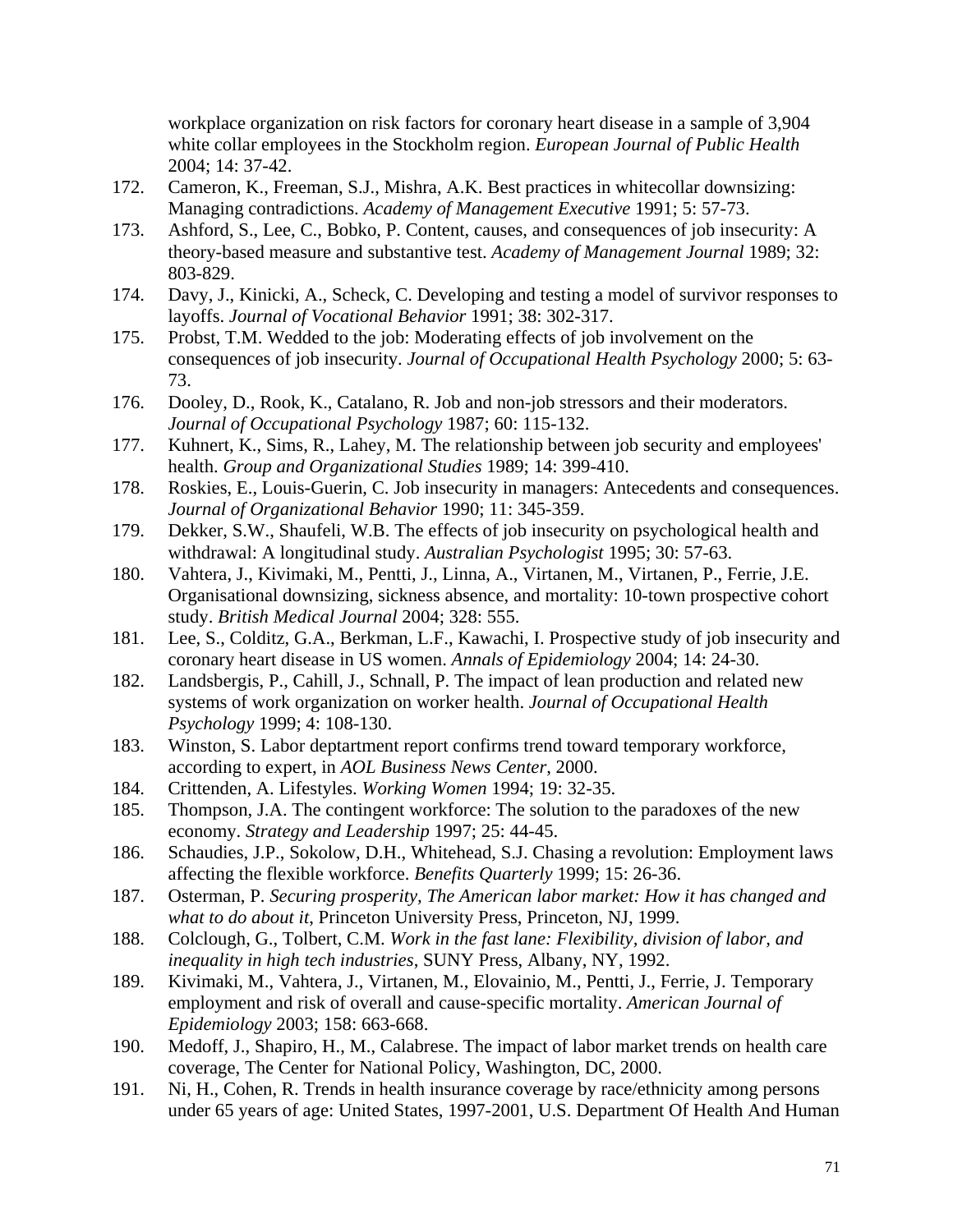workplace organization on risk factors for coronary heart disease in a sample of 3,904 white collar employees in the Stockholm region. *European Journal of Public Health* 2004; 14: 37-42.

172. Cameron, K., Freeman, S.J., Mishra, A.K. Best practices in whitecollar downsizing: Managing contradictions. *Academy of Management Executive* 1991; 5: 57-73.
173. Ashford, S., Lee, C., Bobko, P. Content, causes, and consequences of job insecurity: A theory-based measure and substantive test. *Academy of Management Journal* 1989; 32: 803-829.
174. Davy, J., Kinicki, A., Scheck, C. Developing and testing a model of survivor responses to layoffs. *Journal of Vocational Behavior* 1991; 38: 302-317.
175. Probst, T.M. Wedded to the job: Moderating effects of job involvement on the consequences of job insecurity. *Journal of Occupational Health Psychology* 2000; 5: 63-73.
176. Dooley, D., Rook, K., Catalano, R. Job and non-job stressors and their moderators. *Journal of Occupational Psychology* 1987; 60: 115-132.
177. Kuhnert, K., Sims, R., Lahey, M. The relationship between job security and employees' health. *Group and Organizational Studies* 1989; 14: 399-410.
178. Roskies, E., Louis-Guerin, C. Job insecurity in managers: Antecedents and consequences. *Journal of Organizational Behavior* 1990; 11: 345-359.
179. Dekker, S.W., Shaufeli, W.B. The effects of job insecurity on psychological health and withdrawal: A longitudinal study. *Australian Psychologist* 1995; 30: 57-63.
180. Vahtera, J., Kivimaki, M., Pentti, J., Linna, A., Virtanen, M., Virtanen, P., Ferrie, J.E. Organisational downsizing, sickness absence, and mortality: 10-town prospective cohort study. *British Medical Journal* 2004; 328: 555.
181. Lee, S., Colditz, G.A., Berkman, L.F., Kawachi, I. Prospective study of job insecurity and coronary heart disease in US women. *Annals of Epidemiology* 2004; 14: 24-30.
182. Landsbergis, P., Cahill, J., Schnall, P. The impact of lean production and related new systems of work organization on worker health. *Journal of Occupational Health Psychology* 1999; 4: 108-130.
183. Winston, S. Labor deptartment report confirms trend toward temporary workforce, according to expert, in *AOL Business News Center*, 2000.
184. Crittenden, A. Lifestyles. *Working Women* 1994; 19: 32-35.
185. Thompson, J.A. The contingent workforce: The solution to the paradoxes of the new economy. *Strategy and Leadership* 1997; 25: 44-45.
186. Schaudies, J.P., Sokolow, D.H., Whitehead, S.J. Chasing a revolution: Employment laws affecting the flexible workforce. *Benefits Quarterly* 1999; 15: 26-36.
187. Osterman, P. *Securing prosperity, The American labor market: How it has changed and what to do about it*, Princeton University Press, Princeton, NJ, 1999.
188. Colclough, G., Tolbert, C.M. *Work in the fast lane: Flexibility, division of labor, and inequality in high tech industries*, SUNY Press, Albany, NY, 1992.
189. Kivimaki, M., Vahtera, J., Virtanen, M., Elovainio, M., Pentti, J., Ferrie, J. Temporary employment and risk of overall and cause-specific mortality. *American Journal of Epidemiology* 2003; 158: 663-668.
190. Medoff, J., Shapiro, H., M., Calabrese. The impact of labor market trends on health care coverage, The Center for National Policy, Washington, DC, 2000.
191. Ni, H., Cohen, R. Trends in health insurance coverage by race/ethnicity among persons under 65 years of age: United States, 1997-2001, U.S. Department Of Health And Human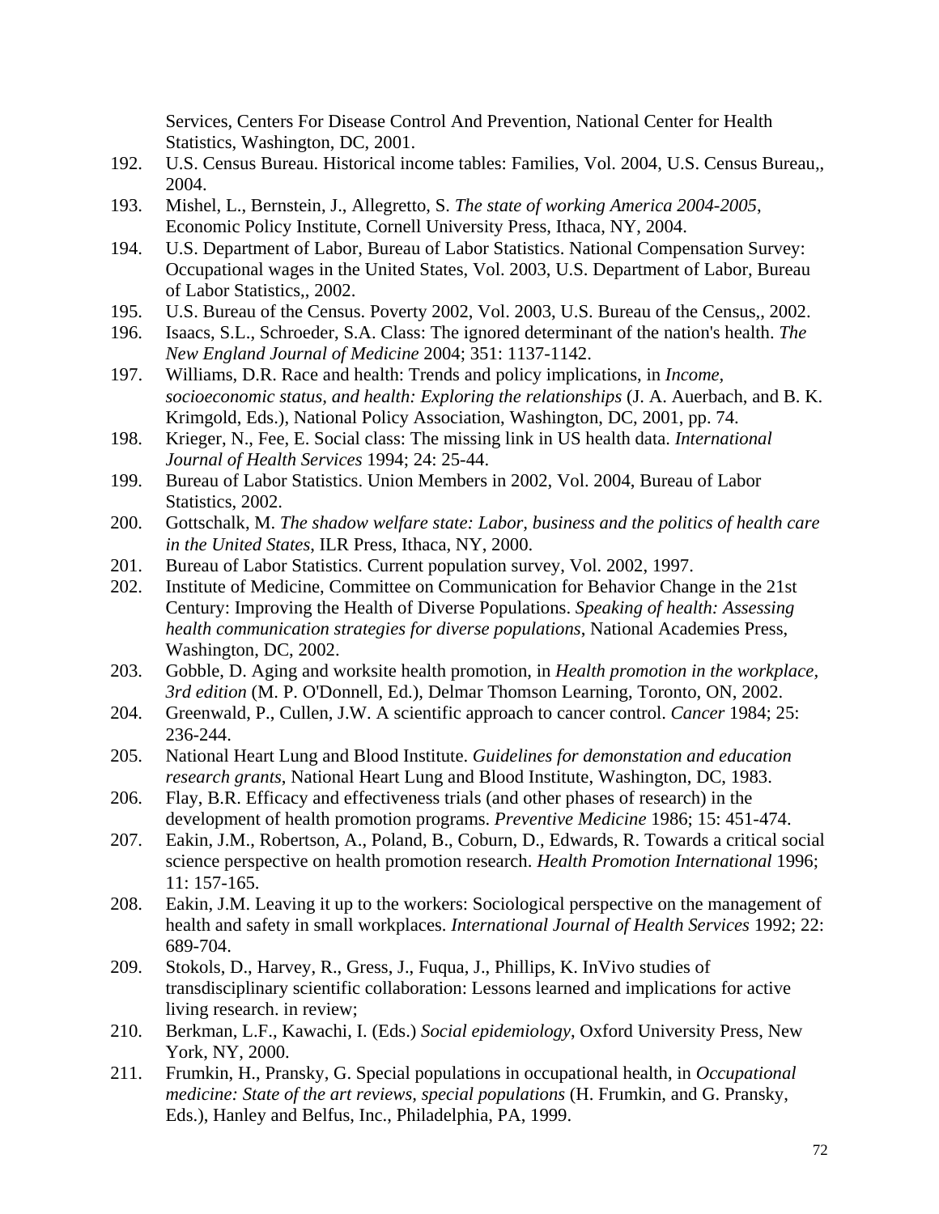Services, Centers For Disease Control And Prevention, National Center for Health Statistics, Washington, DC, 2001.

192. U.S. Census Bureau. Historical income tables: Families, Vol. 2004, U.S. Census Bureau,, 2004.
193. Mishel, L., Bernstein, J., Allegretto, S. *The state of working America 2004-2005*, Economic Policy Institute, Cornell University Press, Ithaca, NY, 2004.
194. U.S. Department of Labor, Bureau of Labor Statistics. National Compensation Survey: Occupational wages in the United States, Vol. 2003, U.S. Department of Labor, Bureau of Labor Statistics,, 2002.
195. U.S. Bureau of the Census. Poverty 2002, Vol. 2003, U.S. Bureau of the Census,, 2002.
196. Isaacs, S.L., Schroeder, S.A. Class: The ignored determinant of the nation's health. *The New England Journal of Medicine* 2004; 351: 1137-1142.
197. Williams, D.R. Race and health: Trends and policy implications, in *Income, socioeconomic status, and health: Exploring the relationships* (J. A. Auerbach, and B. K. Krimgold, Eds.), National Policy Association, Washington, DC, 2001, pp. 74.
198. Krieger, N., Fee, E. Social class: The missing link in US health data. *International Journal of Health Services* 1994; 24: 25-44.
199. Bureau of Labor Statistics. Union Members in 2002, Vol. 2004, Bureau of Labor Statistics, 2002.
200. Gottschalk, M. *The shadow welfare state: Labor, business and the politics of health care in the United States*, ILR Press, Ithaca, NY, 2000.
201. Bureau of Labor Statistics. Current population survey, Vol. 2002, 1997.
202. Institute of Medicine, Committee on Communication for Behavior Change in the 21st Century: Improving the Health of Diverse Populations. *Speaking of health: Assessing health communication strategies for diverse populations*, National Academies Press, Washington, DC, 2002.
203. Gobble, D. Aging and worksite health promotion, in *Health promotion in the workplace, 3rd edition* (M. P. O'Donnell, Ed.), Delmar Thomson Learning, Toronto, ON, 2002.
204. Greenwald, P., Cullen, J.W. A scientific approach to cancer control. *Cancer* 1984; 25: 236-244.
205. National Heart Lung and Blood Institute. *Guidelines for demonstation and education research grants*, National Heart Lung and Blood Institute, Washington, DC, 1983.
206. Flay, B.R. Efficacy and effectiveness trials (and other phases of research) in the development of health promotion programs. *Preventive Medicine* 1986; 15: 451-474.
207. Eakin, J.M., Robertson, A., Poland, B., Coburn, D., Edwards, R. Towards a critical social science perspective on health promotion research. *Health Promotion International* 1996; 11: 157-165.
208. Eakin, J.M. Leaving it up to the workers: Sociological perspective on the management of health and safety in small workplaces. *International Journal of Health Services* 1992; 22: 689-704.
209. Stokols, D., Harvey, R., Gress, J., Fuqua, J., Phillips, K. InVivo studies of transdisciplinary scientific collaboration: Lessons learned and implications for active living research. in review;
210. Berkman, L.F., Kawachi, I. (Eds.) *Social epidemiology*, Oxford University Press, New York, NY, 2000.
211. Frumkin, H., Pransky, G. Special populations in occupational health, in *Occupational medicine: State of the art reviews, special populations* (H. Frumkin, and G. Pransky, Eds.), Hanley and Belfus, Inc., Philadelphia, PA, 1999.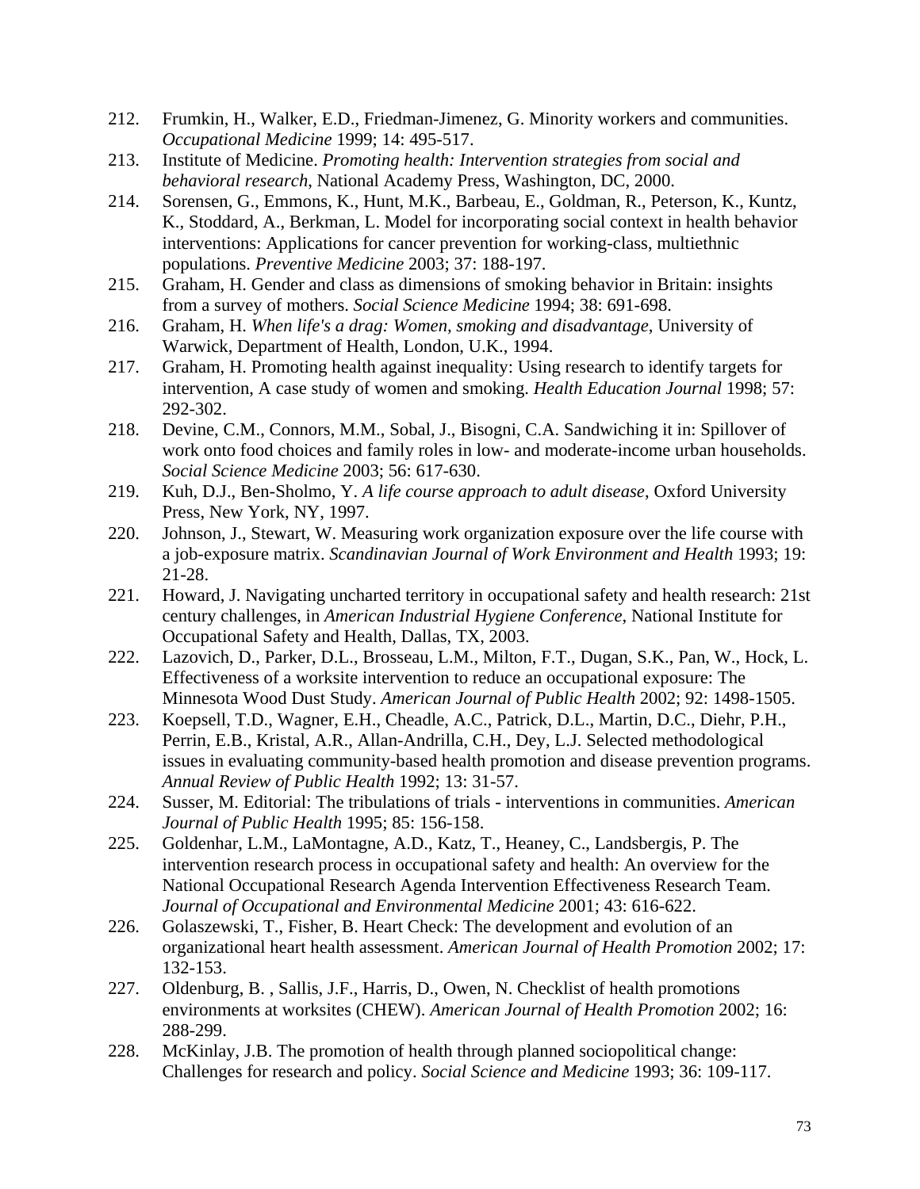212. Frumkin, H., Walker, E.D., Friedman-Jimenez, G. Minority workers and communities. *Occupational Medicine* 1999; 14: 495-517.
213. Institute of Medicine. *Promoting health: Intervention strategies from social and behavioral research*, National Academy Press, Washington, DC, 2000.
214. Sorensen, G., Emmons, K., Hunt, M.K., Barbeau, E., Goldman, R., Peterson, K., Kuntz, K., Stoddard, A., Berkman, L. Model for incorporating social context in health behavior interventions: Applications for cancer prevention for working-class, multiethnic populations. *Preventive Medicine* 2003; 37: 188-197.
215. Graham, H. Gender and class as dimensions of smoking behavior in Britain: insights from a survey of mothers. *Social Science Medicine* 1994; 38: 691-698.
216. Graham, H. *When life's a drag: Women, smoking and disadvantage*, University of Warwick, Department of Health, London, U.K., 1994.
217. Graham, H. Promoting health against inequality: Using research to identify targets for intervention, A case study of women and smoking. *Health Education Journal* 1998; 57: 292-302.
218. Devine, C.M., Connors, M.M., Sobal, J., Bisogni, C.A. Sandwiching it in: Spillover of work onto food choices and family roles in low- and moderate-income urban households. *Social Science Medicine* 2003; 56: 617-630.
219. Kuh, D.J., Ben-Sholmo, Y. *A life course approach to adult disease*, Oxford University Press, New York, NY, 1997.
220. Johnson, J., Stewart, W. Measuring work organization exposure over the life course with a job-exposure matrix. *Scandinavian Journal of Work Environment and Health* 1993; 19: 21-28.
221. Howard, J. Navigating uncharted territory in occupational safety and health research: 21st century challenges, in *American Industrial Hygiene Conference*, National Institute for Occupational Safety and Health, Dallas, TX, 2003.
222. Lazovich, D., Parker, D.L., Brosseau, L.M., Milton, F.T., Dugan, S.K., Pan, W., Hock, L. Effectiveness of a worksite intervention to reduce an occupational exposure: The Minnesota Wood Dust Study. *American Journal of Public Health* 2002; 92: 1498-1505.
223. Koepsell, T.D., Wagner, E.H., Cheadle, A.C., Patrick, D.L., Martin, D.C., Diehr, P.H., Perrin, E.B., Kristal, A.R., Allan-Andrilla, C.H., Dey, L.J. Selected methodological issues in evaluating community-based health promotion and disease prevention programs. *Annual Review of Public Health* 1992; 13: 31-57.
224. Susser, M. Editorial: The tribulations of trials - interventions in communities. *American Journal of Public Health* 1995; 85: 156-158.
225. Goldenhar, L.M., LaMontagne, A.D., Katz, T., Heaney, C., Landsbergis, P. The intervention research process in occupational safety and health: An overview for the National Occupational Research Agenda Intervention Effectiveness Research Team. *Journal of Occupational and Environmental Medicine* 2001; 43: 616-622.
226. Golaszewski, T., Fisher, B. Heart Check: The development and evolution of an organizational heart health assessment. *American Journal of Health Promotion* 2002; 17: 132-153.
227. Oldenburg, B. , Sallis, J.F., Harris, D., Owen, N. Checklist of health promotions environments at worksites (CHEW). *American Journal of Health Promotion* 2002; 16: 288-299.
228. McKinlay, J.B. The promotion of health through planned sociopolitical change: Challenges for research and policy. *Social Science and Medicine* 1993; 36: 109-117.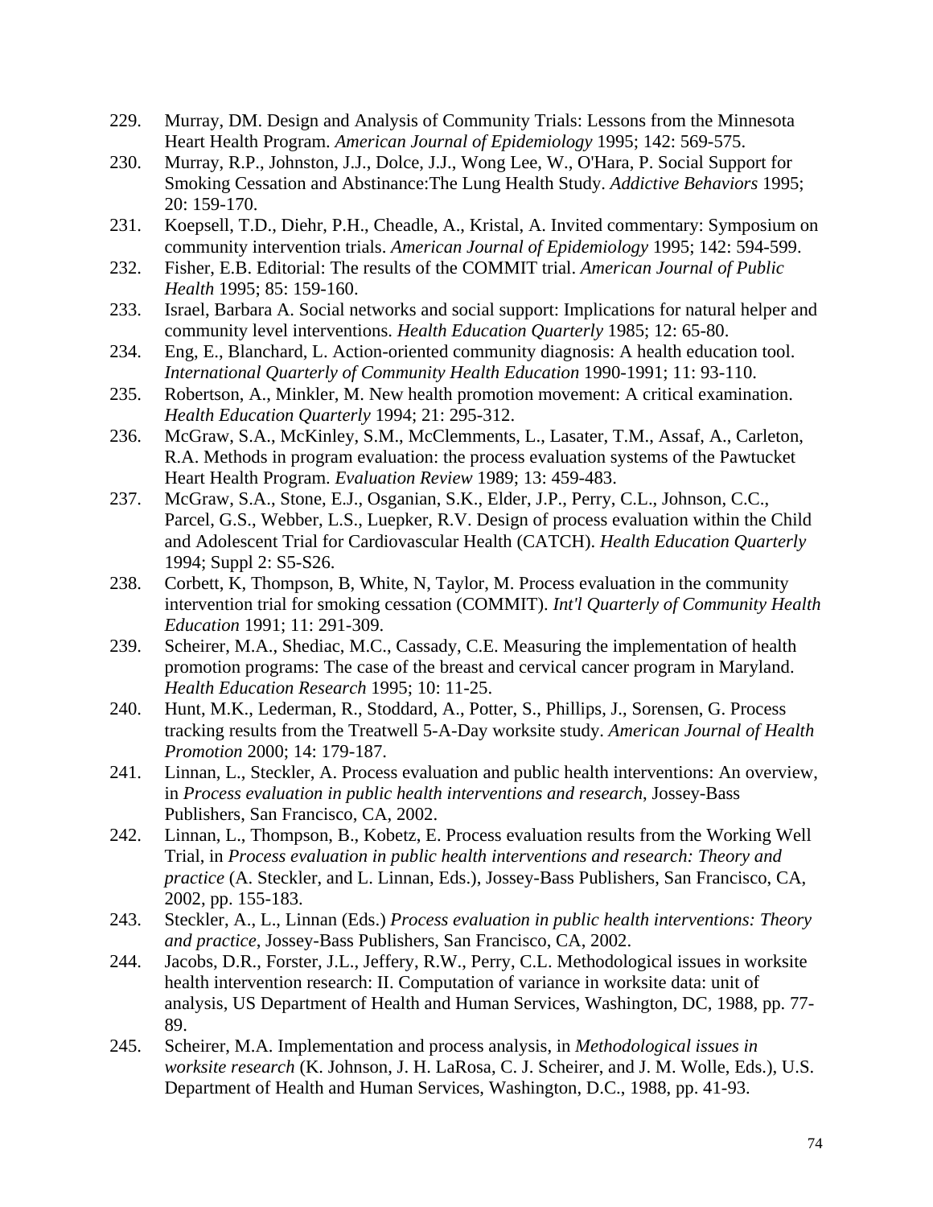229. Murray, DM. Design and Analysis of Community Trials: Lessons from the Minnesota Heart Health Program. *American Journal of Epidemiology* 1995; 142: 569-575.
230. Murray, R.P., Johnston, J.J., Dolce, J.J., Wong Lee, W., O'Hara, P. Social Support for Smoking Cessation and Abstinance:The Lung Health Study. *Addictive Behaviors* 1995; 20: 159-170.
231. Koepsell, T.D., Diehr, P.H., Cheadle, A., Kristal, A. Invited commentary: Symposium on community intervention trials. *American Journal of Epidemiology* 1995; 142: 594-599.
232. Fisher, E.B. Editorial: The results of the COMMIT trial. *American Journal of Public Health* 1995; 85: 159-160.
233. Israel, Barbara A. Social networks and social support: Implications for natural helper and community level interventions. *Health Education Quarterly* 1985; 12: 65-80.
234. Eng, E., Blanchard, L. Action-oriented community diagnosis: A health education tool. *International Quarterly of Community Health Education* 1990-1991; 11: 93-110.
235. Robertson, A., Minkler, M. New health promotion movement: A critical examination. *Health Education Quarterly* 1994; 21: 295-312.
236. McGraw, S.A., McKinley, S.M., McClemments, L., Lasater, T.M., Assaf, A., Carleton, R.A. Methods in program evaluation: the process evaluation systems of the Pawtucket Heart Health Program. *Evaluation Review* 1989; 13: 459-483.
237. McGraw, S.A., Stone, E.J., Osganian, S.K., Elder, J.P., Perry, C.L., Johnson, C.C., Parcel, G.S., Webber, L.S., Luepker, R.V. Design of process evaluation within the Child and Adolescent Trial for Cardiovascular Health (CATCH). *Health Education Quarterly* 1994; Suppl 2: S5-S26.
238. Corbett, K, Thompson, B, White, N, Taylor, M. Process evaluation in the community intervention trial for smoking cessation (COMMIT). *Int'l Quarterly of Community Health Education* 1991; 11: 291-309.
239. Scheirer, M.A., Shediac, M.C., Cassady, C.E. Measuring the implementation of health promotion programs: The case of the breast and cervical cancer program in Maryland. *Health Education Research* 1995; 10: 11-25.
240. Hunt, M.K., Lederman, R., Stoddard, A., Potter, S., Phillips, J., Sorensen, G. Process tracking results from the Treatwell 5-A-Day worksite study. *American Journal of Health Promotion* 2000; 14: 179-187.
241. Linnan, L., Steckler, A. Process evaluation and public health interventions: An overview, in *Process evaluation in public health interventions and research*, Jossey-Bass Publishers, San Francisco, CA, 2002.
242. Linnan, L., Thompson, B., Kobetz, E. Process evaluation results from the Working Well Trial, in *Process evaluation in public health interventions and research: Theory and practice* (A. Steckler, and L. Linnan, Eds.), Jossey-Bass Publishers, San Francisco, CA, 2002, pp. 155-183.
243. Steckler, A., L., Linnan (Eds.) *Process evaluation in public health interventions: Theory and practice*, Jossey-Bass Publishers, San Francisco, CA, 2002.
244. Jacobs, D.R., Forster, J.L., Jeffery, R.W., Perry, C.L. Methodological issues in worksite health intervention research: II. Computation of variance in worksite data: unit of analysis, US Department of Health and Human Services, Washington, DC, 1988, pp. 77-89.
245. Scheirer, M.A. Implementation and process analysis, in *Methodological issues in worksite research* (K. Johnson, J. H. LaRosa, C. J. Scheirer, and J. M. Wolle, Eds.), U.S. Department of Health and Human Services, Washington, D.C., 1988, pp. 41-93.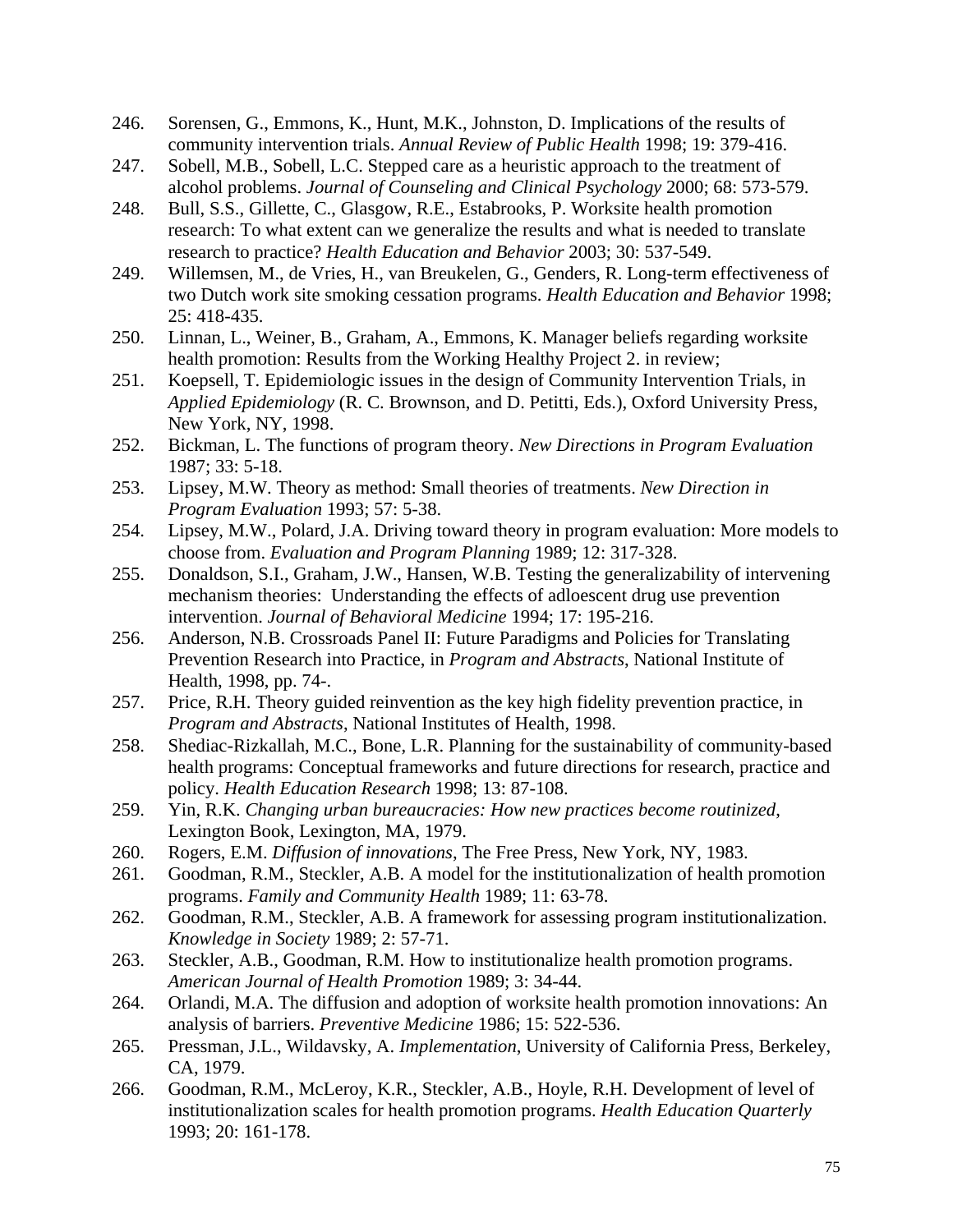246. Sorensen, G., Emmons, K., Hunt, M.K., Johnston, D. Implications of the results of community intervention trials. *Annual Review of Public Health* 1998; 19: 379-416.
247. Sobell, M.B., Sobell, L.C. Stepped care as a heuristic approach to the treatment of alcohol problems. *Journal of Counseling and Clinical Psychology* 2000; 68: 573-579.
248. Bull, S.S., Gillette, C., Glasgow, R.E., Estabrooks, P. Worksite health promotion research: To what extent can we generalize the results and what is needed to translate research to practice? *Health Education and Behavior* 2003; 30: 537-549.
249. Willemsen, M., de Vries, H., van Breukelen, G., Genders, R. Long-term effectiveness of two Dutch work site smoking cessation programs. *Health Education and Behavior* 1998; 25: 418-435.
250. Linnan, L., Weiner, B., Graham, A., Emmons, K. Manager beliefs regarding worksite health promotion: Results from the Working Healthy Project 2. in review;
251. Koepsell, T. Epidemiologic issues in the design of Community Intervention Trials, in *Applied Epidemiology* (R. C. Brownson, and D. Petitti, Eds.), Oxford University Press, New York, NY, 1998.
252. Bickman, L. The functions of program theory. *New Directions in Program Evaluation* 1987; 33: 5-18.
253. Lipsey, M.W. Theory as method: Small theories of treatments. *New Direction in Program Evaluation* 1993; 57: 5-38.
254. Lipsey, M.W., Polard, J.A. Driving toward theory in program evaluation: More models to choose from. *Evaluation and Program Planning* 1989; 12: 317-328.
255. Donaldson, S.I., Graham, J.W., Hansen, W.B. Testing the generalizability of intervening mechanism theories: Understanding the effects of adloescent drug use prevention intervention. *Journal of Behavioral Medicine* 1994; 17: 195-216.
256. Anderson, N.B. Crossroads Panel II: Future Paradigms and Policies for Translating Prevention Research into Practice, in *Program and Abstracts*, National Institute of Health, 1998, pp. 74-.
257. Price, R.H. Theory guided reinvention as the key high fidelity prevention practice, in *Program and Abstracts*, National Institutes of Health, 1998.
258. Shediac-Rizkallah, M.C., Bone, L.R. Planning for the sustainability of community-based health programs: Conceptual frameworks and future directions for research, practice and policy. *Health Education Research* 1998; 13: 87-108.
259. Yin, R.K. *Changing urban bureaucracies: How new practices become routinized*, Lexington Book, Lexington, MA, 1979.
260. Rogers, E.M. *Diffusion of innovations*, The Free Press, New York, NY, 1983.
261. Goodman, R.M., Steckler, A.B. A model for the institutionalization of health promotion programs. *Family and Community Health* 1989; 11: 63-78.
262. Goodman, R.M., Steckler, A.B. A framework for assessing program institutionalization. *Knowledge in Society* 1989; 2: 57-71.
263. Steckler, A.B., Goodman, R.M. How to institutionalize health promotion programs. *American Journal of Health Promotion* 1989; 3: 34-44.
264. Orlandi, M.A. The diffusion and adoption of worksite health promotion innovations: An analysis of barriers. *Preventive Medicine* 1986; 15: 522-536.
265. Pressman, J.L., Wildavsky, A. *Implementation*, University of California Press, Berkeley, CA, 1979.
266. Goodman, R.M., McLeroy, K.R., Steckler, A.B., Hoyle, R.H. Development of level of institutionalization scales for health promotion programs. *Health Education Quarterly* 1993; 20: 161-178.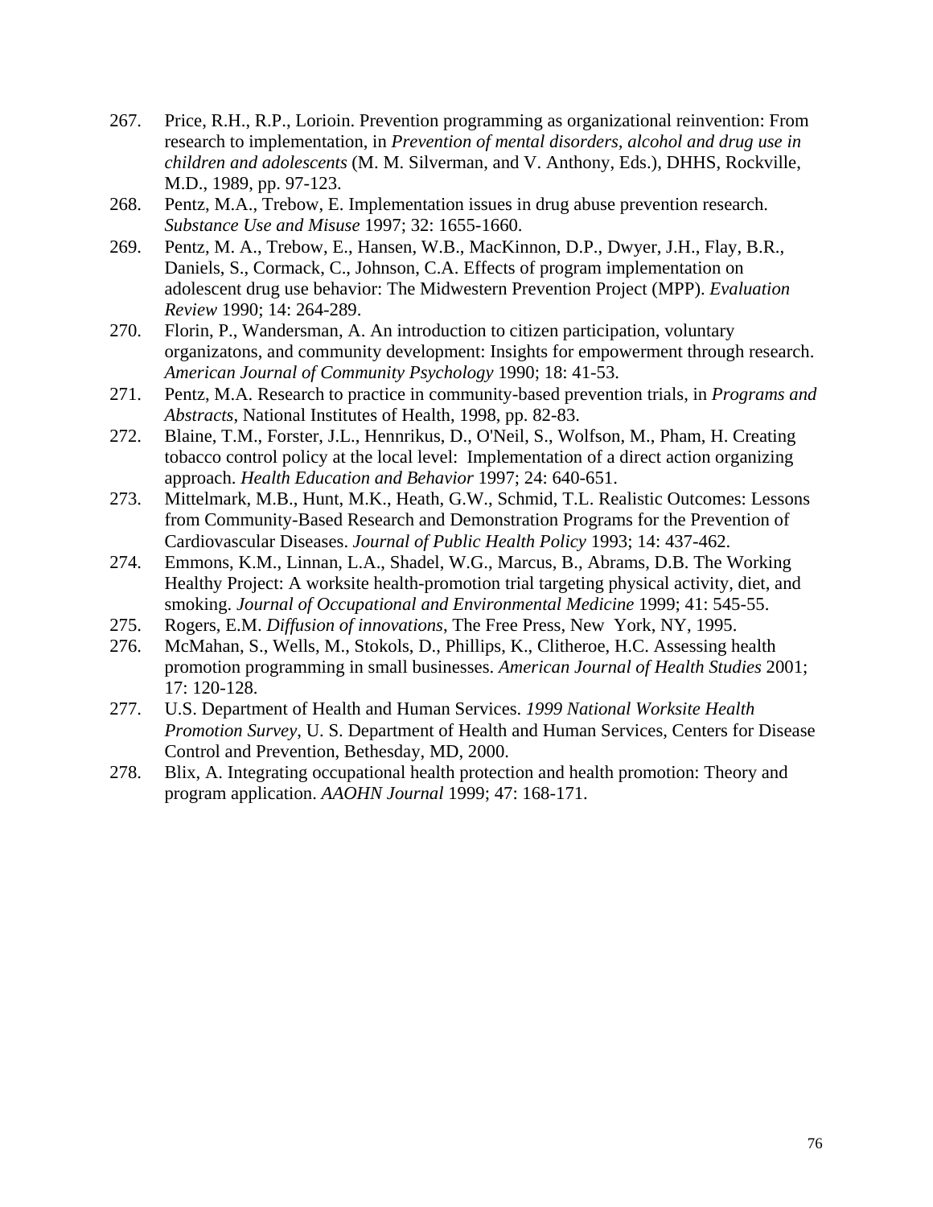267. Price, R.H., R.P., Lorioin. Prevention programming as organizational reinvention: From research to implementation, in *Prevention of mental disorders, alcohol and drug use in children and adolescents* (M. M. Silverman, and V. Anthony, Eds.), DHHS, Rockville, M.D., 1989, pp. 97-123.
268. Pentz, M.A., Trebow, E. Implementation issues in drug abuse prevention research. *Substance Use and Misuse* 1997; 32: 1655-1660.
269. Pentz, M. A., Trebow, E., Hansen, W.B., MacKinnon, D.P., Dwyer, J.H., Flay, B.R., Daniels, S., Cormack, C., Johnson, C.A. Effects of program implementation on adolescent drug use behavior: The Midwestern Prevention Project (MPP). *Evaluation Review* 1990; 14: 264-289.
270. Florin, P., Wandersman, A. An introduction to citizen participation, voluntary organizatons, and community development: Insights for empowerment through research. *American Journal of Community Psychology* 1990; 18: 41-53.
271. Pentz, M.A. Research to practice in community-based prevention trials, in *Programs and Abstracts*, National Institutes of Health, 1998, pp. 82-83.
272. Blaine, T.M., Forster, J.L., Hennrikus, D., O'Neil, S., Wolfson, M., Pham, H. Creating tobacco control policy at the local level: Implementation of a direct action organizing approach. *Health Education and Behavior* 1997; 24: 640-651.
273. Mittelmark, M.B., Hunt, M.K., Heath, G.W., Schmid, T.L. Realistic Outcomes: Lessons from Community-Based Research and Demonstration Programs for the Prevention of Cardiovascular Diseases. *Journal of Public Health Policy* 1993; 14: 437-462.
274. Emmons, K.M., Linnan, L.A., Shadel, W.G., Marcus, B., Abrams, D.B. The Working Healthy Project: A worksite health-promotion trial targeting physical activity, diet, and smoking. *Journal of Occupational and Environmental Medicine* 1999; 41: 545-55.
275. Rogers, E.M. *Diffusion of innovations*, The Free Press, New York, NY, 1995.
276. McMahan, S., Wells, M., Stokols, D., Phillips, K., Clitheroe, H.C. Assessing health promotion programming in small businesses. *American Journal of Health Studies* 2001; 17: 120-128.
277. U.S. Department of Health and Human Services. *1999 National Worksite Health Promotion Survey*, U. S. Department of Health and Human Services, Centers for Disease Control and Prevention, Bethesday, MD, 2000.
278. Blix, A. Integrating occupational health protection and health promotion: Theory and program application. *AAOHN Journal* 1999; 47: 168-171.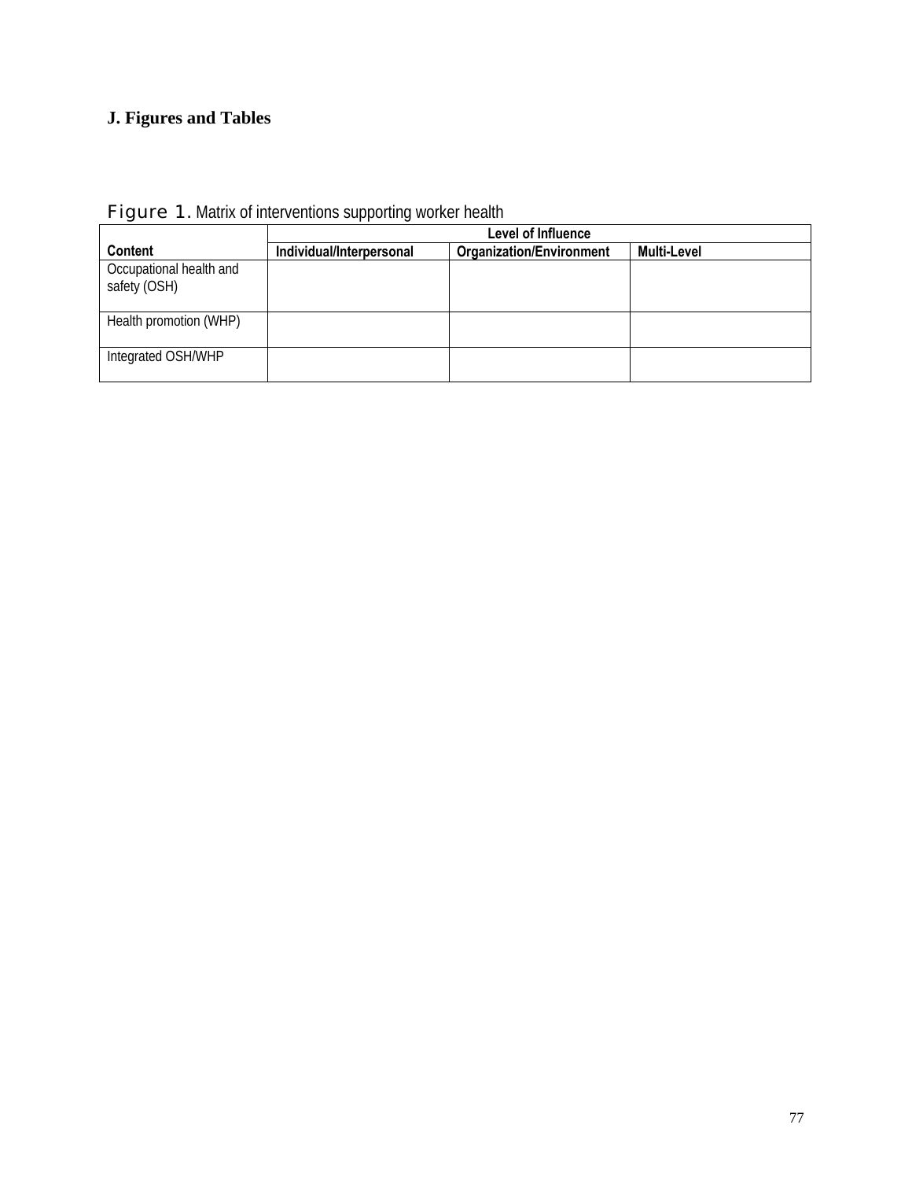## J. Figures and Tables

Figure 1. Matrix of interventions supporting worker health

| | Level of Influence | | |
|---|---|---|---|
| **Content** | **Individual/Interpersonal** | **Organization/Environment** | **Multi-Level** |
| Occupational health and safety (OSH) | | | |
| Health promotion (WHP) | | | |
| Integrated OSH/WHP | | | |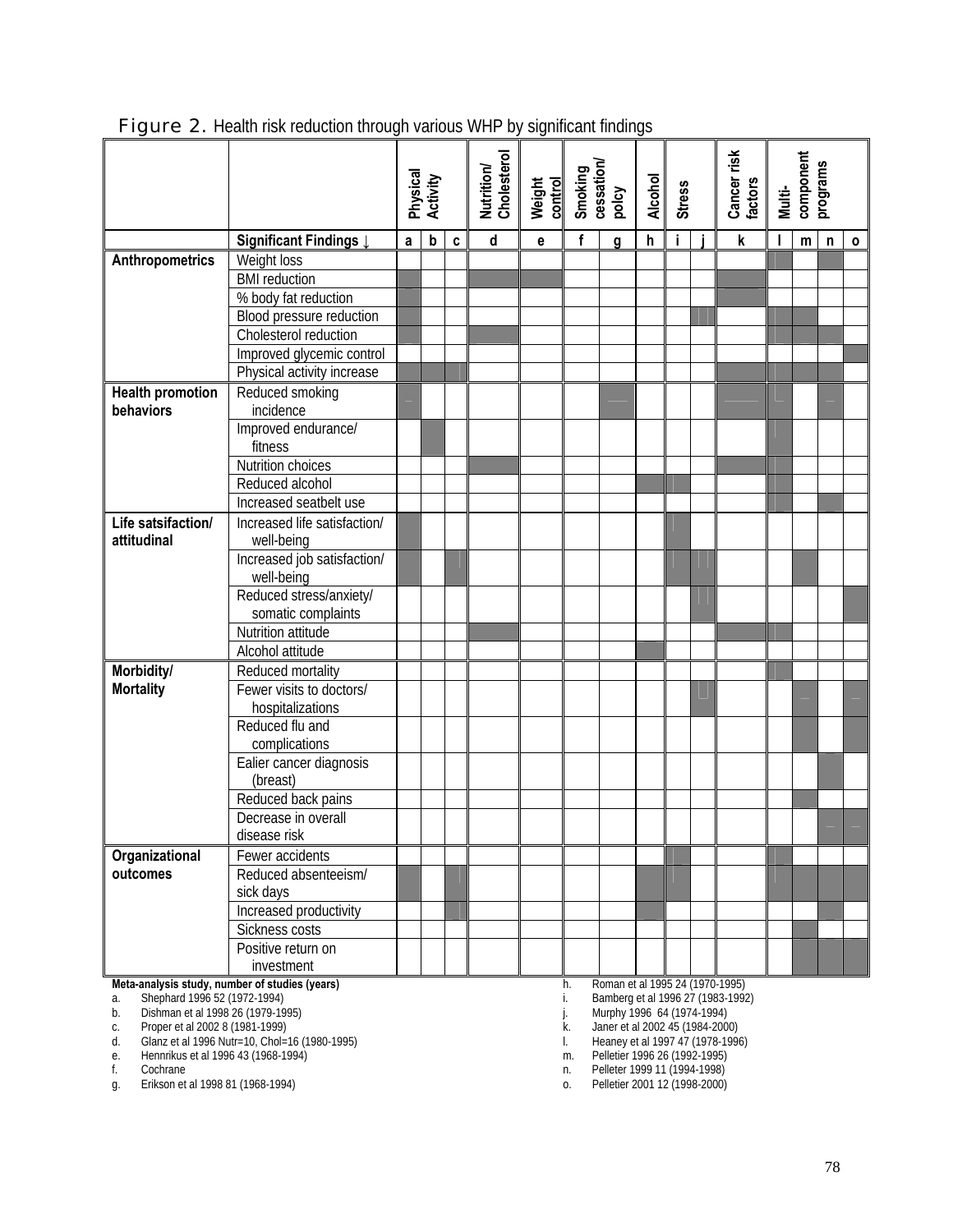Figure 2. Health risk reduction through various WHP by significant findings

| | | Physical Activity | | | Nutrition/ Cholesterol | Weight control | Smoking cessation/ polcy | | Alcohol | Stress | | Cancer risk factors | Multi-component programs | | | |
|---|---|---|---|---|---|---|---|---|---|---|---|---|---|---|---|---|
| | **Significant Findings ↓** | **a** | **b** | **c** | **d** | **e** | **f** | **g** | **h** | **i** | **j** | **k** | **l** | **m** | **n** | **o** |
| **Anthropometrics** | Weight loss | | | | | | | | | | | | X | | X | |
| | BMI reduction | X | | | X | X | | | | | | X | | | | |
| | % body fat reduction | X | | | | | | | | | | X | | | | |
| | Blood pressure reduction | X | | | | | | | | | X | | X | X | | |
| | Cholesterol reduction | X | | | X | | | | | | | | X | X | X | |
| | Improved glycemic control | | | | | | | | | | | | | | | X |
| | Physical activity increase | X | X | X | | | | | | | | X | X | | | |
| **Health promotion behaviors** | Reduced smoking incidence | X | | | | | | X | | | | X | X | | X | |
| | Improved endurance/ fitness | | X | | | | | | | | | | X | | | |
| | Nutrition choices | | | | X | | | | | | | X | X | | | |
| | Reduced alcohol | | | | | | | | X | X | | | X | | | |
| | Increased seatbelt use | | | | | | | | | | | | X | | X | |
| **Life satsifaction/ attitudinal** | Increased life satisfaction/ well-being | X | | | | | | | | X | | | | | | |
| | Increased job satisfaction/ well-being | X | | X | | | | | | X | X | | | X | | |
| | Reduced stress/anxiety/ somatic complaints | | | | | | | | | | X | | | | | X |
| | Nutrition attitude | | | | X | | | | | | | X | X | | | |
| | Alcohol attitude | | | | | | | | X | | | | | | | |
| **Morbidity/ Mortality** | Reduced mortality | | | | | | | | | | | | X | | | |
| | Fewer visits to doctors/ hospitalizations | | | | | | | | | | X | | | X | | X |
| | Reduced flu and complications | | | | | | | | | | | | | X | | X |
| | Ealier cancer diagnosis (breast) | | | | | | | | | | | | | | X | |
| | Reduced back pains | | | | | | | | | | | | | X | | |
| | Decrease in overall disease risk | | | | | | | | | | | | | | X | X |
| **Organizational outcomes** | Fewer accidents | | | | | | | | | X | | | X | | | |
| | Reduced absenteeism/ sick days | X | | X | | | | | X | X | | | X | X | X | X |
| | Increased productivity | | | X | | | | | X | | | | | | X | |
| | Sickness costs | | | | | | | | | | | | | X | | |
| | Positive return on investment | | | | | | | | | | | | | X | X | X |

**Meta-analysis study, number of studies (years)**

a. Shephard 1996 52 (1972-1994)
b. Dishman et al 1998 26 (1979-1995)
c. Proper et al 2002 8 (1981-1999)
d. Glanz et al 1996 Nutr=10, Chol=16 (1980-1995)
e. Hennrikus et al 1996 43 (1968-1994)
f. Cochrane
g. Erikson et al 1998 81 (1968-1994)
h. Roman et al 1995 24 (1970-1995)
i. Bamberg et al 1996 27 (1983-1992)
j. Murphy 1996 64 (1974-1994)
k. Janer et al 2002 45 (1984-2000)
l. Heaney et al 1997 47 (1978-1996)
m. Pelletier 1996 26 (1992-1995)
n. Pelleter 1999 11 (1994-1998)
o. Pelletier 2001 12 (1998-2000)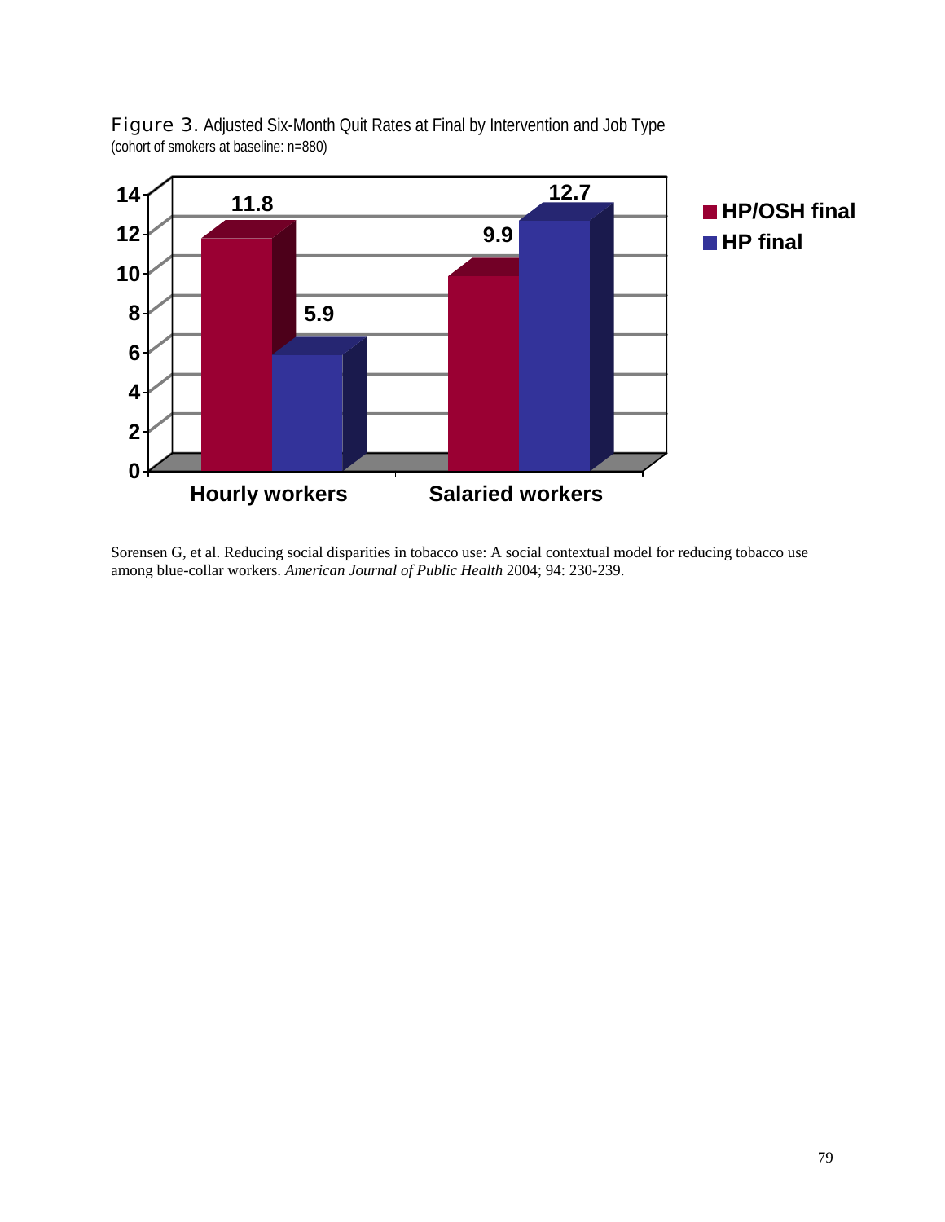Figure 3. Adjusted Six-Month Quit Rates at Final by Intervention and Job Type
(cohort of smokers at baseline: n=880)

| | HP/OSH final | HP final |
|---|---|---|
| Hourly workers | 11.8 | 5.9 |
| Salaried workers | 9.9 | 12.7 |

Sorensen G, et al. Reducing social disparities in tobacco use: A social contextual model for reducing tobacco use among blue-collar workers. *American Journal of Public Health* 2004; 94: 230-239.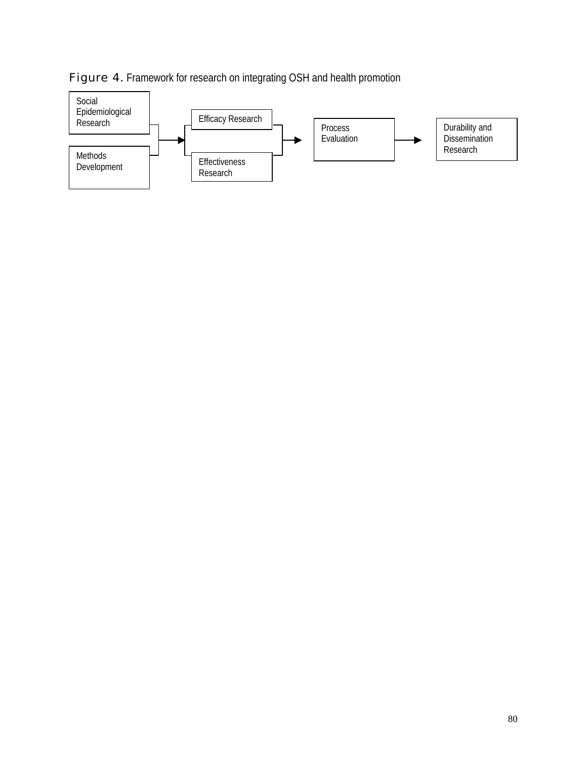Figure 4. Framework for research on integrating OSH and health promotion

Social Epidemiological Research

Methods Development

Efficacy Research

Effectiveness Research

Process Evaluation

Durability and Dissemination Research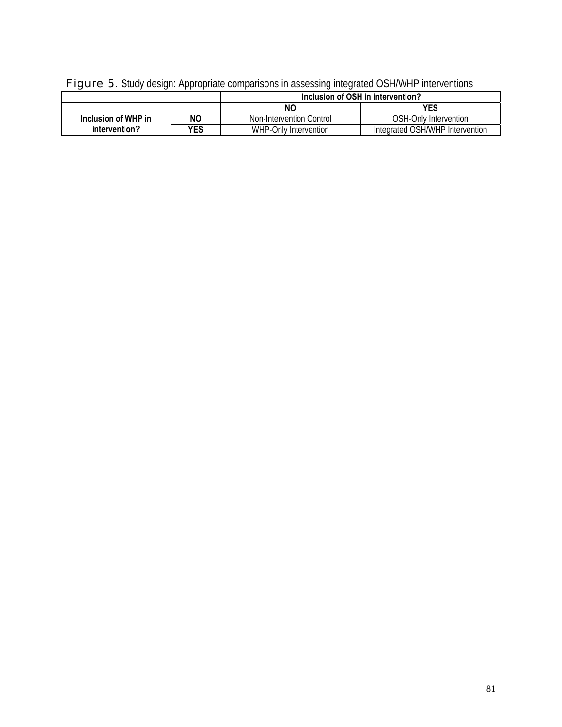Figure 5. Study design: Appropriate comparisons in assessing integrated OSH/WHP interventions

| | | **Inclusion of OSH in intervention?** | |
|---|---|---|---|
| | | **NO** | **YES** |
| **Inclusion of WHP in intervention?** | **NO** | Non-Intervention Control | OSH-Only Intervention |
| | **YES** | WHP-Only Intervention | Integrated OSH/WHP Intervention |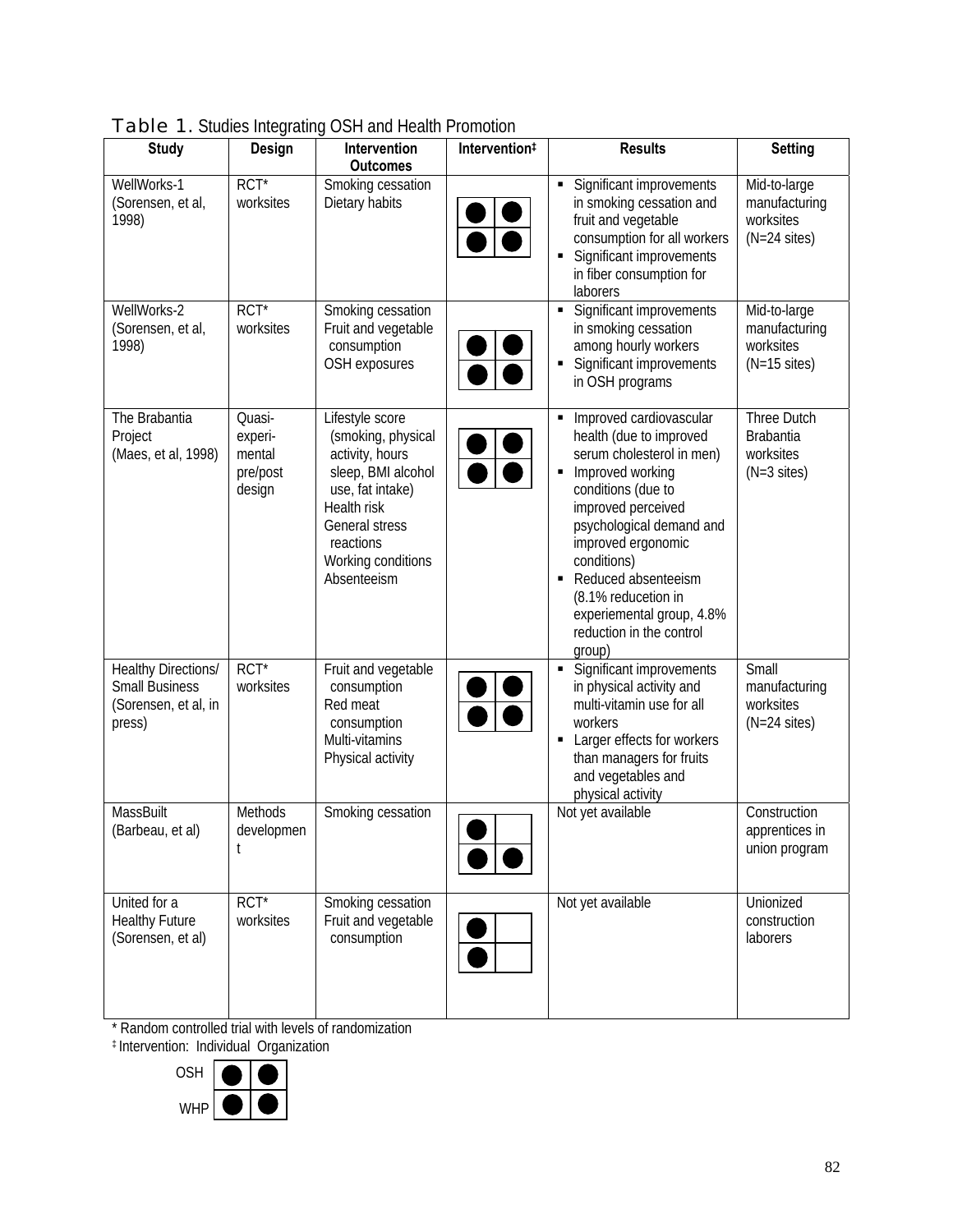Table 1. Studies Integrating OSH and Health Promotion

| Study | Design | Intervention Outcomes | Intervention‡ | Results | Setting |
|---|---|---|---|---|---|
| WellWorks-1 (Sorensen, et al, 1998) | RCT* worksites | Smoking cessation<br>Dietary habits | ●● / ●● | ▪ Significant improvements in smoking cessation and fruit and vegetable consumption for all workers<br>▪ Significant improvements in fiber consumption for laborers | Mid-to-large manufacturing worksites (N=24 sites) |
| WellWorks-2 (Sorensen, et al, 1998) | RCT* worksites | Smoking cessation<br>Fruit and vegetable consumption<br>OSH exposures | ●● / ●● | ▪ Significant improvements in smoking cessation among hourly workers<br>▪ Significant improvements in OSH programs | Mid-to-large manufacturing worksites (N=15 sites) |
| The Brabantia Project (Maes, et al, 1998) | Quasi-experimental pre/post design | Lifestyle score (smoking, physical activity, hours sleep, BMI alcohol use, fat intake)<br>Health risk<br>General stress reactions<br>Working conditions<br>Absenteeism | ●● / ●● | ▪ Improved cardiovascular health (due to improved serum cholesterol in men)<br>▪ Improved working conditions (due to improved perceived psychological demand and improved ergonomic conditions)<br>▪ Reduced absenteeism (8.1% reducetion in experiemental group, 4.8% reduction in the control group) | Three Dutch Brabantia worksites (N=3 sites) |
| Healthy Directions/ Small Business (Sorensen, et al, in press) | RCT* worksites | Fruit and vegetable consumption<br>Red meat consumption<br>Multi-vitamins<br>Physical activity | ●● / ●● | ▪ Significant improvements in physical activity and multi-vitamin use for all workers<br>▪ Larger effects for workers than managers for fruits and vegetables and physical activity | Small manufacturing worksites (N=24 sites) |
| MassBuilt (Barbeau, et al) | Methods development | Smoking cessation | ● / ●● | Not yet available | Construction apprentices in union program |
| United for a Healthy Future (Sorensen, et al) | RCT* worksites | Smoking cessation<br>Fruit and vegetable consumption | ● / ● | Not yet available | Unionized construction laborers |

\* Random controlled trial with levels of randomization

‡ Intervention: Individual Organization

| | Individual | Organization |
|---|---|---|
| OSH | ● | ● |
| WHP | ● | ● |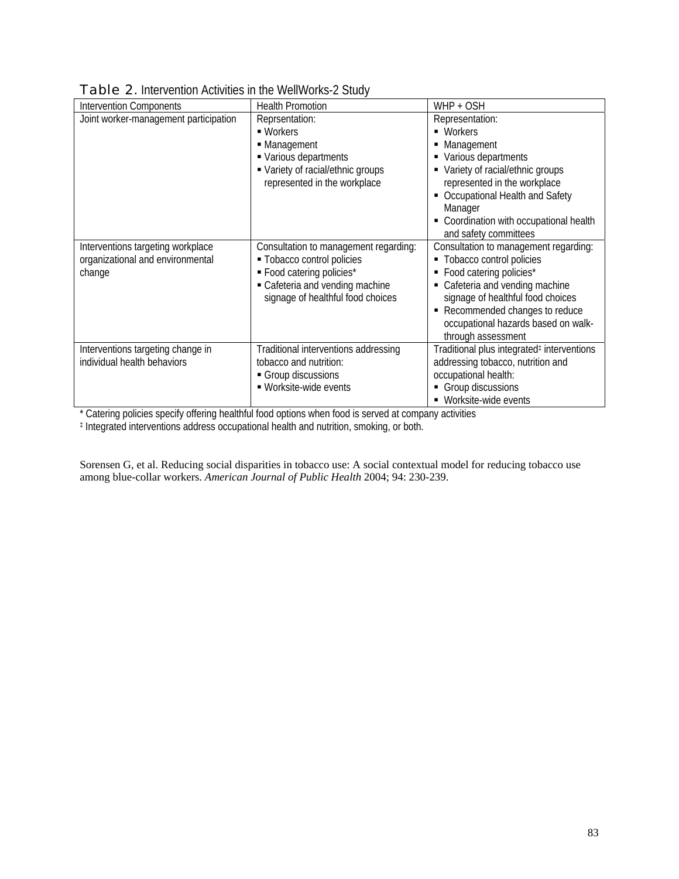**Table 2.** Intervention Activities in the WellWorks-2 Study

| Intervention Components | Health Promotion | WHP + OSH |
|---|---|---|
| Joint worker-management participation | Reprsentation:<br>▪ Workers<br>▪ Management<br>▪ Various departments<br>▪ Variety of racial/ethnic groups represented in the workplace | Representation:<br>▪ Workers<br>▪ Management<br>▪ Various departments<br>▪ Variety of racial/ethnic groups represented in the workplace<br>▪ Occupational Health and Safety Manager<br>▪ Coordination with occupational health and safety committees |
| Interventions targeting workplace organizational and environmental change | Consultation to management regarding:<br>▪ Tobacco control policies<br>▪ Food catering policies*<br>▪ Cafeteria and vending machine signage of healthful food choices | Consultation to management regarding:<br>▪ Tobacco control policies<br>▪ Food catering policies*<br>▪ Cafeteria and vending machine signage of healthful food choices<br>▪ Recommended changes to reduce occupational hazards based on walk-through assessment |
| Interventions targeting change in individual health behaviors | Traditional interventions addressing tobacco and nutrition:<br>▪ Group discussions<br>▪ Worksite-wide events | Traditional plus integrated‡ interventions addressing tobacco, nutrition and occupational health:<br>▪ Group discussions<br>▪ Worksite-wide events |

\* Catering policies specify offering healthful food options when food is served at company activities

‡ Integrated interventions address occupational health and nutrition, smoking, or both.

Sorensen G, et al. Reducing social disparities in tobacco use: A social contextual model for reducing tobacco use among blue-collar workers. *American Journal of Public Health* 2004; 94: 230-239.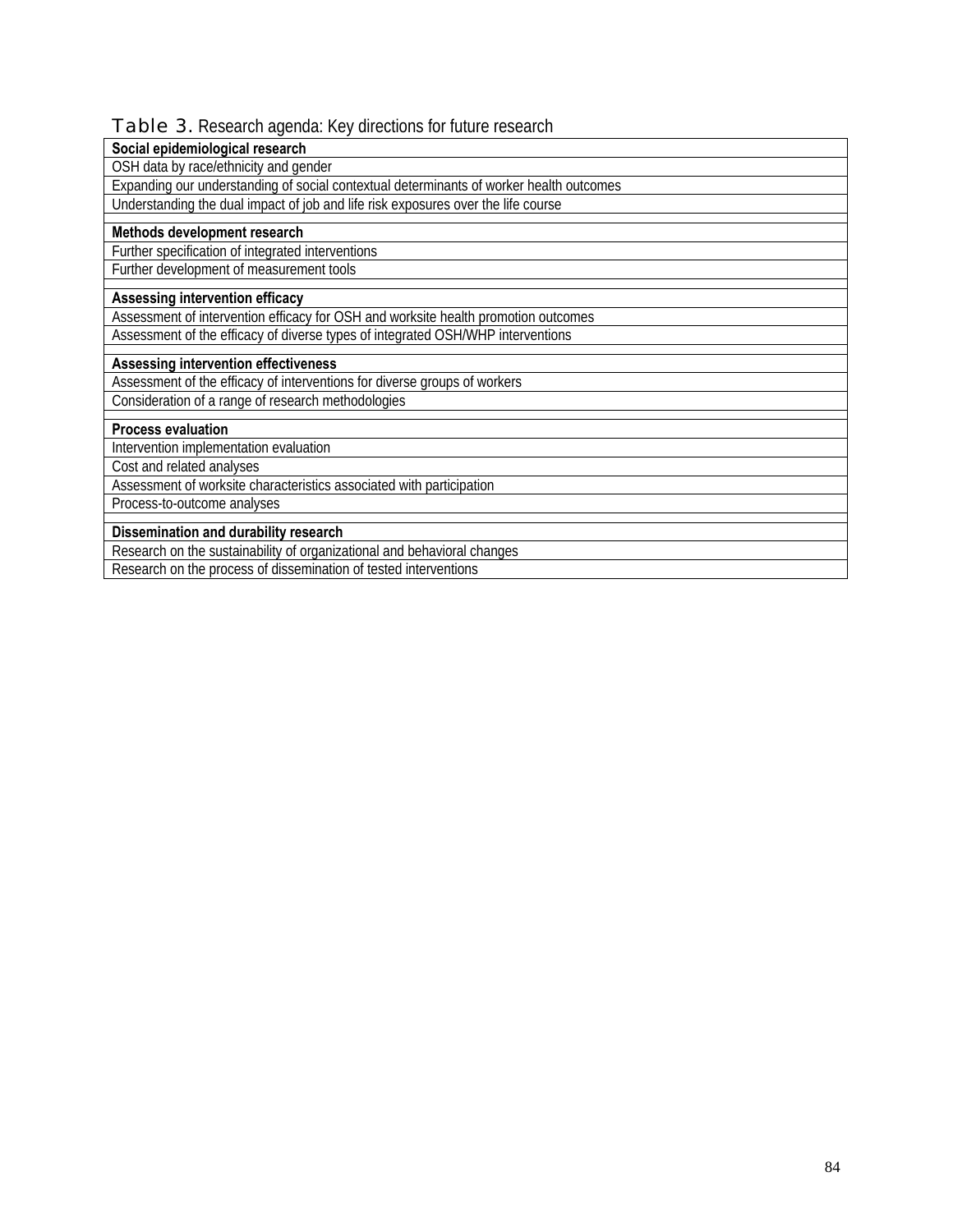**Table 3.** Research agenda: Key directions for future research

| |
|---|
| **Social epidemiological research** |
| OSH data by race/ethnicity and gender |
| Expanding our understanding of social contextual determinants of worker health outcomes |
| Understanding the dual impact of job and life risk exposures over the life course |
| |
| **Methods development research** |
| Further specification of integrated interventions |
| Further development of measurement tools |
| |
| **Assessing intervention efficacy** |
| Assessment of intervention efficacy for OSH and worksite health promotion outcomes |
| Assessment of the efficacy of diverse types of integrated OSH/WHP interventions |
| |
| **Assessing intervention effectiveness** |
| Assessment of the efficacy of interventions for diverse groups of workers |
| Consideration of a range of research methodologies |
| |
| **Process evaluation** |
| Intervention implementation evaluation |
| Cost and related analyses |
| Assessment of worksite characteristics associated with participation |
| Process-to-outcome analyses |
| |
| **Dissemination and durability research** |
| Research on the sustainability of organizational and behavioral changes |
| Research on the process of dissemination of tested interventions |